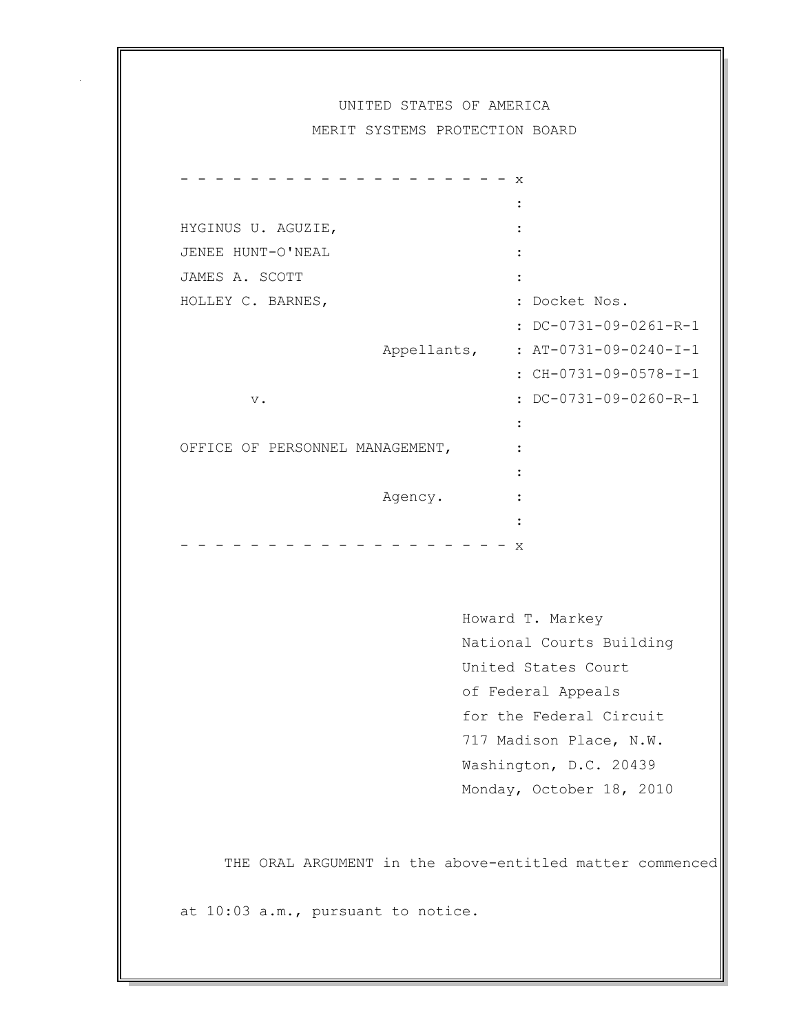UNITED STATES OF AMERICA

MERIT SYSTEMS PROTECTION BOARD

```
- - - - - - - - - - - - - - - - - - - - x
                                        :
HYGINUS U. AGUZIE,                      :
JENEE HUNT-O'NEAL                       :
JAMES A. SCOTT                          :
HOLLEY C. BARNES,                       : Docket Nos.
                                        : DC-0731-09-0261-R-1
                    Appellants,         : AT-0731-09-0240-I-1
                                        : CH-0731-09-0578-I-1
       v.                               : DC-0731-09-0260-R-1
                                        :
OFFICE OF PERSONNEL MANAGEMENT,         :
                                        :
                    Agency.             :
                                        :
- - - - - - - - - - - - - - - - - - - - x
```

Howard T. Markey
National Courts Building
United States Court
of Federal Appeals
for the Federal Circuit
717 Madison Place, N.W.
Washington, D.C. 20439
Monday, October 18, 2010

THE ORAL ARGUMENT in the above-entitled matter commenced at 10:03 a.m., pursuant to notice.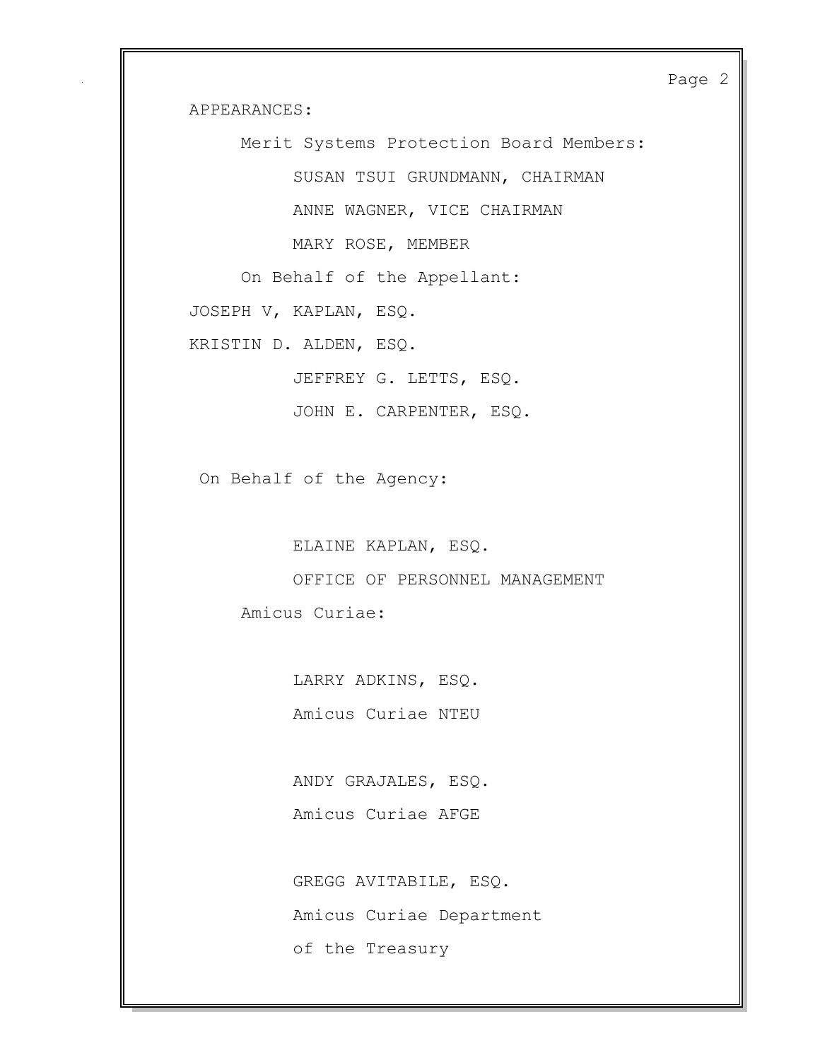APPEARANCES:

Merit Systems Protection Board Members:

SUSAN TSUI GRUNDMANN, CHAIRMAN

ANNE WAGNER, VICE CHAIRMAN

MARY ROSE, MEMBER

On Behalf of the Appellant:

JOSEPH V, KAPLAN, ESQ.

KRISTIN D. ALDEN, ESQ.

JEFFREY G. LETTS, ESQ.

JOHN E. CARPENTER, ESQ.

On Behalf of the Agency:

ELAINE KAPLAN, ESQ.

OFFICE OF PERSONNEL MANAGEMENT

Amicus Curiae:

LARRY ADKINS, ESQ.

Amicus Curiae NTEU

ANDY GRAJALES, ESQ.

Amicus Curiae AFGE

GREGG AVITABILE, ESQ.

Amicus Curiae Department of the Treasury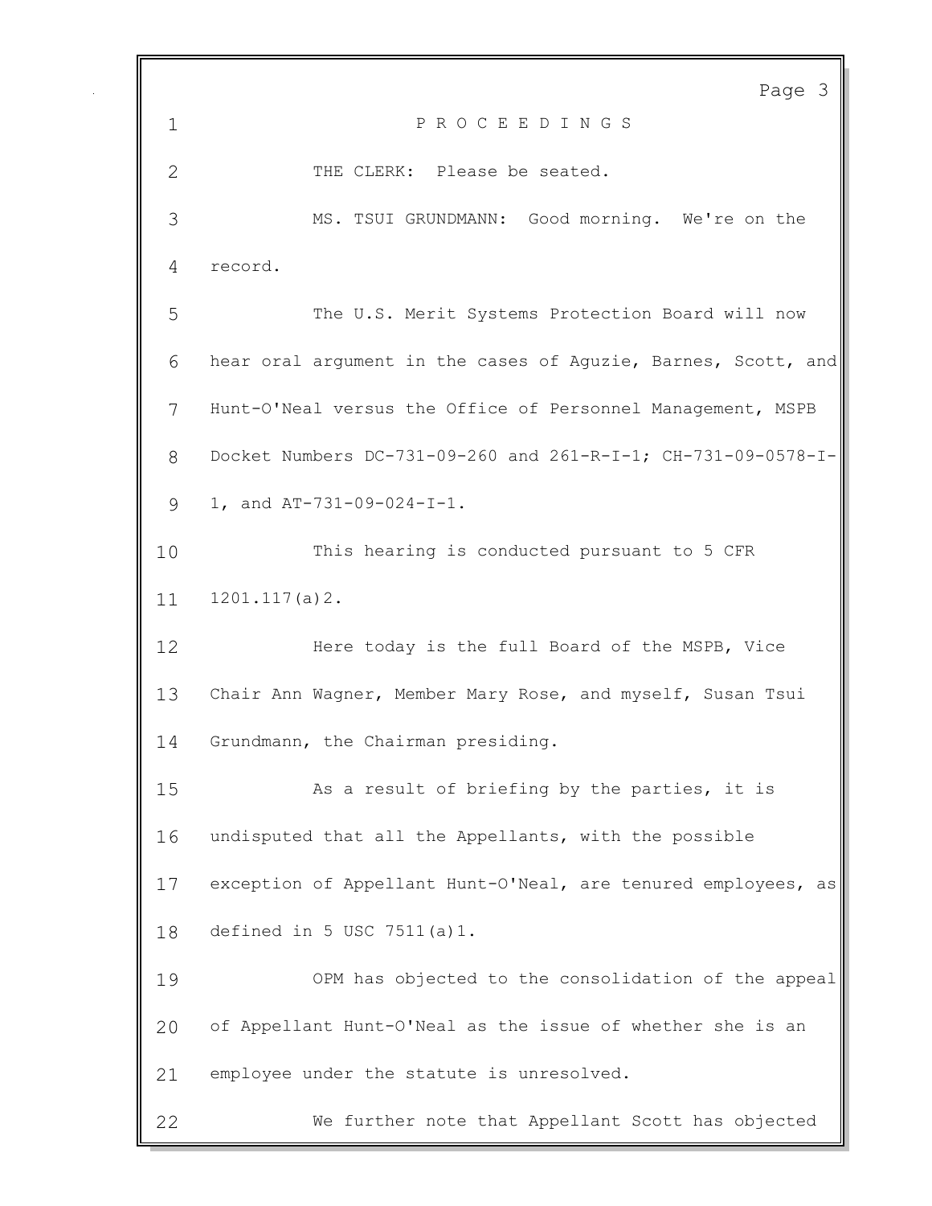P R O C E E D I N G S

THE CLERK: Please be seated.

MS. TSUI GRUNDMANN: Good morning. We're on the record.

The U.S. Merit Systems Protection Board will now hear oral argument in the cases of Aguzie, Barnes, Scott, and Hunt-O'Neal versus the Office of Personnel Management, MSPB Docket Numbers DC-731-09-260 and 261-R-I-1; CH-731-09-0578-I-1, and AT-731-09-024-I-1.

This hearing is conducted pursuant to 5 CFR 1201.117(a)2.

Here today is the full Board of the MSPB, Vice Chair Ann Wagner, Member Mary Rose, and myself, Susan Tsui Grundmann, the Chairman presiding.

As a result of briefing by the parties, it is undisputed that all the Appellants, with the possible exception of Appellant Hunt-O'Neal, are tenured employees, as defined in 5 USC 7511(a)1.

OPM has objected to the consolidation of the appeal of Appellant Hunt-O'Neal as the issue of whether she is an employee under the statute is unresolved.

We further note that Appellant Scott has objected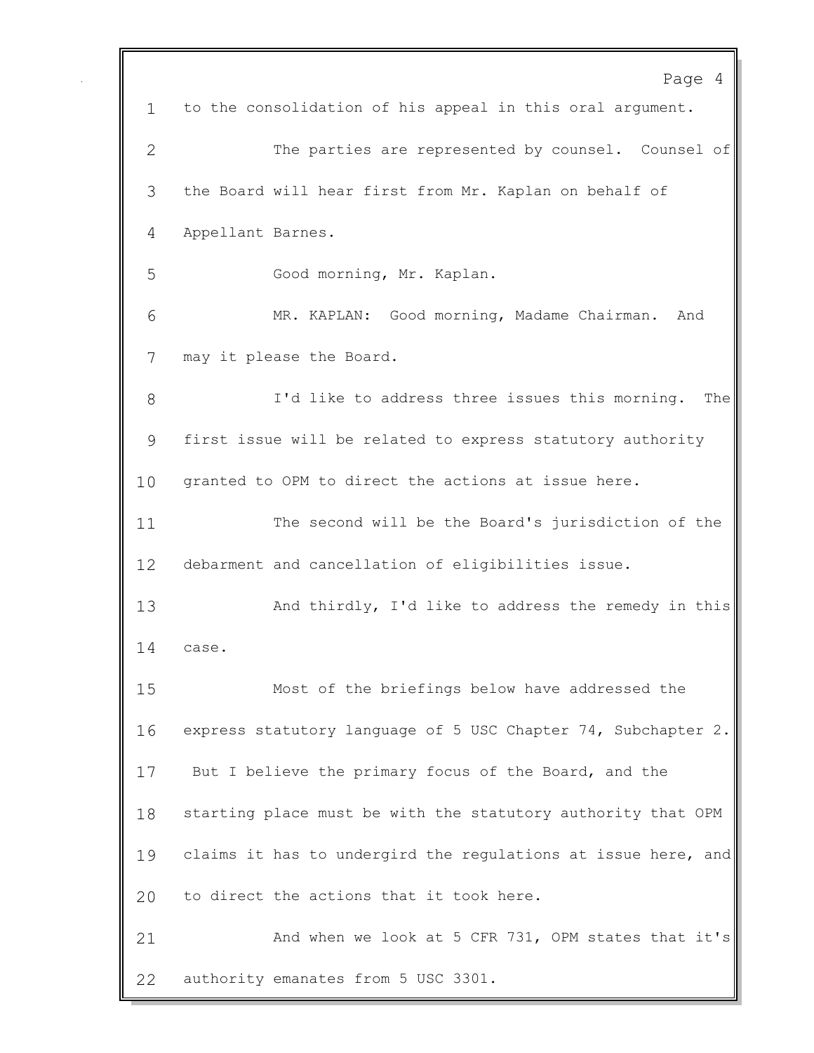to the consolidation of his appeal in this oral argument.

The parties are represented by counsel. Counsel of the Board will hear first from Mr. Kaplan on behalf of Appellant Barnes.

Good morning, Mr. Kaplan.

MR. KAPLAN: Good morning, Madame Chairman. And may it please the Board.

I'd like to address three issues this morning. The first issue will be related to express statutory authority granted to OPM to direct the actions at issue here.

The second will be the Board's jurisdiction of the debarment and cancellation of eligibilities issue.

And thirdly, I'd like to address the remedy in this case.

Most of the briefings below have addressed the express statutory language of 5 USC Chapter 74, Subchapter 2. But I believe the primary focus of the Board, and the starting place must be with the statutory authority that OPM claims it has to undergird the regulations at issue here, and to direct the actions that it took here.

And when we look at 5 CFR 731, OPM states that it's authority emanates from 5 USC 3301.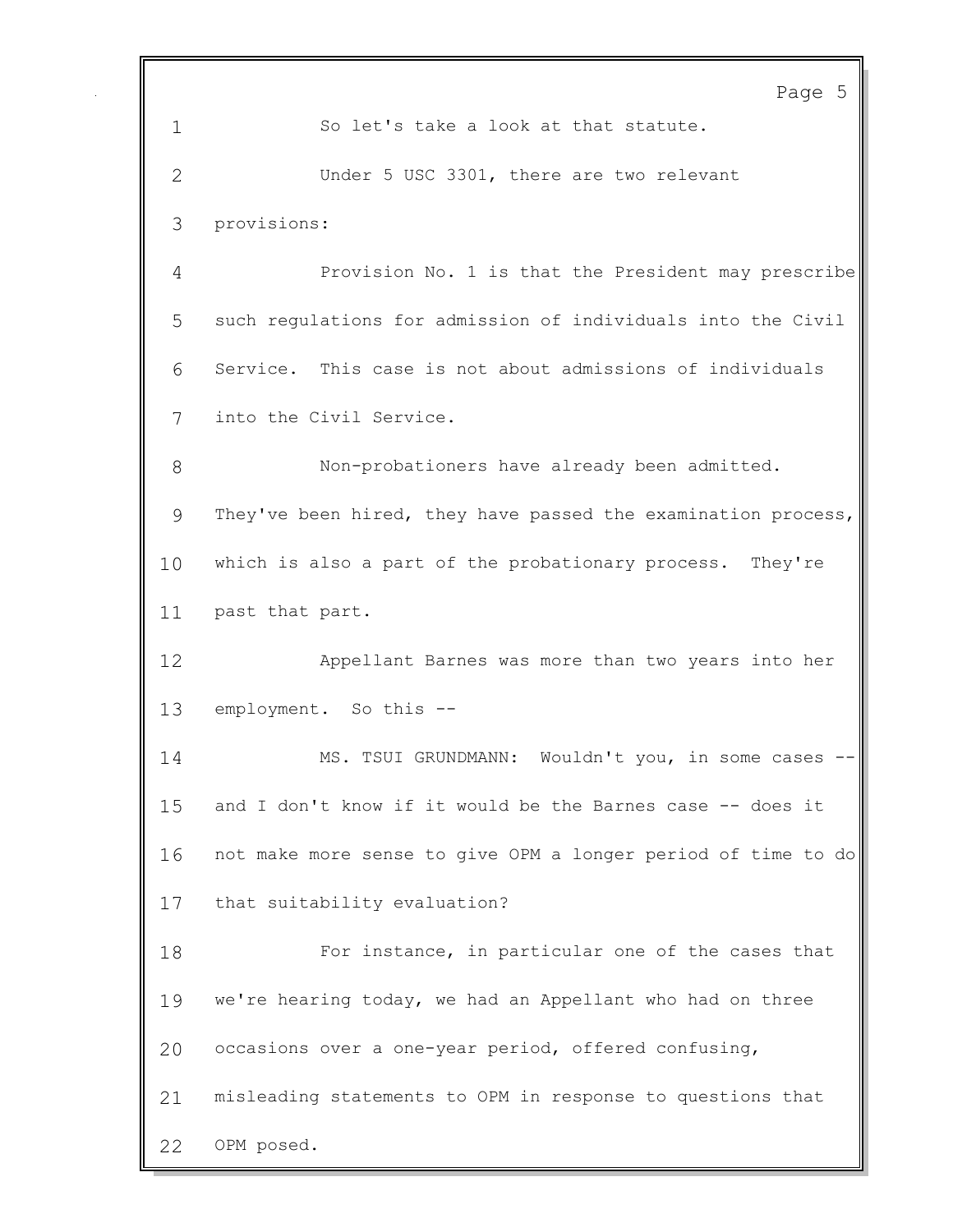So let's take a look at that statute.

Under 5 USC 3301, there are two relevant provisions:

Provision No. 1 is that the President may prescribe such regulations for admission of individuals into the Civil Service. This case is not about admissions of individuals into the Civil Service.

Non-probationers have already been admitted. They've been hired, they have passed the examination process, which is also a part of the probationary process. They're past that part.

Appellant Barnes was more than two years into her employment. So this --

MS. TSUI GRUNDMANN: Wouldn't you, in some cases -- and I don't know if it would be the Barnes case -- does it not make more sense to give OPM a longer period of time to do that suitability evaluation?

For instance, in particular one of the cases that we're hearing today, we had an Appellant who had on three occasions over a one-year period, offered confusing, misleading statements to OPM in response to questions that OPM posed.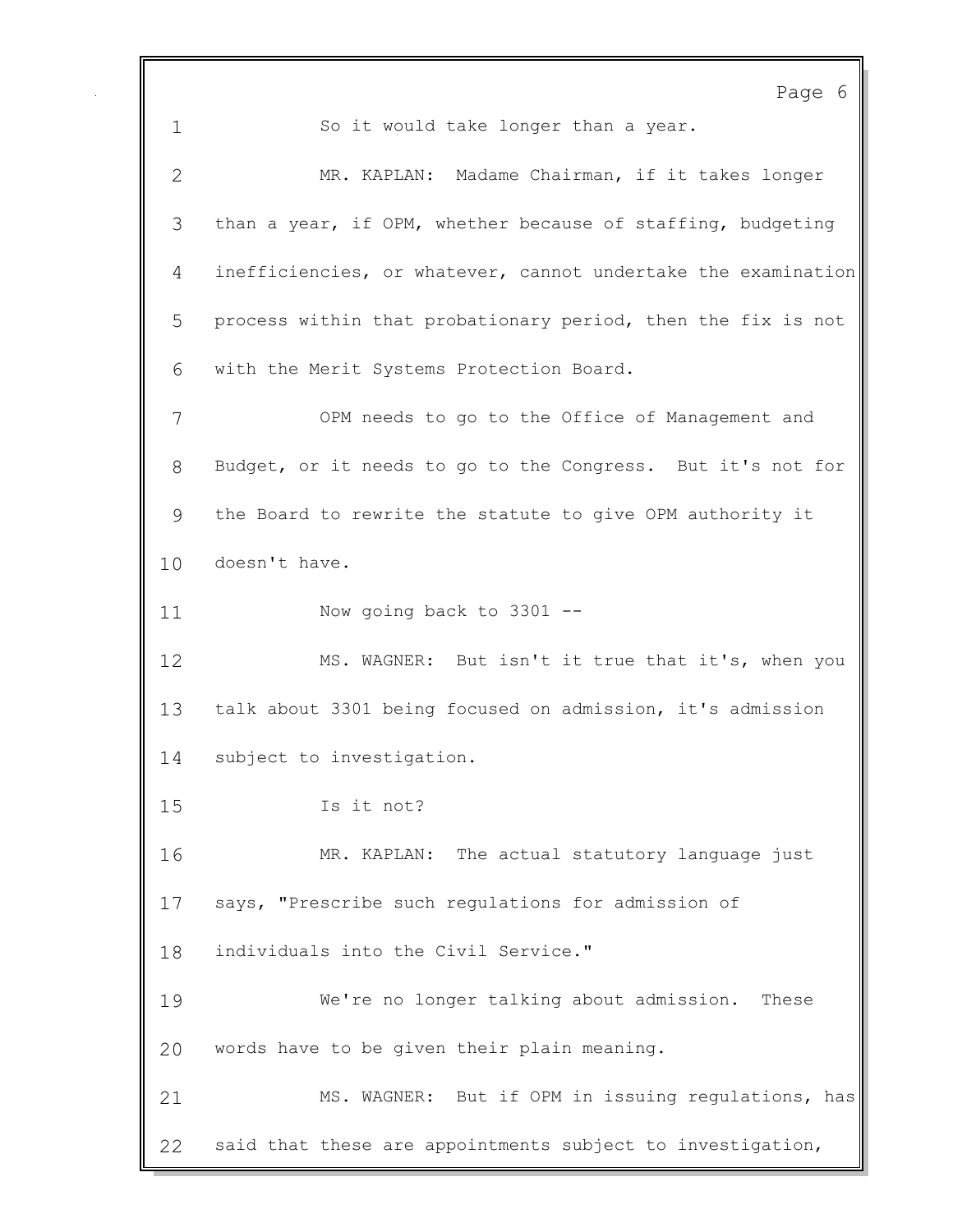So it would take longer than a year.

MR. KAPLAN: Madame Chairman, if it takes longer than a year, if OPM, whether because of staffing, budgeting inefficiencies, or whatever, cannot undertake the examination process within that probationary period, then the fix is not with the Merit Systems Protection Board.

OPM needs to go to the Office of Management and Budget, or it needs to go to the Congress. But it's not for the Board to rewrite the statute to give OPM authority it doesn't have.

Now going back to 3301 --

MS. WAGNER: But isn't it true that it's, when you talk about 3301 being focused on admission, it's admission subject to investigation.

Is it not?

MR. KAPLAN: The actual statutory language just says, "Prescribe such regulations for admission of individuals into the Civil Service."

We're no longer talking about admission. These words have to be given their plain meaning.

MS. WAGNER: But if OPM in issuing regulations, has said that these are appointments subject to investigation,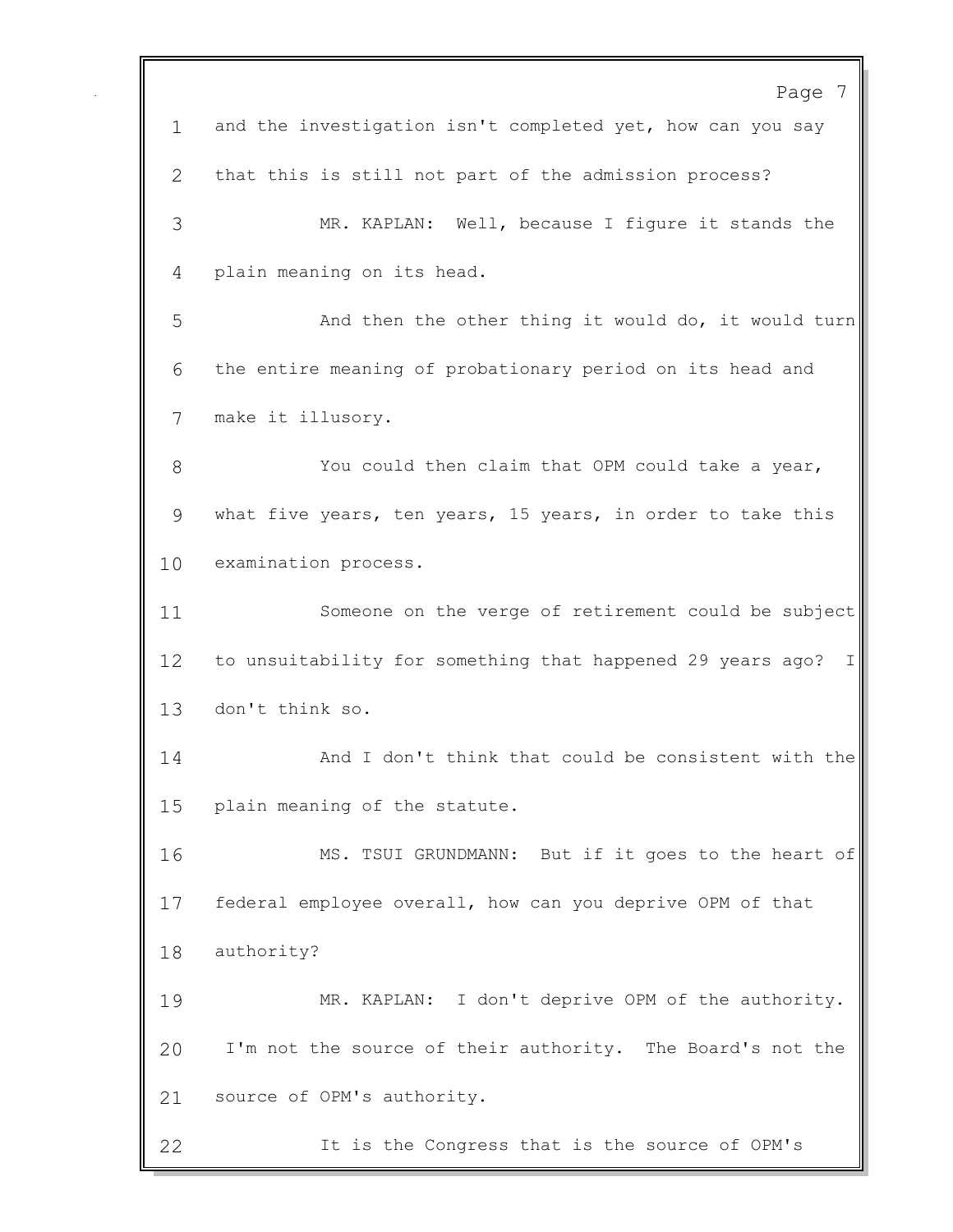1 and the investigation isn't completed yet, how can you say

2 that this is still not part of the admission process?

3 MR. KAPLAN: Well, because I figure it stands the

4 plain meaning on its head.

5 And then the other thing it would do, it would turn

6 the entire meaning of probationary period on its head and

7 make it illusory.

8 You could then claim that OPM could take a year,

9 what five years, ten years, 15 years, in order to take this

10 examination process.

11 Someone on the verge of retirement could be subject

12 to unsuitability for something that happened 29 years ago? I

13 don't think so.

14 And I don't think that could be consistent with the

15 plain meaning of the statute.

16 MS. TSUI GRUNDMANN: But if it goes to the heart of

17 federal employee overall, how can you deprive OPM of that

18 authority?

19 MR. KAPLAN: I don't deprive OPM of the authority.

20 I'm not the source of their authority. The Board's not the

21 source of OPM's authority.

22 It is the Congress that is the source of OPM's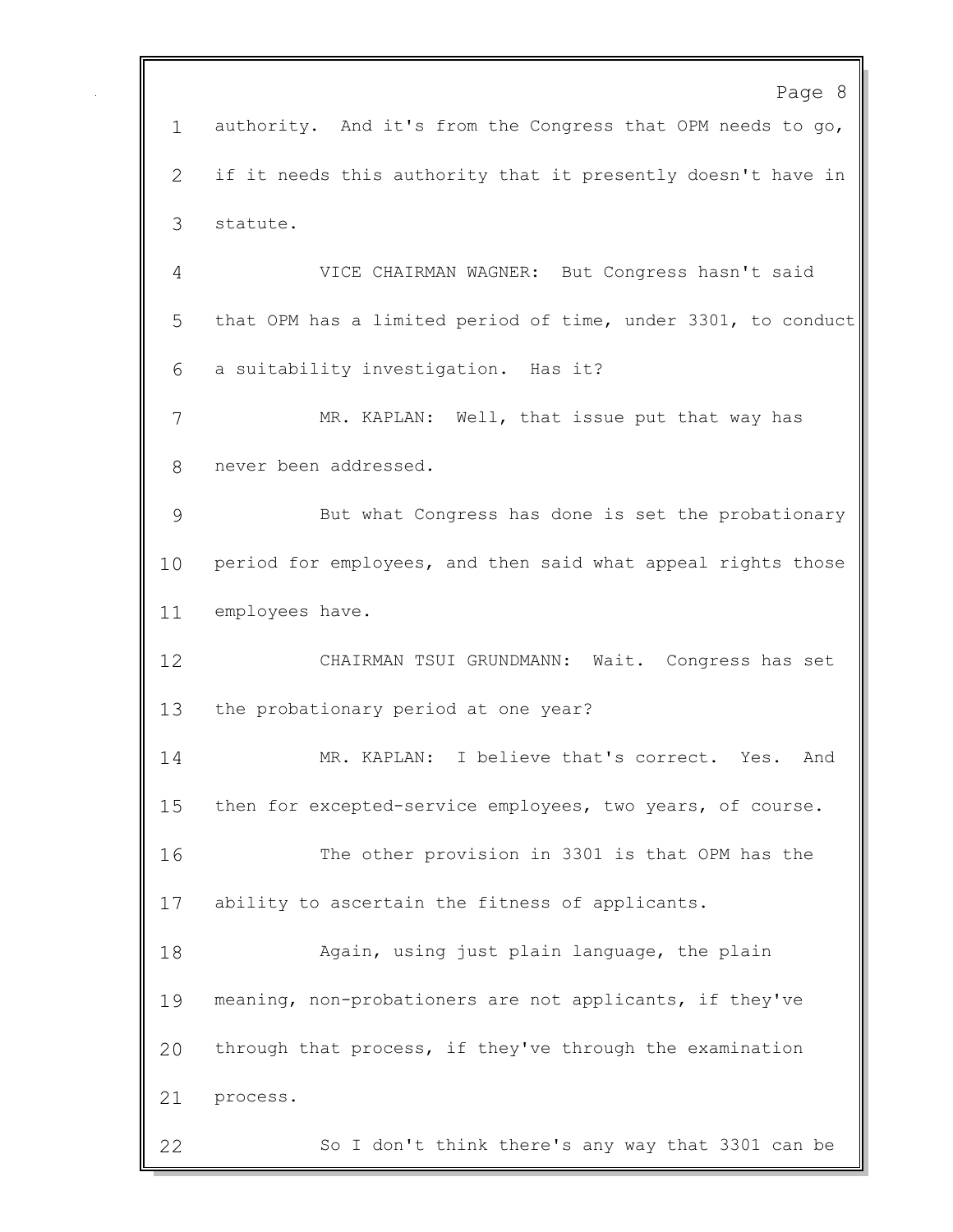authority. And it's from the Congress that OPM needs to go, if it needs this authority that it presently doesn't have in statute.

VICE CHAIRMAN WAGNER: But Congress hasn't said that OPM has a limited period of time, under 3301, to conduct a suitability investigation. Has it?

MR. KAPLAN: Well, that issue put that way has never been addressed.

But what Congress has done is set the probationary period for employees, and then said what appeal rights those employees have.

CHAIRMAN TSUI GRUNDMANN: Wait. Congress has set the probationary period at one year?

MR. KAPLAN: I believe that's correct. Yes. And then for excepted-service employees, two years, of course.

The other provision in 3301 is that OPM has the ability to ascertain the fitness of applicants.

Again, using just plain language, the plain meaning, non-probationers are not applicants, if they've through that process, if they've through the examination process.

So I don't think there's any way that 3301 can be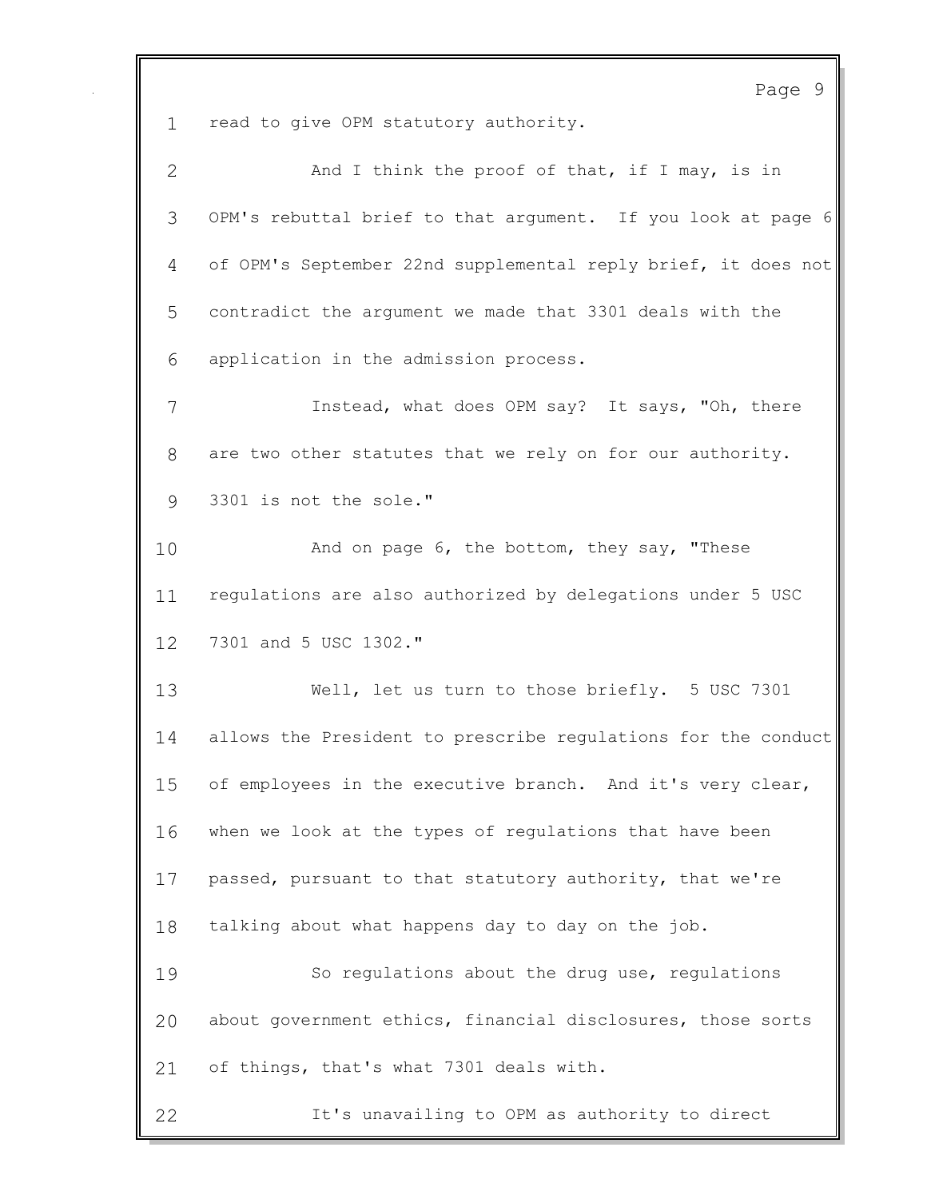read to give OPM statutory authority.

And I think the proof of that, if I may, is in OPM's rebuttal brief to that argument. If you look at page 6 of OPM's September 22nd supplemental reply brief, it does not contradict the argument we made that 3301 deals with the application in the admission process.

Instead, what does OPM say? It says, "Oh, there are two other statutes that we rely on for our authority. 3301 is not the sole."

And on page 6, the bottom, they say, "These regulations are also authorized by delegations under 5 USC 7301 and 5 USC 1302."

Well, let us turn to those briefly. 5 USC 7301 allows the President to prescribe regulations for the conduct of employees in the executive branch. And it's very clear, when we look at the types of regulations that have been passed, pursuant to that statutory authority, that we're talking about what happens day to day on the job.

So regulations about the drug use, regulations about government ethics, financial disclosures, those sorts of things, that's what 7301 deals with.

It's unavailing to OPM as authority to direct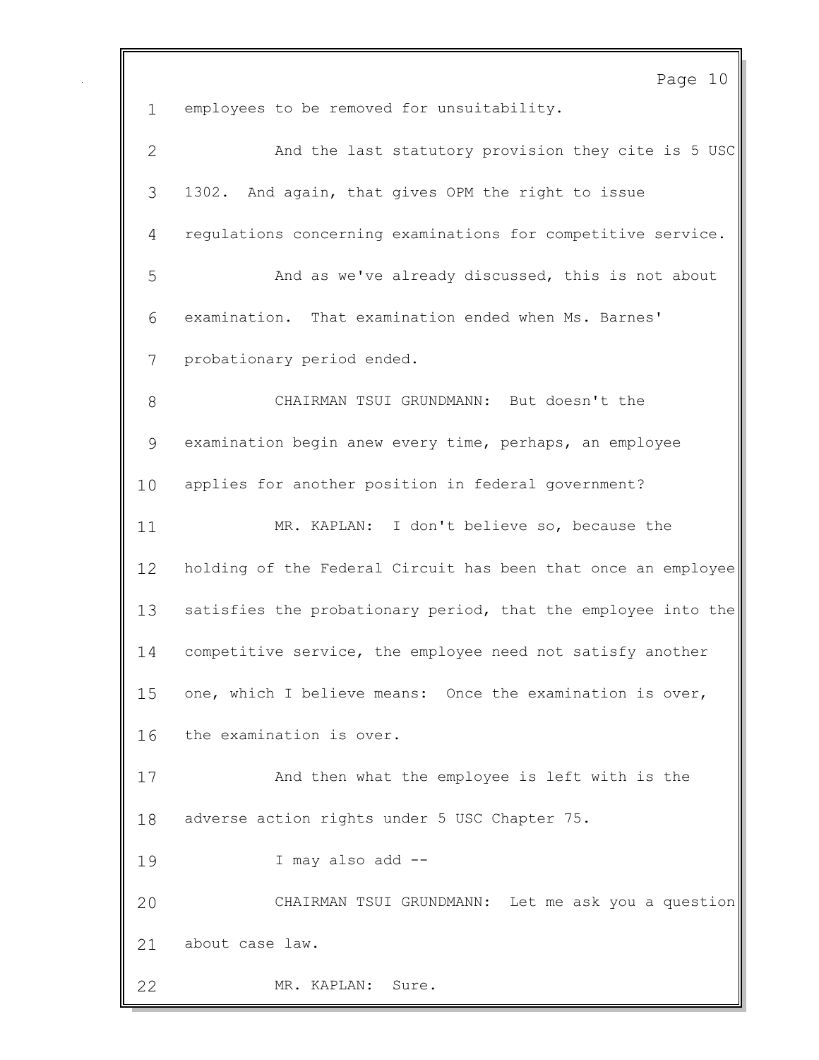employees to be removed for unsuitability.

And the last statutory provision they cite is 5 USC 1302. And again, that gives OPM the right to issue regulations concerning examinations for competitive service.

And as we've already discussed, this is not about examination. That examination ended when Ms. Barnes' probationary period ended.

CHAIRMAN TSUI GRUNDMANN: But doesn't the examination begin anew every time, perhaps, an employee applies for another position in federal government?

MR. KAPLAN: I don't believe so, because the holding of the Federal Circuit has been that once an employee satisfies the probationary period, that the employee into the competitive service, the employee need not satisfy another one, which I believe means: Once the examination is over, the examination is over.

And then what the employee is left with is the adverse action rights under 5 USC Chapter 75.

I may also add --

CHAIRMAN TSUI GRUNDMANN: Let me ask you a question about case law.

MR. KAPLAN: Sure.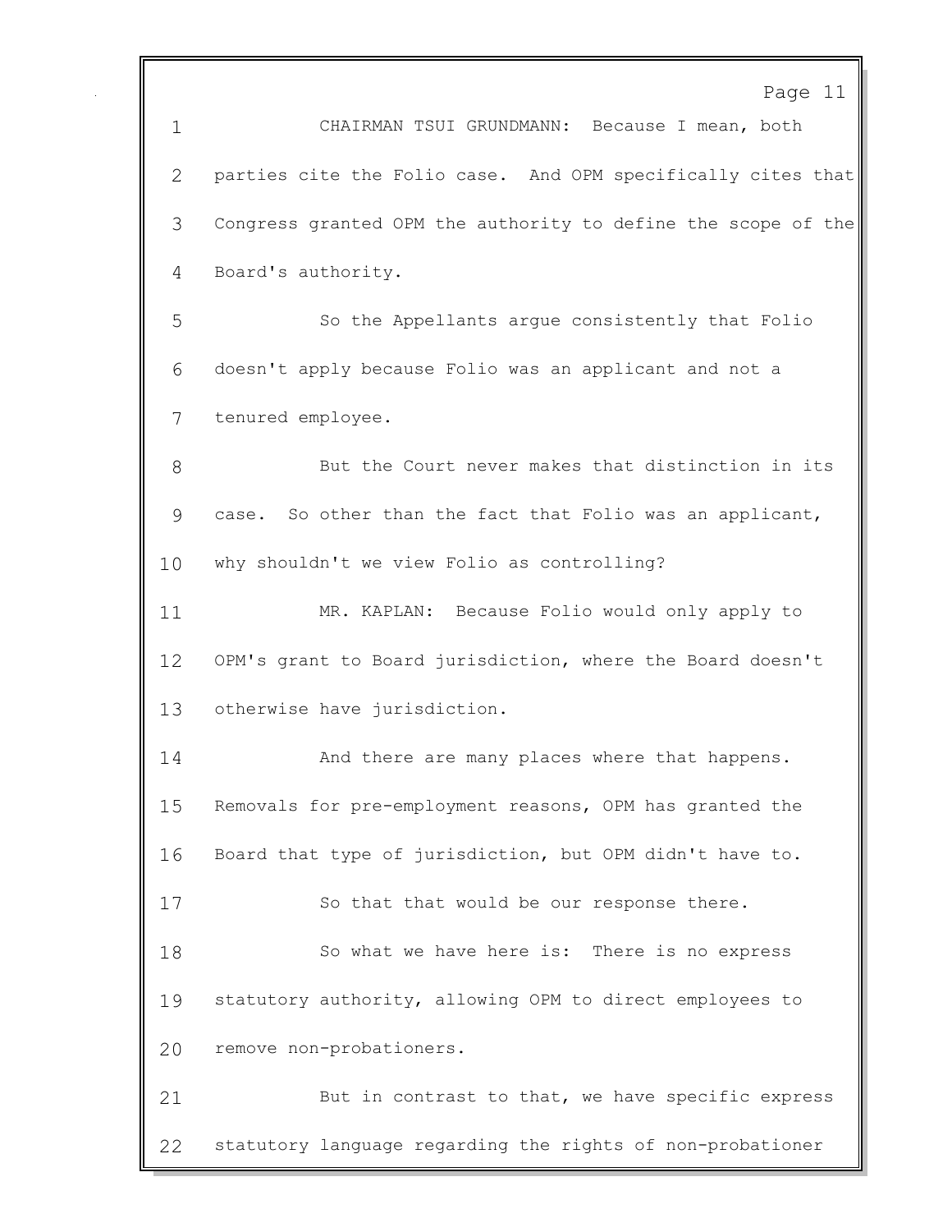CHAIRMAN TSUI GRUNDMANN: Because I mean, both parties cite the Folio case. And OPM specifically cites that Congress granted OPM the authority to define the scope of the Board's authority.

So the Appellants argue consistently that Folio doesn't apply because Folio was an applicant and not a tenured employee.

But the Court never makes that distinction in its case. So other than the fact that Folio was an applicant, why shouldn't we view Folio as controlling?

MR. KAPLAN: Because Folio would only apply to OPM's grant to Board jurisdiction, where the Board doesn't otherwise have jurisdiction.

And there are many places where that happens. Removals for pre-employment reasons, OPM has granted the Board that type of jurisdiction, but OPM didn't have to.

So that that would be our response there.

So what we have here is: There is no express statutory authority, allowing OPM to direct employees to remove non-probationers.

But in contrast to that, we have specific express statutory language regarding the rights of non-probationer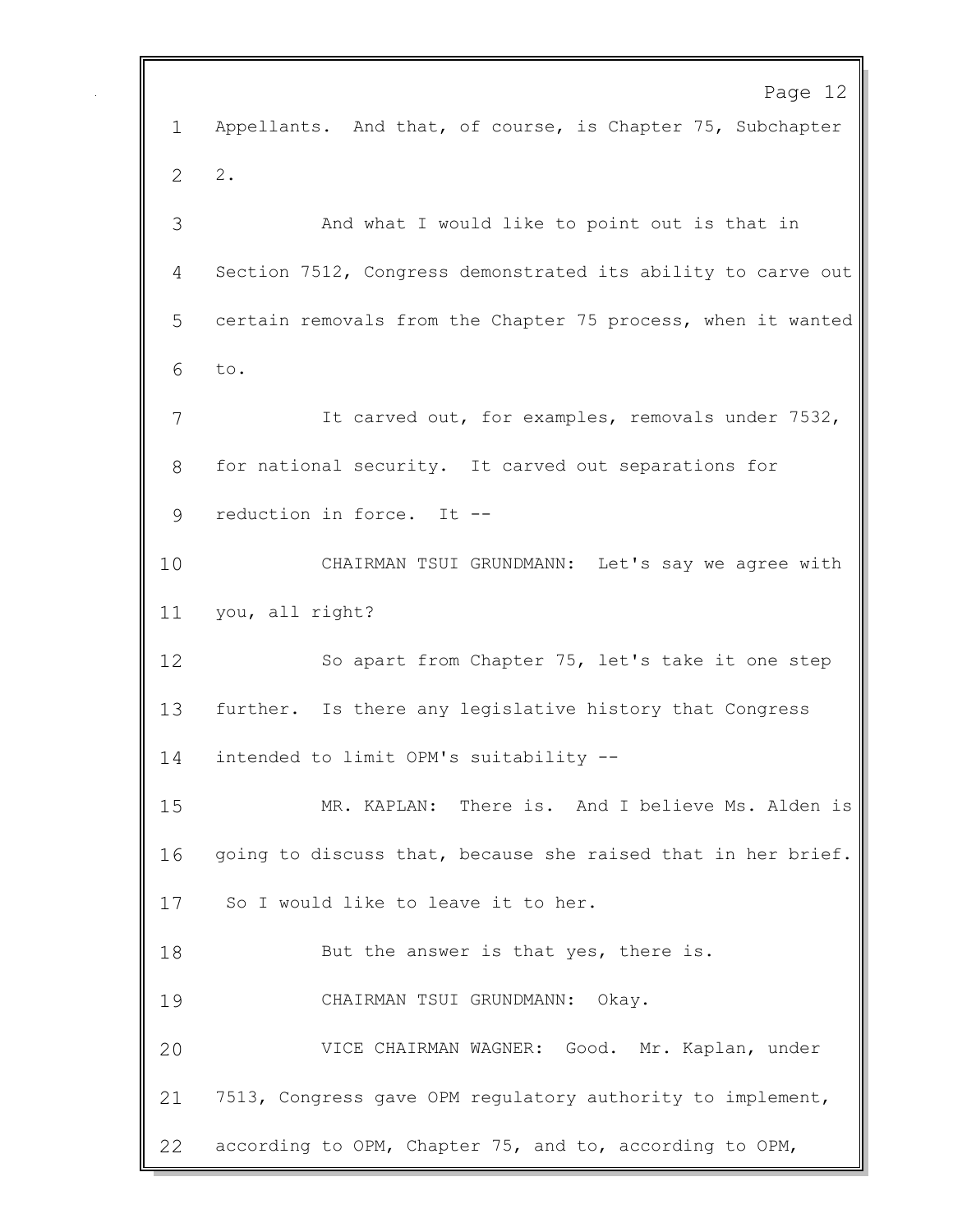Appellants. And that, of course, is Chapter 75, Subchapter 2.

And what I would like to point out is that in Section 7512, Congress demonstrated its ability to carve out certain removals from the Chapter 75 process, when it wanted to.

It carved out, for examples, removals under 7532, for national security. It carved out separations for reduction in force. It --

CHAIRMAN TSUI GRUNDMANN: Let's say we agree with you, all right?

So apart from Chapter 75, let's take it one step further. Is there any legislative history that Congress intended to limit OPM's suitability --

MR. KAPLAN: There is. And I believe Ms. Alden is going to discuss that, because she raised that in her brief. So I would like to leave it to her.

But the answer is that yes, there is.

CHAIRMAN TSUI GRUNDMANN: Okay.

VICE CHAIRMAN WAGNER: Good. Mr. Kaplan, under 7513, Congress gave OPM regulatory authority to implement, according to OPM, Chapter 75, and to, according to OPM,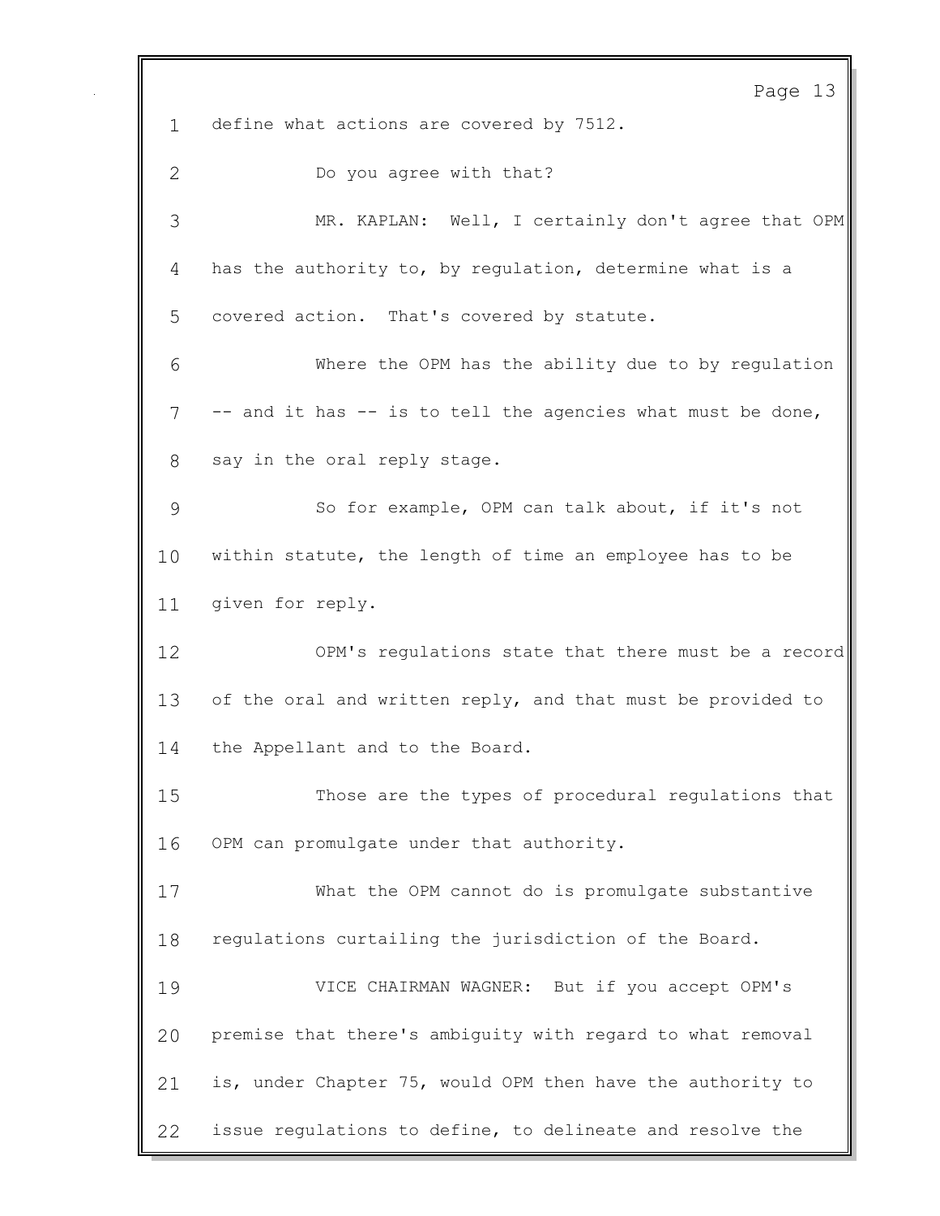define what actions are covered by 7512.

Do you agree with that?

MR. KAPLAN: Well, I certainly don't agree that OPM has the authority to, by regulation, determine what is a covered action. That's covered by statute.

Where the OPM has the ability due to by regulation -- and it has -- is to tell the agencies what must be done, say in the oral reply stage.

So for example, OPM can talk about, if it's not within statute, the length of time an employee has to be given for reply.

OPM's regulations state that there must be a record of the oral and written reply, and that must be provided to the Appellant and to the Board.

Those are the types of procedural regulations that OPM can promulgate under that authority.

What the OPM cannot do is promulgate substantive regulations curtailing the jurisdiction of the Board.

VICE CHAIRMAN WAGNER: But if you accept OPM's premise that there's ambiguity with regard to what removal is, under Chapter 75, would OPM then have the authority to issue regulations to define, to delineate and resolve the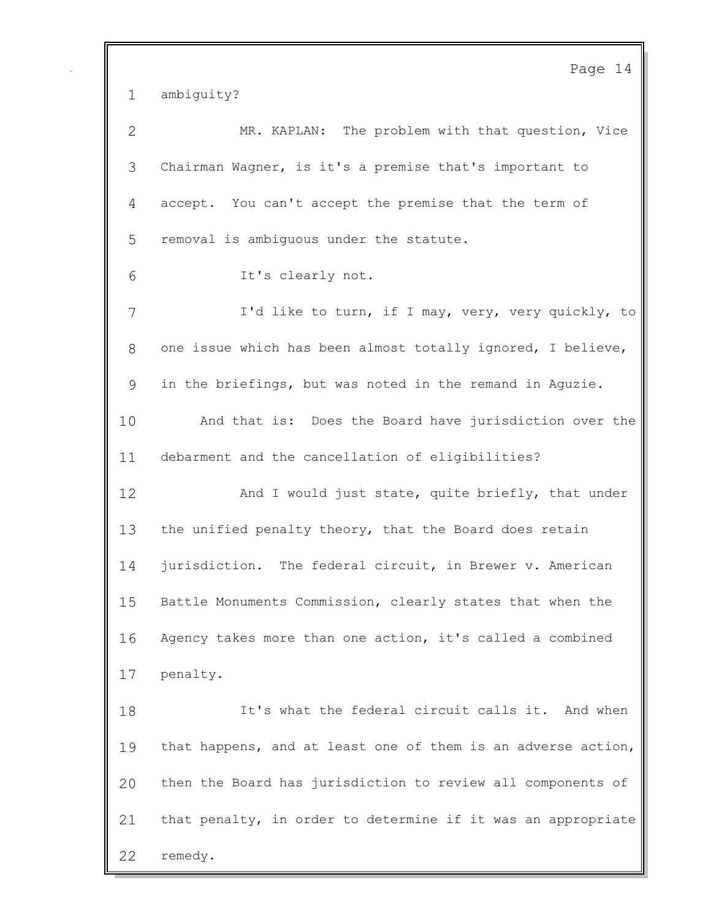ambiguity?

MR. KAPLAN: The problem with that question, Vice Chairman Wagner, is it's a premise that's important to accept. You can't accept the premise that the term of removal is ambiguous under the statute.

It's clearly not.

I'd like to turn, if I may, very, very quickly, to one issue which has been almost totally ignored, I believe, in the briefings, but was noted in the remand in Aguzie.

And that is: Does the Board have jurisdiction over the debarment and the cancellation of eligibilities?

And I would just state, quite briefly, that under the unified penalty theory, that the Board does retain jurisdiction. The federal circuit, in Brewer v. American Battle Monuments Commission, clearly states that when the Agency takes more than one action, it's called a combined penalty.

It's what the federal circuit calls it. And when that happens, and at least one of them is an adverse action, then the Board has jurisdiction to review all components of that penalty, in order to determine if it was an appropriate remedy.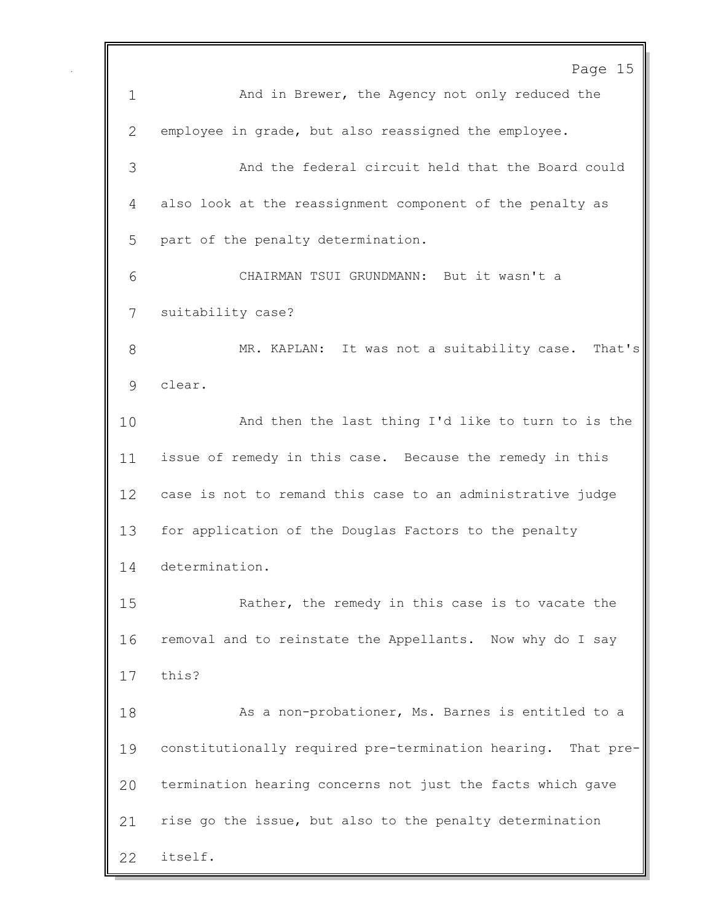And in Brewer, the Agency not only reduced the employee in grade, but also reassigned the employee.

And the federal circuit held that the Board could also look at the reassignment component of the penalty as part of the penalty determination.

CHAIRMAN TSUI GRUNDMANN: But it wasn't a suitability case?

MR. KAPLAN: It was not a suitability case. That's clear.

And then the last thing I'd like to turn to is the issue of remedy in this case. Because the remedy in this case is not to remand this case to an administrative judge for application of the Douglas Factors to the penalty determination.

Rather, the remedy in this case is to vacate the removal and to reinstate the Appellants. Now why do I say this?

As a non-probationer, Ms. Barnes is entitled to a constitutionally required pre-termination hearing. That pre-termination hearing concerns not just the facts which gave rise go the issue, but also to the penalty determination itself.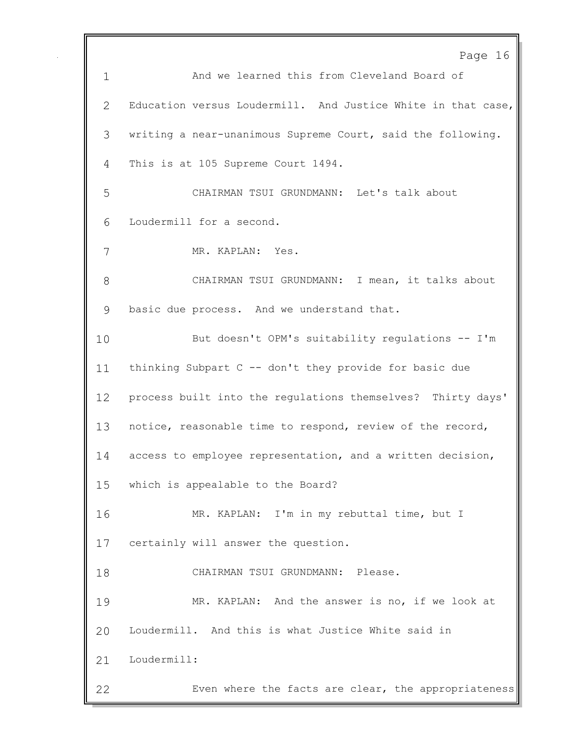And we learned this from Cleveland Board of Education versus Loudermill. And Justice White in that case, writing a near-unanimous Supreme Court, said the following. This is at 105 Supreme Court 1494.

CHAIRMAN TSUI GRUNDMANN: Let's talk about Loudermill for a second.

MR. KAPLAN: Yes.

CHAIRMAN TSUI GRUNDMANN: I mean, it talks about basic due process. And we understand that.

But doesn't OPM's suitability regulations -- I'm thinking Subpart C -- don't they provide for basic due process built into the regulations themselves? Thirty days' notice, reasonable time to respond, review of the record, access to employee representation, and a written decision, which is appealable to the Board?

MR. KAPLAN: I'm in my rebuttal time, but I certainly will answer the question.

CHAIRMAN TSUI GRUNDMANN: Please.

MR. KAPLAN: And the answer is no, if we look at Loudermill. And this is what Justice White said in Loudermill:

Even where the facts are clear, the appropriateness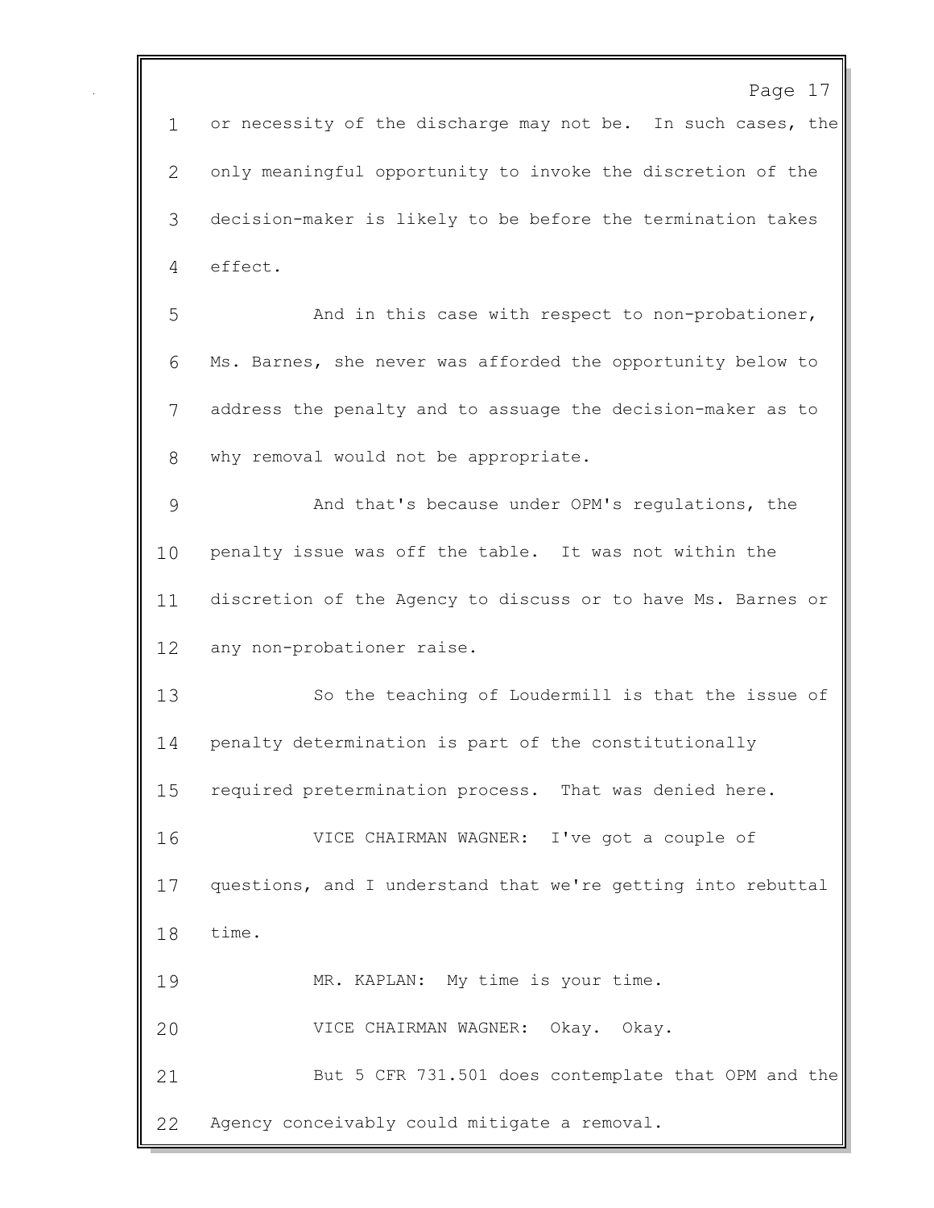or necessity of the discharge may not be. In such cases, the only meaningful opportunity to invoke the discretion of the decision-maker is likely to be before the termination takes effect.

And in this case with respect to non-probationer, Ms. Barnes, she never was afforded the opportunity below to address the penalty and to assuage the decision-maker as to why removal would not be appropriate.

And that's because under OPM's regulations, the penalty issue was off the table. It was not within the discretion of the Agency to discuss or to have Ms. Barnes or any non-probationer raise.

So the teaching of Loudermill is that the issue of penalty determination is part of the constitutionally required pretermination process. That was denied here.

VICE CHAIRMAN WAGNER: I've got a couple of questions, and I understand that we're getting into rebuttal time.

MR. KAPLAN: My time is your time.

VICE CHAIRMAN WAGNER: Okay. Okay.

But 5 CFR 731.501 does contemplate that OPM and the Agency conceivably could mitigate a removal.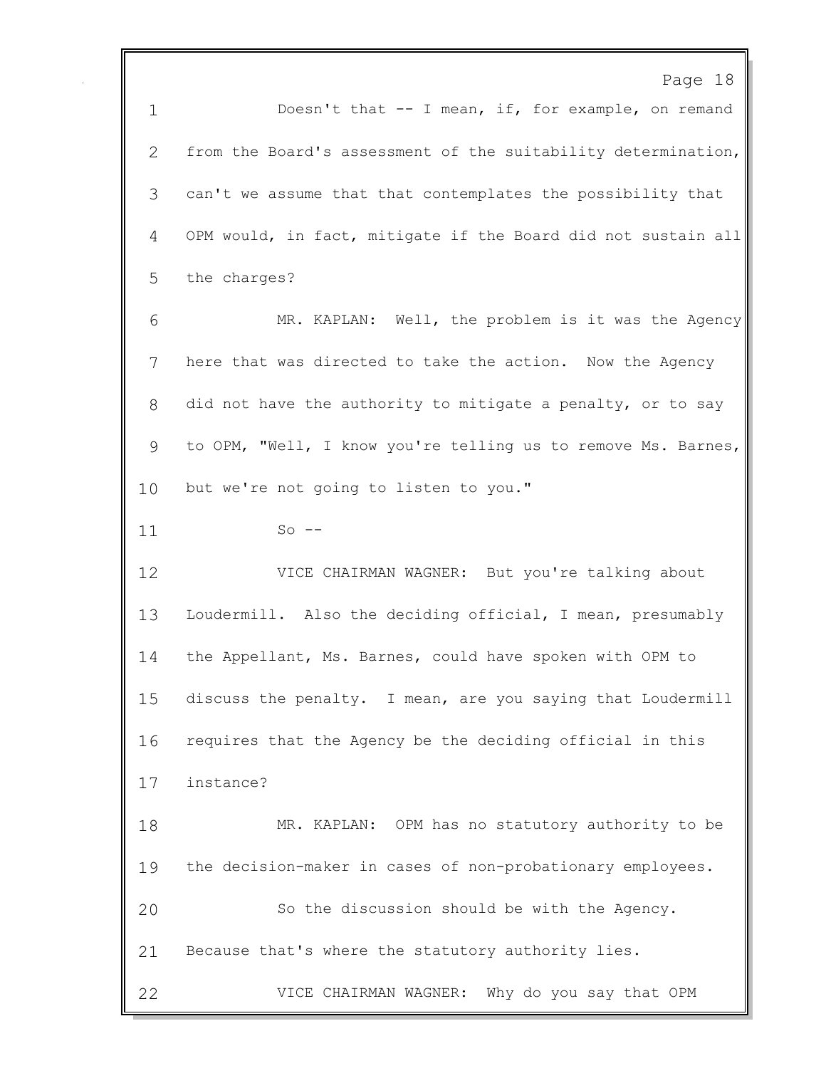Doesn't that -- I mean, if, for example, on remand from the Board's assessment of the suitability determination, can't we assume that that contemplates the possibility that OPM would, in fact, mitigate if the Board did not sustain all the charges?

MR. KAPLAN: Well, the problem is it was the Agency here that was directed to take the action. Now the Agency did not have the authority to mitigate a penalty, or to say to OPM, "Well, I know you're telling us to remove Ms. Barnes, but we're not going to listen to you."

So --

VICE CHAIRMAN WAGNER: But you're talking about Loudermill. Also the deciding official, I mean, presumably the Appellant, Ms. Barnes, could have spoken with OPM to discuss the penalty. I mean, are you saying that Loudermill requires that the Agency be the deciding official in this instance?

MR. KAPLAN: OPM has no statutory authority to be the decision-maker in cases of non-probationary employees.

So the discussion should be with the Agency. Because that's where the statutory authority lies.

VICE CHAIRMAN WAGNER: Why do you say that OPM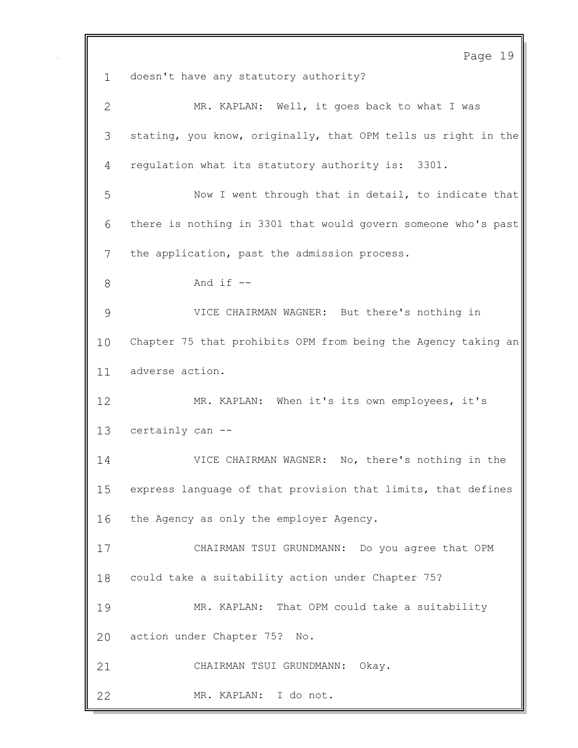doesn't have any statutory authority?

MR. KAPLAN: Well, it goes back to what I was stating, you know, originally, that OPM tells us right in the regulation what its statutory authority is: 3301.

Now I went through that in detail, to indicate that there is nothing in 3301 that would govern someone who's past the application, past the admission process.

And if --

VICE CHAIRMAN WAGNER: But there's nothing in Chapter 75 that prohibits OPM from being the Agency taking an adverse action.

MR. KAPLAN: When it's its own employees, it's certainly can --

VICE CHAIRMAN WAGNER: No, there's nothing in the express language of that provision that limits, that defines the Agency as only the employer Agency.

CHAIRMAN TSUI GRUNDMANN: Do you agree that OPM could take a suitability action under Chapter 75?

MR. KAPLAN: That OPM could take a suitability action under Chapter 75? No.

CHAIRMAN TSUI GRUNDMANN: Okay.

MR. KAPLAN: I do not.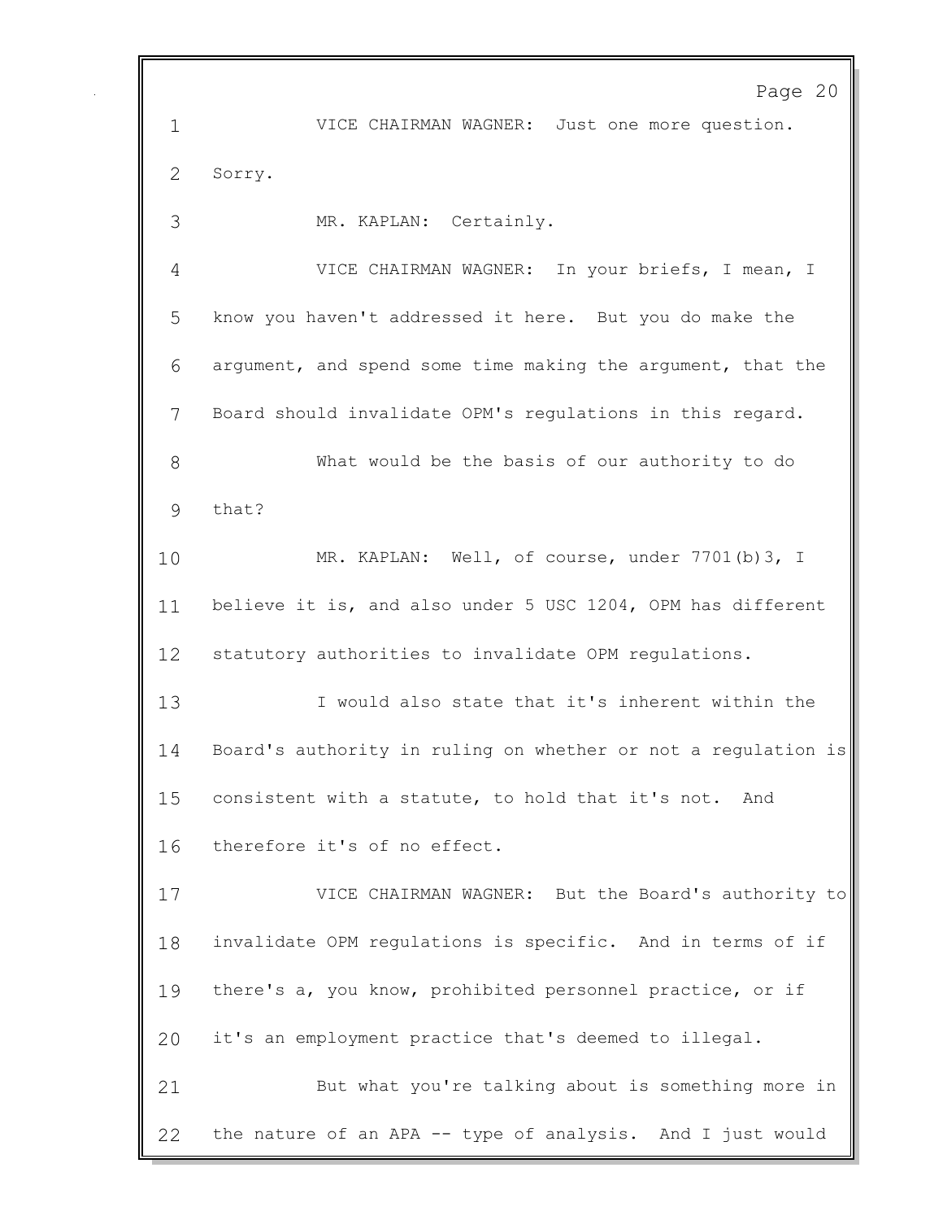1 VICE CHAIRMAN WAGNER: Just one more question.

2 Sorry.

3 MR. KAPLAN: Certainly.

4 VICE CHAIRMAN WAGNER: In your briefs, I mean, I

5 know you haven't addressed it here. But you do make the

6 argument, and spend some time making the argument, that the

7 Board should invalidate OPM's regulations in this regard.

8 What would be the basis of our authority to do

9 that?

10 MR. KAPLAN: Well, of course, under 7701(b)3, I

11 believe it is, and also under 5 USC 1204, OPM has different

12 statutory authorities to invalidate OPM regulations.

13 I would also state that it's inherent within the

14 Board's authority in ruling on whether or not a regulation is

15 consistent with a statute, to hold that it's not. And

16 therefore it's of no effect.

17 VICE CHAIRMAN WAGNER: But the Board's authority to

18 invalidate OPM regulations is specific. And in terms of if

19 there's a, you know, prohibited personnel practice, or if

20 it's an employment practice that's deemed to illegal.

21 But what you're talking about is something more in

22 the nature of an APA -- type of analysis. And I just would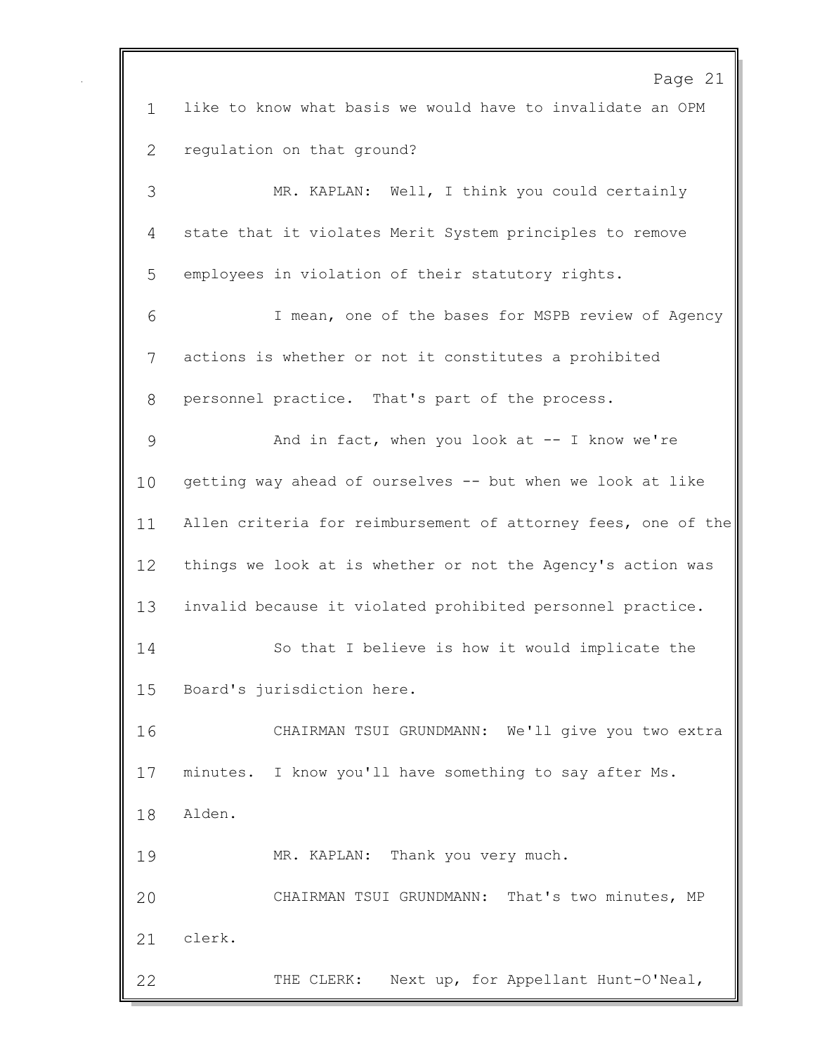1 like to know what basis we would have to invalidate an OPM

2 regulation on that ground?

3 MR. KAPLAN: Well, I think you could certainly

4 state that it violates Merit System principles to remove

5 employees in violation of their statutory rights.

6 I mean, one of the bases for MSPB review of Agency

7 actions is whether or not it constitutes a prohibited

8 personnel practice. That's part of the process.

9 And in fact, when you look at -- I know we're

10 getting way ahead of ourselves -- but when we look at like

11 Allen criteria for reimbursement of attorney fees, one of the

12 things we look at is whether or not the Agency's action was

13 invalid because it violated prohibited personnel practice.

14 So that I believe is how it would implicate the

15 Board's jurisdiction here.

16 CHAIRMAN TSUI GRUNDMANN: We'll give you two extra

17 minutes. I know you'll have something to say after Ms.

18 Alden.

19 MR. KAPLAN: Thank you very much.

20 CHAIRMAN TSUI GRUNDMANN: That's two minutes, MP

21 clerk.

22 THE CLERK: Next up, for Appellant Hunt-O'Neal,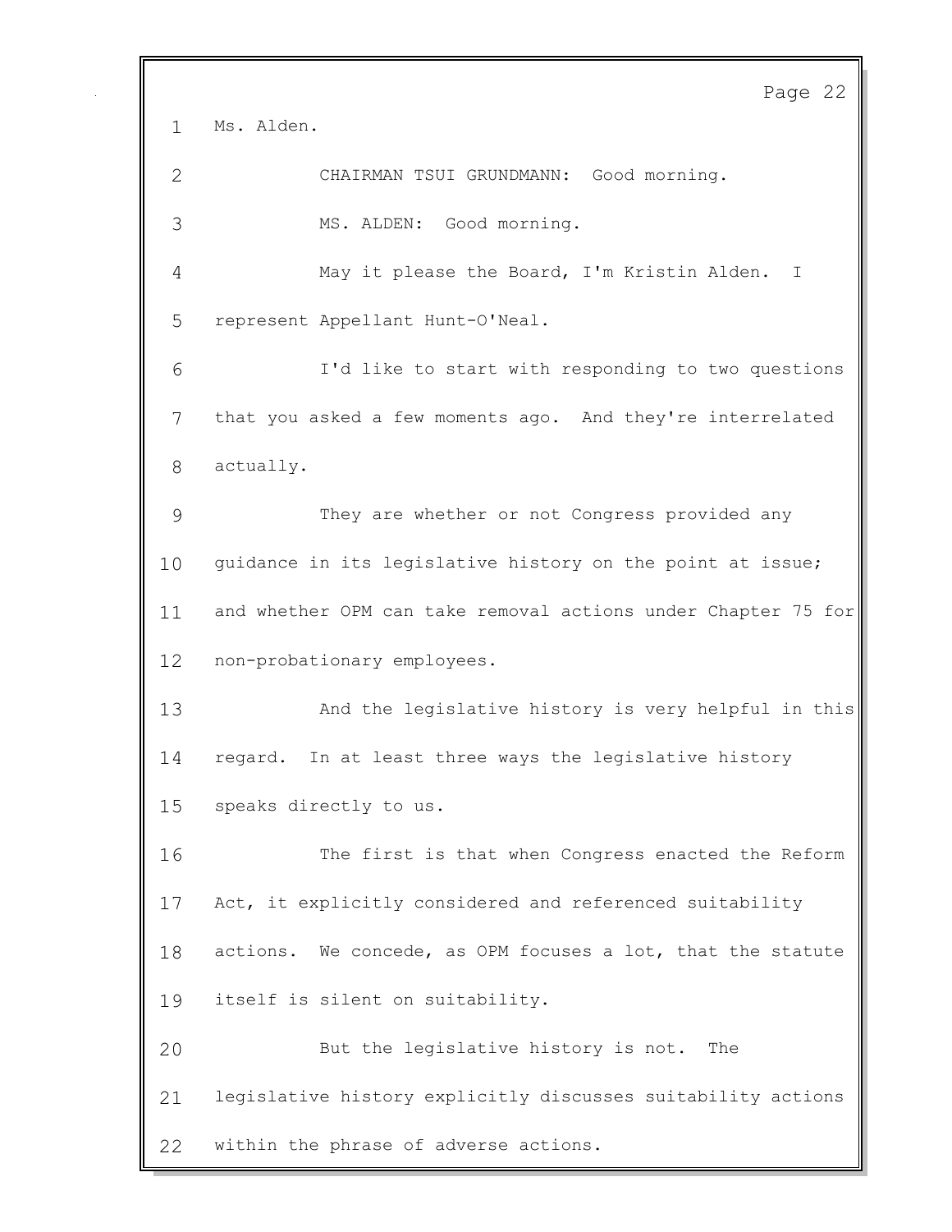Ms. Alden.

CHAIRMAN TSUI GRUNDMANN: Good morning.

MS. ALDEN: Good morning.

May it please the Board, I'm Kristin Alden. I represent Appellant Hunt-O'Neal.

I'd like to start with responding to two questions that you asked a few moments ago. And they're interrelated actually.

They are whether or not Congress provided any guidance in its legislative history on the point at issue; and whether OPM can take removal actions under Chapter 75 for non-probationary employees.

And the legislative history is very helpful in this regard. In at least three ways the legislative history speaks directly to us.

The first is that when Congress enacted the Reform Act, it explicitly considered and referenced suitability actions. We concede, as OPM focuses a lot, that the statute itself is silent on suitability.

But the legislative history is not. The legislative history explicitly discusses suitability actions within the phrase of adverse actions.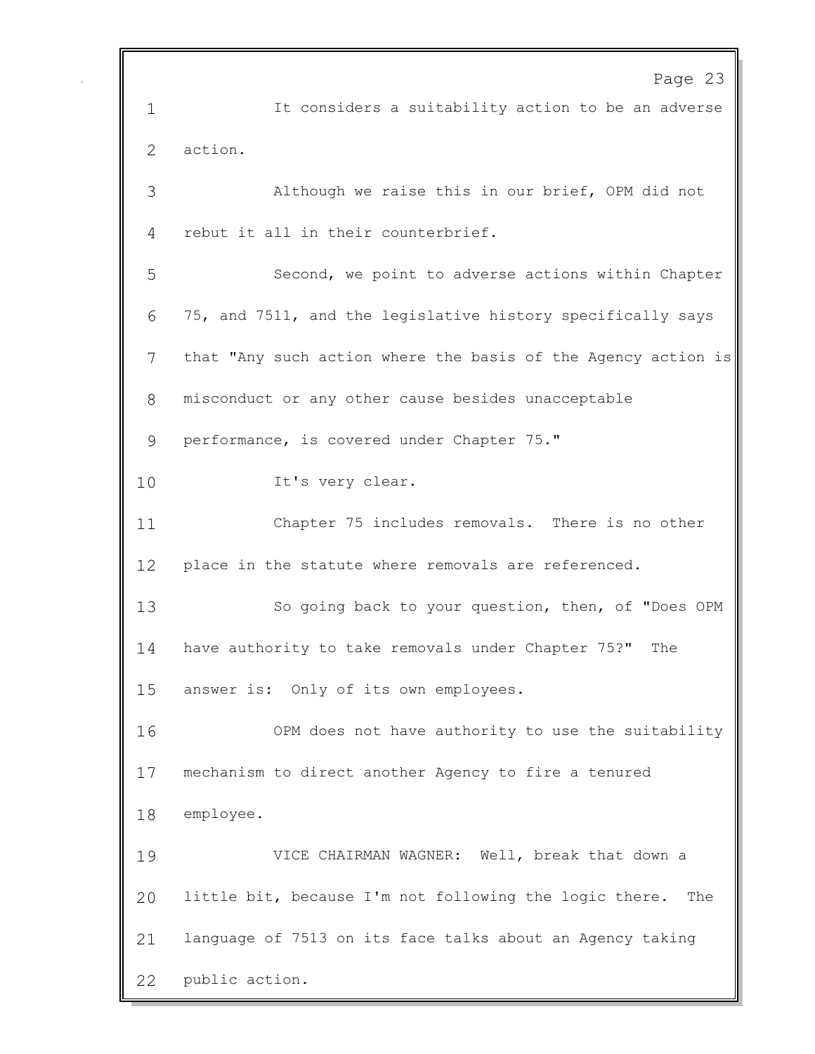It considers a suitability action to be an adverse action.

Although we raise this in our brief, OPM did not rebut it all in their counterbrief.

Second, we point to adverse actions within Chapter 75, and 7511, and the legislative history specifically says that "Any such action where the basis of the Agency action is misconduct or any other cause besides unacceptable performance, is covered under Chapter 75."

It's very clear.

Chapter 75 includes removals. There is no other place in the statute where removals are referenced.

So going back to your question, then, of "Does OPM have authority to take removals under Chapter 75?" The answer is: Only of its own employees.

OPM does not have authority to use the suitability mechanism to direct another Agency to fire a tenured employee.

VICE CHAIRMAN WAGNER: Well, break that down a little bit, because I'm not following the logic there. The language of 7513 on its face talks about an Agency taking public action.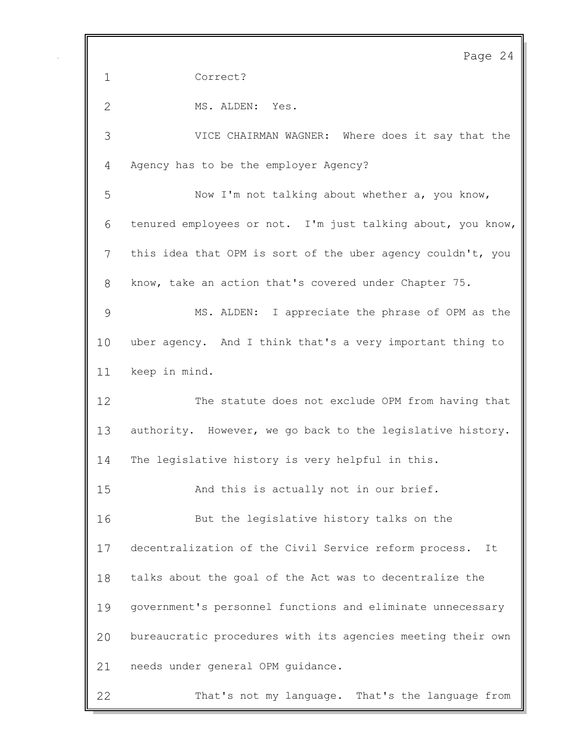Correct?

MS. ALDEN: Yes.

VICE CHAIRMAN WAGNER: Where does it say that the Agency has to be the employer Agency?

Now I'm not talking about whether a, you know, tenured employees or not. I'm just talking about, you know, this idea that OPM is sort of the uber agency couldn't, you know, take an action that's covered under Chapter 75.

MS. ALDEN: I appreciate the phrase of OPM as the uber agency. And I think that's a very important thing to keep in mind.

The statute does not exclude OPM from having that authority. However, we go back to the legislative history. The legislative history is very helpful in this.

And this is actually not in our brief.

But the legislative history talks on the decentralization of the Civil Service reform process. It talks about the goal of the Act was to decentralize the government's personnel functions and eliminate unnecessary bureaucratic procedures with its agencies meeting their own needs under general OPM guidance.

That's not my language. That's the language from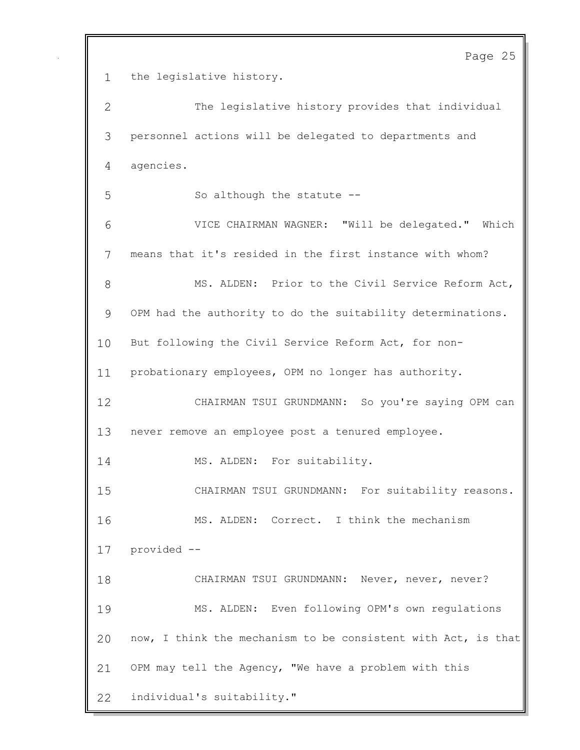the legislative history.

The legislative history provides that individual personnel actions will be delegated to departments and agencies.

So although the statute --

VICE CHAIRMAN WAGNER: "Will be delegated." Which means that it's resided in the first instance with whom?

MS. ALDEN: Prior to the Civil Service Reform Act, OPM had the authority to do the suitability determinations. But following the Civil Service Reform Act, for non-probationary employees, OPM no longer has authority.

CHAIRMAN TSUI GRUNDMANN: So you're saying OPM can never remove an employee post a tenured employee.

MS. ALDEN: For suitability.

CHAIRMAN TSUI GRUNDMANN: For suitability reasons.

MS. ALDEN: Correct. I think the mechanism provided --

CHAIRMAN TSUI GRUNDMANN: Never, never, never?

MS. ALDEN: Even following OPM's own regulations now, I think the mechanism to be consistent with Act, is that OPM may tell the Agency, "We have a problem with this individual's suitability."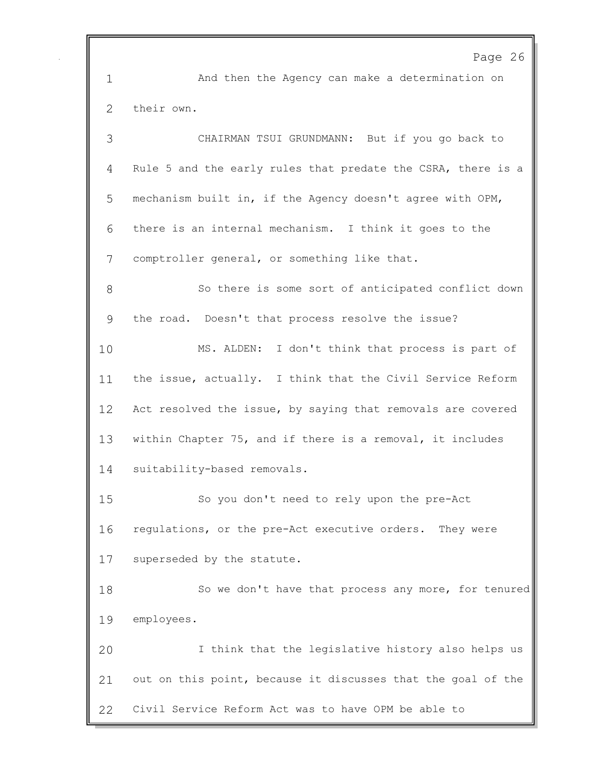And then the Agency can make a determination on their own.

CHAIRMAN TSUI GRUNDMANN: But if you go back to Rule 5 and the early rules that predate the CSRA, there is a mechanism built in, if the Agency doesn't agree with OPM, there is an internal mechanism. I think it goes to the comptroller general, or something like that.

So there is some sort of anticipated conflict down the road. Doesn't that process resolve the issue?

MS. ALDEN: I don't think that process is part of the issue, actually. I think that the Civil Service Reform Act resolved the issue, by saying that removals are covered within Chapter 75, and if there is a removal, it includes suitability-based removals.

So you don't need to rely upon the pre-Act regulations, or the pre-Act executive orders. They were superseded by the statute.

So we don't have that process any more, for tenured employees.

I think that the legislative history also helps us out on this point, because it discusses that the goal of the Civil Service Reform Act was to have OPM be able to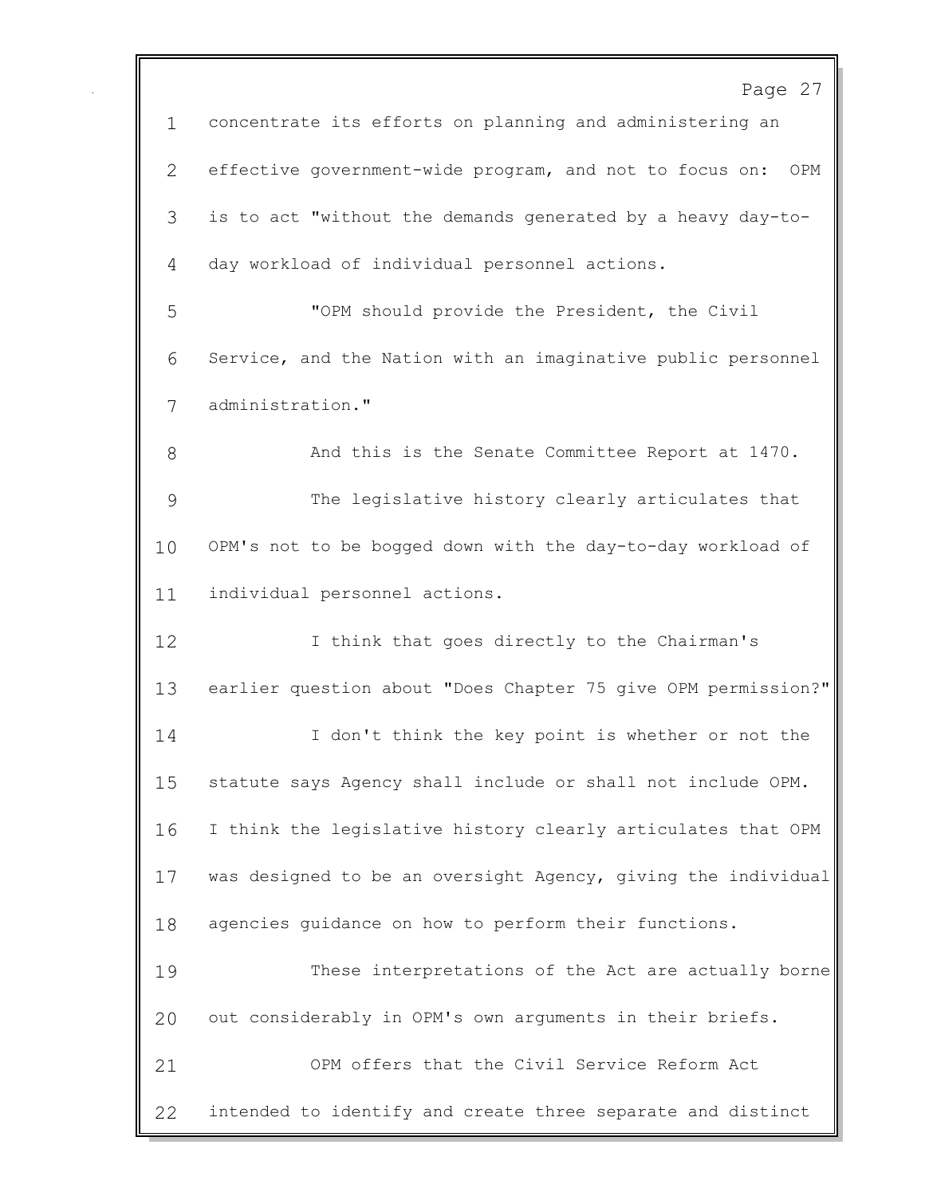concentrate its efforts on planning and administering an effective government-wide program, and not to focus on: OPM is to act "without the demands generated by a heavy day-to-day workload of individual personnel actions.

"OPM should provide the President, the Civil Service, and the Nation with an imaginative public personnel administration."

And this is the Senate Committee Report at 1470.

The legislative history clearly articulates that OPM's not to be bogged down with the day-to-day workload of individual personnel actions.

I think that goes directly to the Chairman's earlier question about "Does Chapter 75 give OPM permission?"

I don't think the key point is whether or not the statute says Agency shall include or shall not include OPM. I think the legislative history clearly articulates that OPM was designed to be an oversight Agency, giving the individual agencies guidance on how to perform their functions.

These interpretations of the Act are actually borne out considerably in OPM's own arguments in their briefs.

OPM offers that the Civil Service Reform Act intended to identify and create three separate and distinct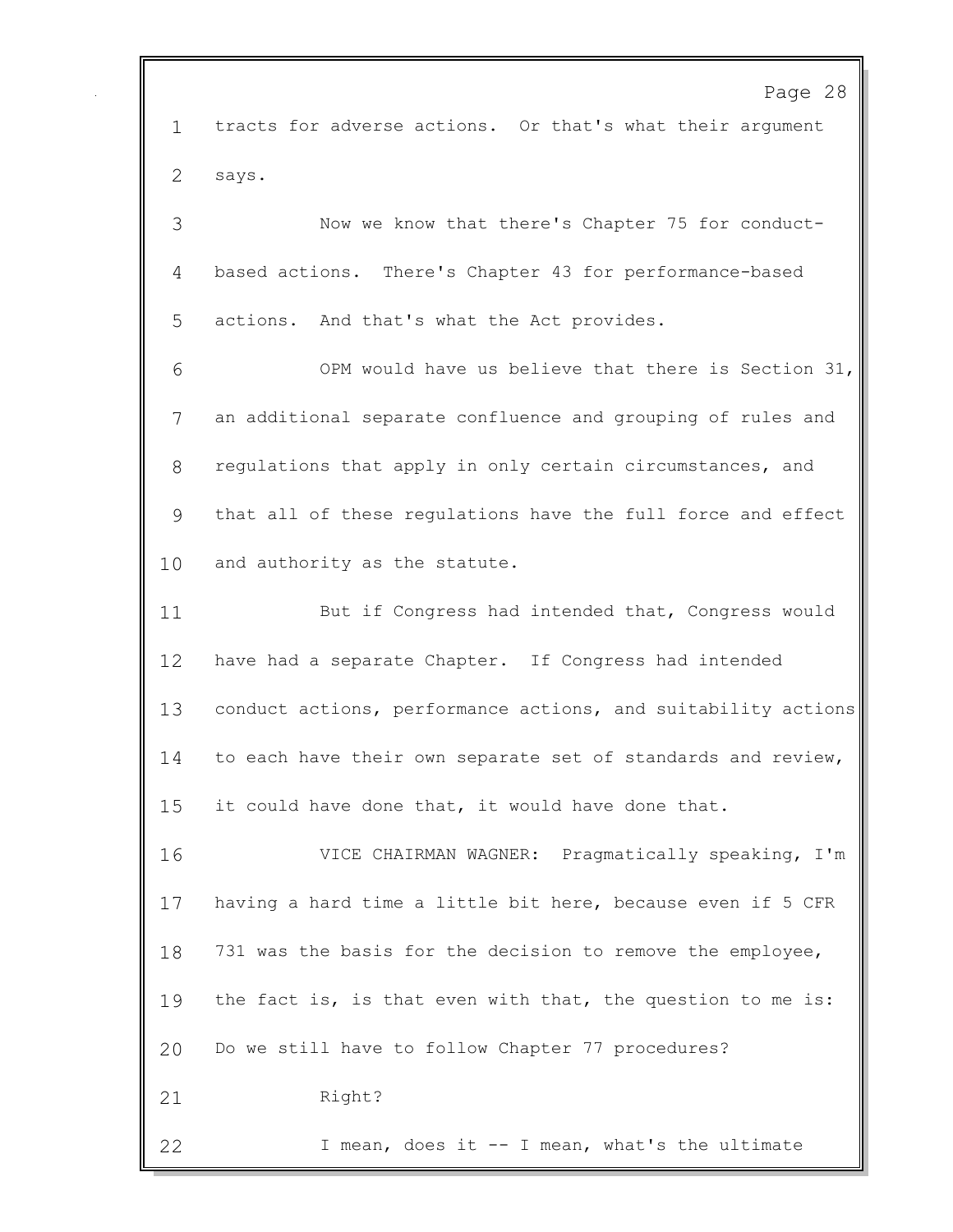tracts for adverse actions. Or that's what their argument says.

Now we know that there's Chapter 75 for conduct-based actions. There's Chapter 43 for performance-based actions. And that's what the Act provides.

OPM would have us believe that there is Section 31, an additional separate confluence and grouping of rules and regulations that apply in only certain circumstances, and that all of these regulations have the full force and effect and authority as the statute.

But if Congress had intended that, Congress would have had a separate Chapter. If Congress had intended conduct actions, performance actions, and suitability actions to each have their own separate set of standards and review, it could have done that, it would have done that.

VICE CHAIRMAN WAGNER: Pragmatically speaking, I'm having a hard time a little bit here, because even if 5 CFR 731 was the basis for the decision to remove the employee, the fact is, is that even with that, the question to me is: Do we still have to follow Chapter 77 procedures?

Right?

I mean, does it -- I mean, what's the ultimate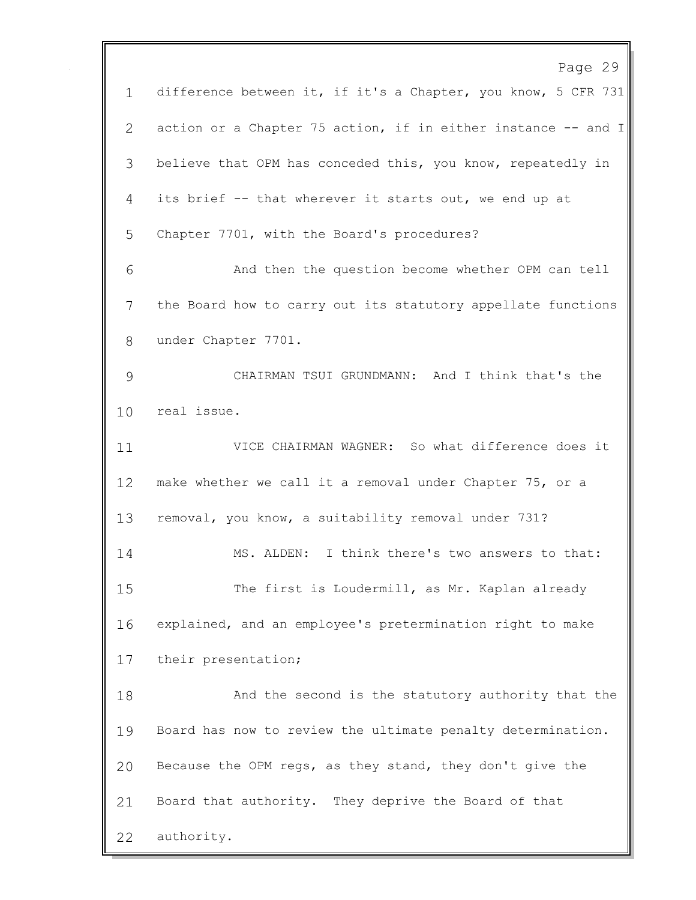difference between it, if it's a Chapter, you know, 5 CFR 731 action or a Chapter 75 action, if in either instance -- and I believe that OPM has conceded this, you know, repeatedly in its brief -- that wherever it starts out, we end up at Chapter 7701, with the Board's procedures?

And then the question become whether OPM can tell the Board how to carry out its statutory appellate functions under Chapter 7701.

CHAIRMAN TSUI GRUNDMANN: And I think that's the real issue.

VICE CHAIRMAN WAGNER: So what difference does it make whether we call it a removal under Chapter 75, or a removal, you know, a suitability removal under 731?

MS. ALDEN: I think there's two answers to that:

The first is Loudermill, as Mr. Kaplan already explained, and an employee's pretermination right to make their presentation;

And the second is the statutory authority that the Board has now to review the ultimate penalty determination. Because the OPM regs, as they stand, they don't give the Board that authority. They deprive the Board of that authority.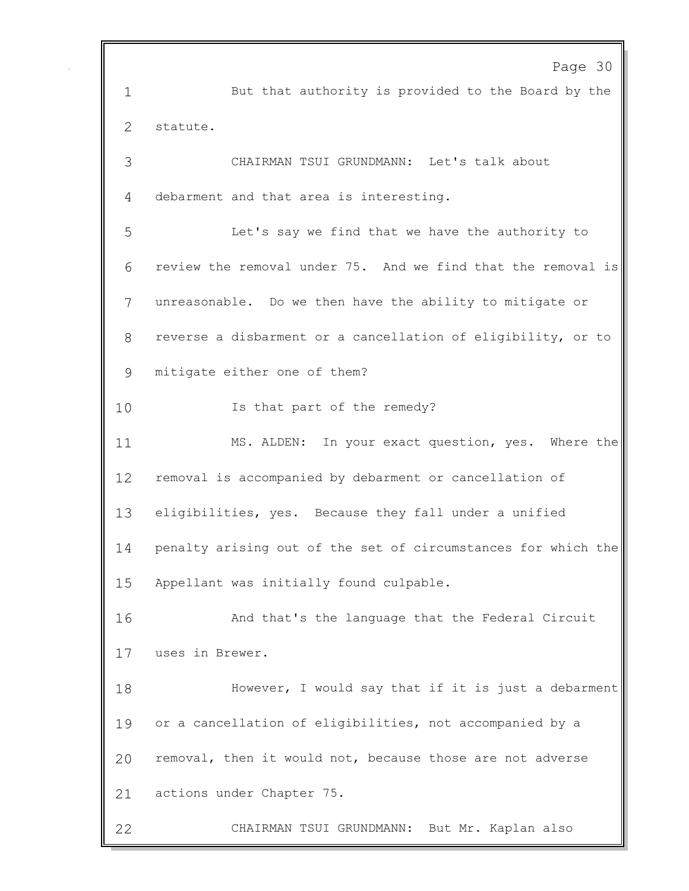But that authority is provided to the Board by the statute.

CHAIRMAN TSUI GRUNDMANN: Let's talk about debarment and that area is interesting.

Let's say we find that we have the authority to review the removal under 75. And we find that the removal is unreasonable. Do we then have the ability to mitigate or reverse a disbarment or a cancellation of eligibility, or to mitigate either one of them?

Is that part of the remedy?

MS. ALDEN: In your exact question, yes. Where the removal is accompanied by debarment or cancellation of eligibilities, yes. Because they fall under a unified penalty arising out of the set of circumstances for which the Appellant was initially found culpable.

And that's the language that the Federal Circuit uses in Brewer.

However, I would say that if it is just a debarment or a cancellation of eligibilities, not accompanied by a removal, then it would not, because those are not adverse actions under Chapter 75.

CHAIRMAN TSUI GRUNDMANN: But Mr. Kaplan also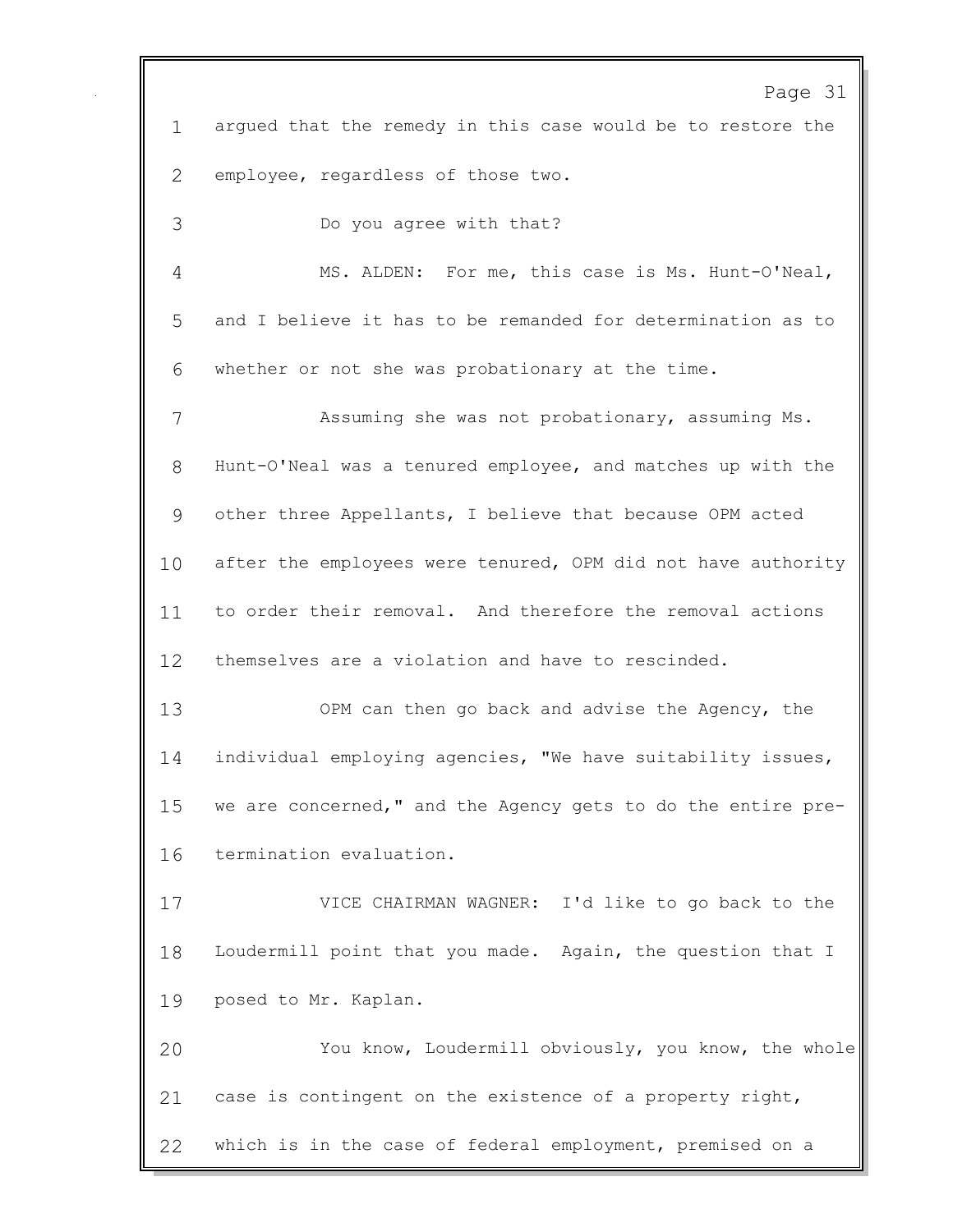argued that the remedy in this case would be to restore the employee, regardless of those two.

Do you agree with that?

MS. ALDEN: For me, this case is Ms. Hunt-O'Neal, and I believe it has to be remanded for determination as to whether or not she was probationary at the time.

Assuming she was not probationary, assuming Ms. Hunt-O'Neal was a tenured employee, and matches up with the other three Appellants, I believe that because OPM acted after the employees were tenured, OPM did not have authority to order their removal. And therefore the removal actions themselves are a violation and have to rescinded.

OPM can then go back and advise the Agency, the individual employing agencies, "We have suitability issues, we are concerned," and the Agency gets to do the entire pre-termination evaluation.

VICE CHAIRMAN WAGNER: I'd like to go back to the Loudermill point that you made. Again, the question that I posed to Mr. Kaplan.

You know, Loudermill obviously, you know, the whole case is contingent on the existence of a property right, which is in the case of federal employment, premised on a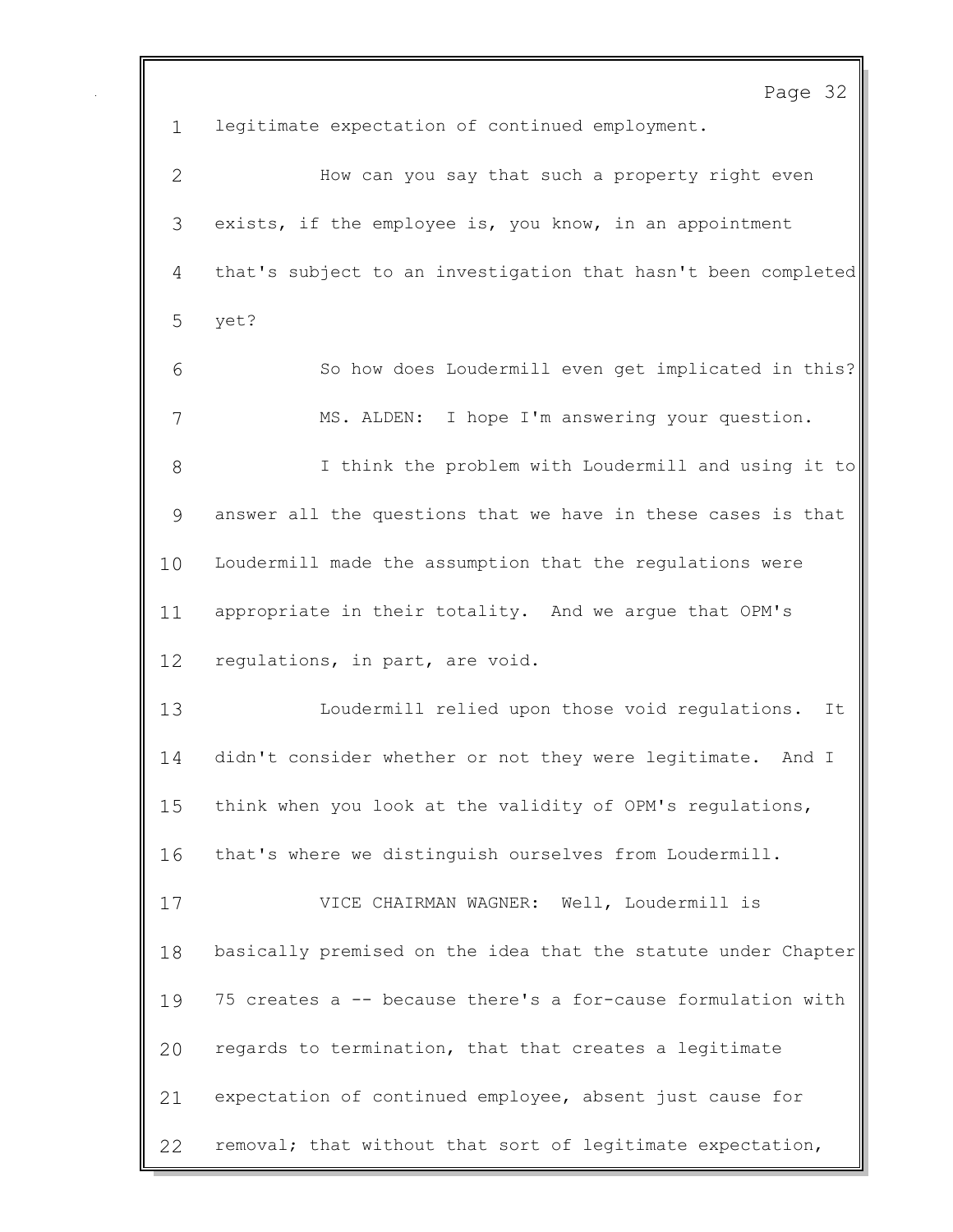legitimate expectation of continued employment.

How can you say that such a property right even exists, if the employee is, you know, in an appointment that's subject to an investigation that hasn't been completed yet?

So how does Loudermill even get implicated in this?

MS. ALDEN: I hope I'm answering your question.

I think the problem with Loudermill and using it to answer all the questions that we have in these cases is that Loudermill made the assumption that the regulations were appropriate in their totality. And we argue that OPM's regulations, in part, are void.

Loudermill relied upon those void regulations. It didn't consider whether or not they were legitimate. And I think when you look at the validity of OPM's regulations, that's where we distinguish ourselves from Loudermill.

VICE CHAIRMAN WAGNER: Well, Loudermill is basically premised on the idea that the statute under Chapter 75 creates a -- because there's a for-cause formulation with regards to termination, that that creates a legitimate expectation of continued employee, absent just cause for removal; that without that sort of legitimate expectation,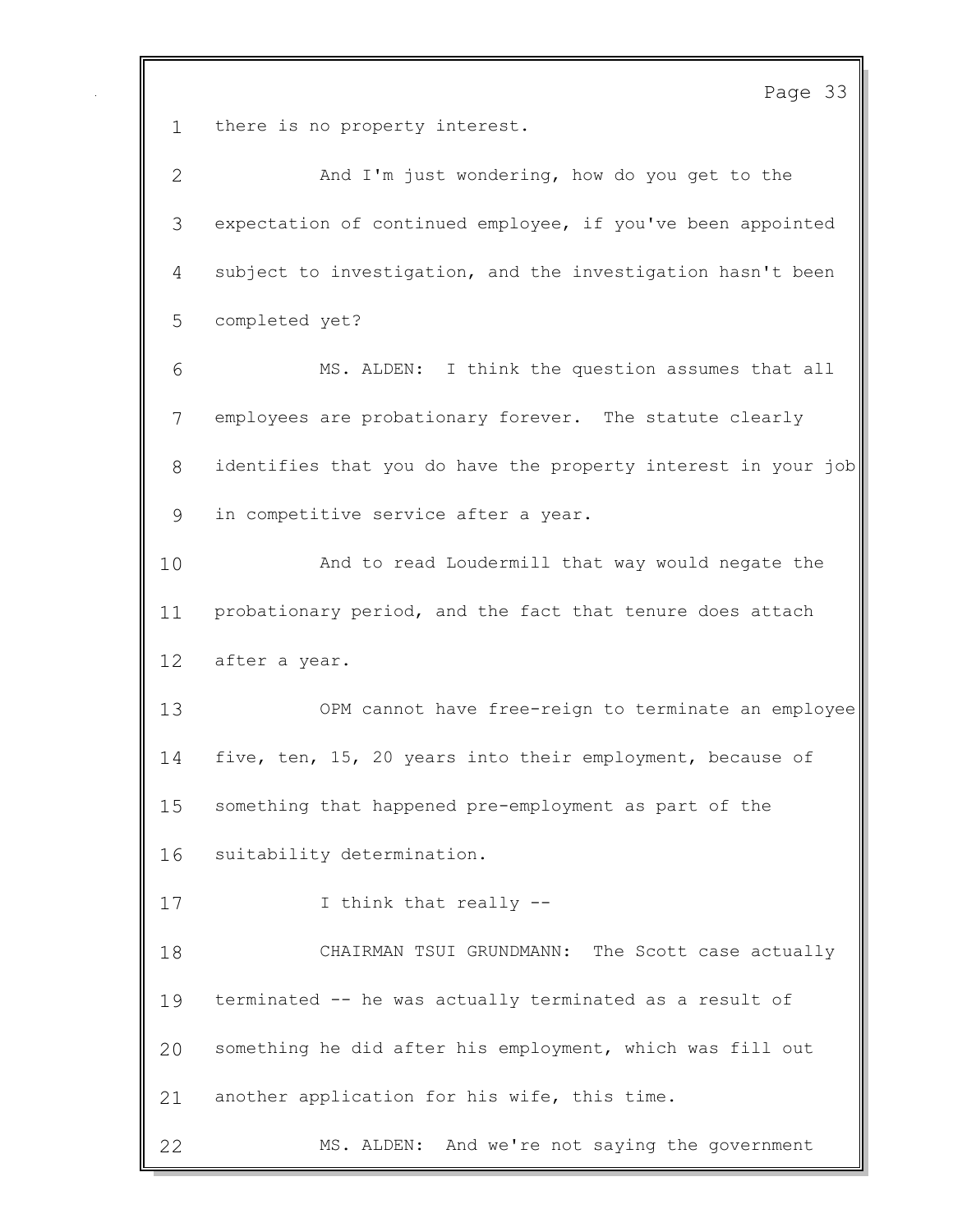there is no property interest.

And I'm just wondering, how do you get to the expectation of continued employee, if you've been appointed subject to investigation, and the investigation hasn't been completed yet?

MS. ALDEN: I think the question assumes that all employees are probationary forever. The statute clearly identifies that you do have the property interest in your job in competitive service after a year.

And to read Loudermill that way would negate the probationary period, and the fact that tenure does attach after a year.

OPM cannot have free-reign to terminate an employee five, ten, 15, 20 years into their employment, because of something that happened pre-employment as part of the suitability determination.

I think that really --

CHAIRMAN TSUI GRUNDMANN: The Scott case actually terminated -- he was actually terminated as a result of something he did after his employment, which was fill out another application for his wife, this time.

MS. ALDEN: And we're not saying the government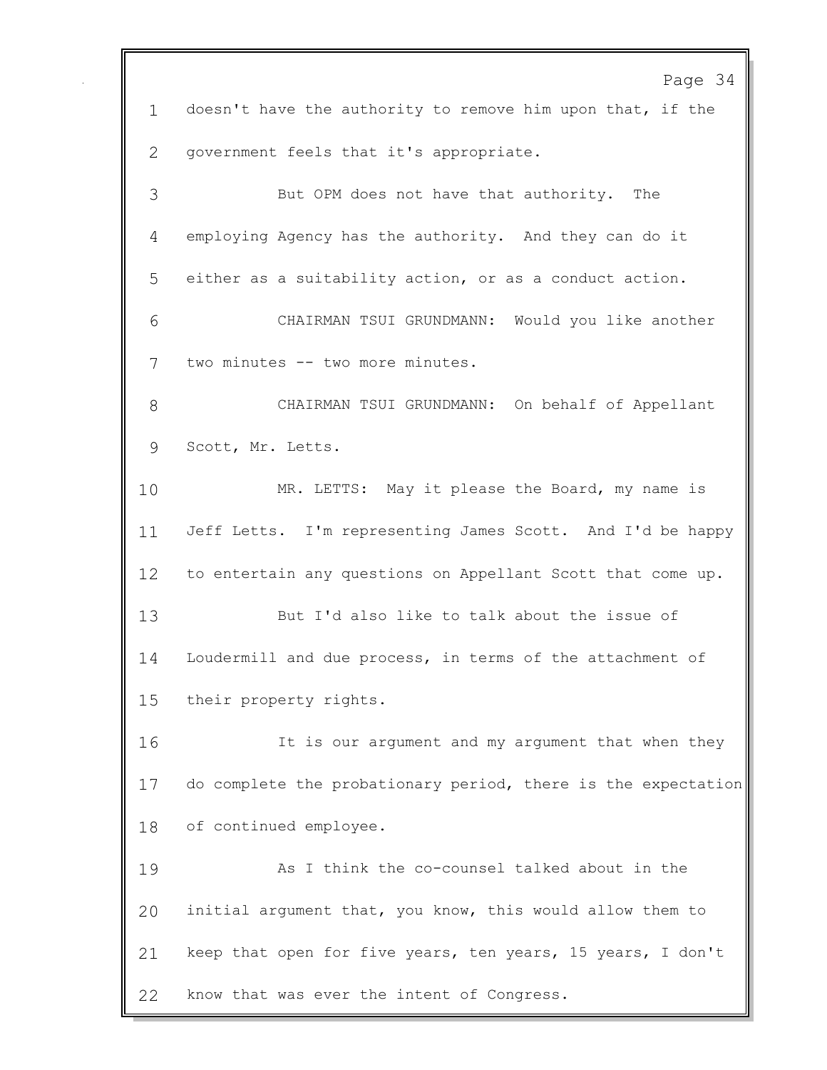doesn't have the authority to remove him upon that, if the government feels that it's appropriate.

But OPM does not have that authority. The employing Agency has the authority. And they can do it either as a suitability action, or as a conduct action.

CHAIRMAN TSUI GRUNDMANN: Would you like another two minutes -- two more minutes.

CHAIRMAN TSUI GRUNDMANN: On behalf of Appellant Scott, Mr. Letts.

MR. LETTS: May it please the Board, my name is Jeff Letts. I'm representing James Scott. And I'd be happy to entertain any questions on Appellant Scott that come up.

But I'd also like to talk about the issue of Loudermill and due process, in terms of the attachment of their property rights.

It is our argument and my argument that when they do complete the probationary period, there is the expectation of continued employee.

As I think the co-counsel talked about in the initial argument that, you know, this would allow them to keep that open for five years, ten years, 15 years, I don't know that was ever the intent of Congress.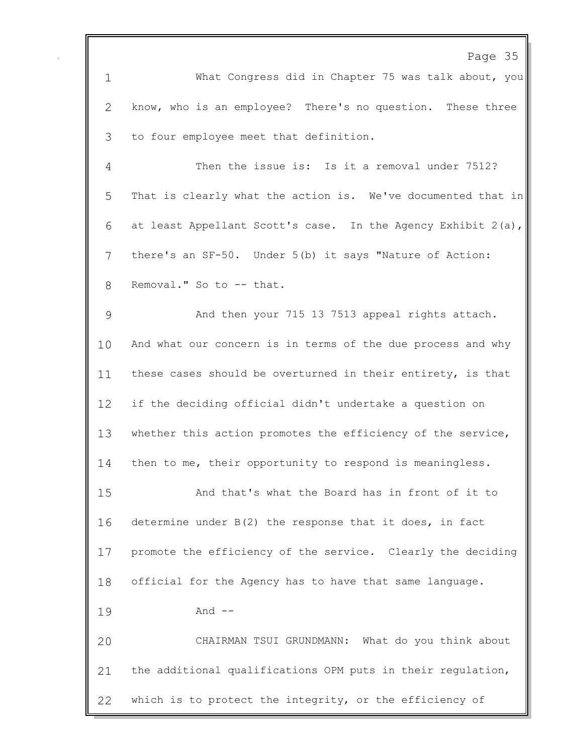What Congress did in Chapter 75 was talk about, you know, who is an employee? There's no question. These three to four employee meet that definition.

Then the issue is: Is it a removal under 7512? That is clearly what the action is. We've documented that in at least Appellant Scott's case. In the Agency Exhibit 2(a), there's an SF-50. Under 5(b) it says "Nature of Action: Removal." So to -- that.

And then your 715 13 7513 appeal rights attach. And what our concern is in terms of the due process and why these cases should be overturned in their entirety, is that if the deciding official didn't undertake a question on whether this action promotes the efficiency of the service, then to me, their opportunity to respond is meaningless.

And that's what the Board has in front of it to determine under B(2) the response that it does, in fact promote the efficiency of the service. Clearly the deciding official for the Agency has to have that same language.

And --

CHAIRMAN TSUI GRUNDMANN: What do you think about the additional qualifications OPM puts in their regulation, which is to protect the integrity, or the efficiency of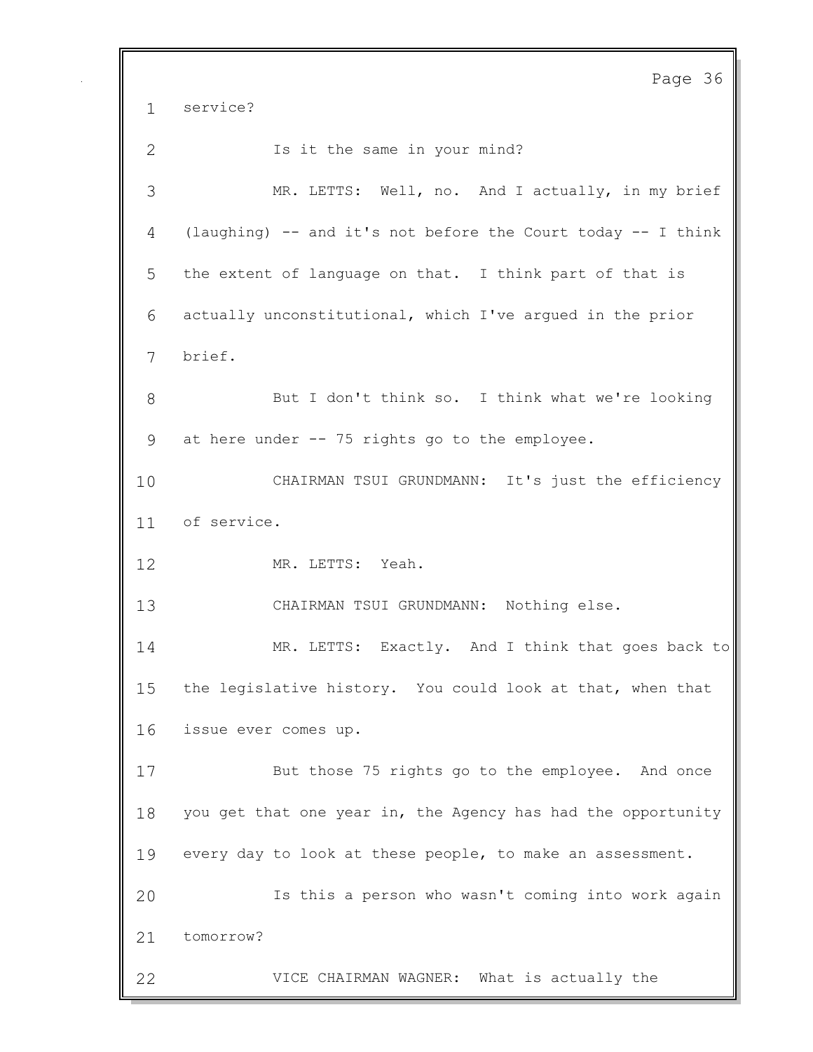service?

Is it the same in your mind?

MR. LETTS: Well, no. And I actually, in my brief (laughing) -- and it's not before the Court today -- I think the extent of language on that. I think part of that is actually unconstitutional, which I've argued in the prior brief.

But I don't think so. I think what we're looking at here under -- 75 rights go to the employee.

CHAIRMAN TSUI GRUNDMANN: It's just the efficiency of service.

MR. LETTS: Yeah.

CHAIRMAN TSUI GRUNDMANN: Nothing else.

MR. LETTS: Exactly. And I think that goes back to the legislative history. You could look at that, when that issue ever comes up.

But those 75 rights go to the employee. And once you get that one year in, the Agency has had the opportunity every day to look at these people, to make an assessment.

Is this a person who wasn't coming into work again tomorrow?

VICE CHAIRMAN WAGNER: What is actually the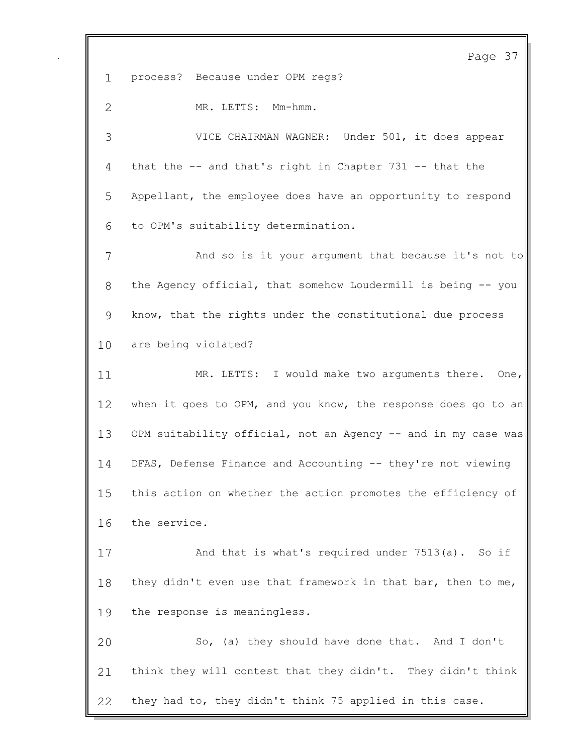process? Because under OPM regs?

MR. LETTS: Mm-hmm.

VICE CHAIRMAN WAGNER: Under 501, it does appear that the -- and that's right in Chapter 731 -- that the Appellant, the employee does have an opportunity to respond to OPM's suitability determination.

And so is it your argument that because it's not to the Agency official, that somehow Loudermill is being -- you know, that the rights under the constitutional due process are being violated?

MR. LETTS: I would make two arguments there. One, when it goes to OPM, and you know, the response does go to an OPM suitability official, not an Agency -- and in my case was DFAS, Defense Finance and Accounting -- they're not viewing this action on whether the action promotes the efficiency of the service.

And that is what's required under 7513(a). So if they didn't even use that framework in that bar, then to me, the response is meaningless.

So, (a) they should have done that. And I don't think they will contest that they didn't. They didn't think they had to, they didn't think 75 applied in this case.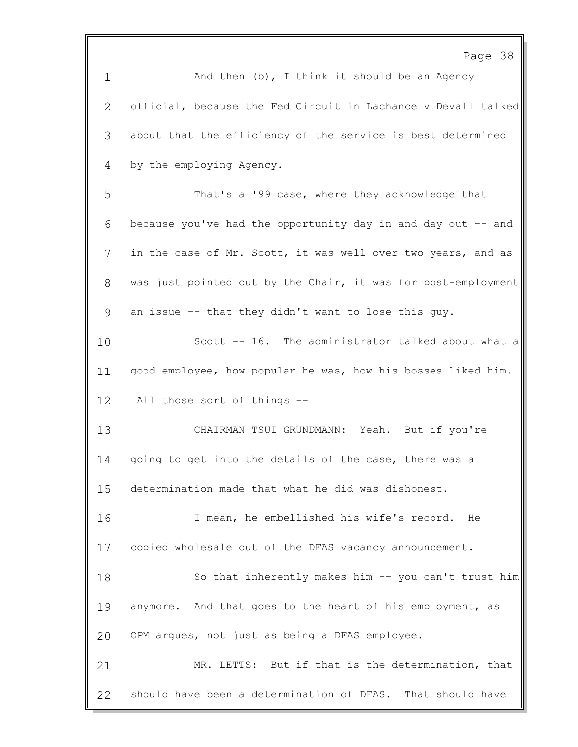And then (b), I think it should be an Agency official, because the Fed Circuit in Lachance v Devall talked about that the efficiency of the service is best determined by the employing Agency.

That's a '99 case, where they acknowledge that because you've had the opportunity day in and day out -- and in the case of Mr. Scott, it was well over two years, and as was just pointed out by the Chair, it was for post-employment an issue -- that they didn't want to lose this guy.

Scott -- 16. The administrator talked about what a good employee, how popular he was, how his bosses liked him. All those sort of things --

CHAIRMAN TSUI GRUNDMANN: Yeah. But if you're going to get into the details of the case, there was a determination made that what he did was dishonest.

I mean, he embellished his wife's record. He copied wholesale out of the DFAS vacancy announcement.

So that inherently makes him -- you can't trust him anymore. And that goes to the heart of his employment, as OPM argues, not just as being a DFAS employee.

MR. LETTS: But if that is the determination, that should have been a determination of DFAS. That should have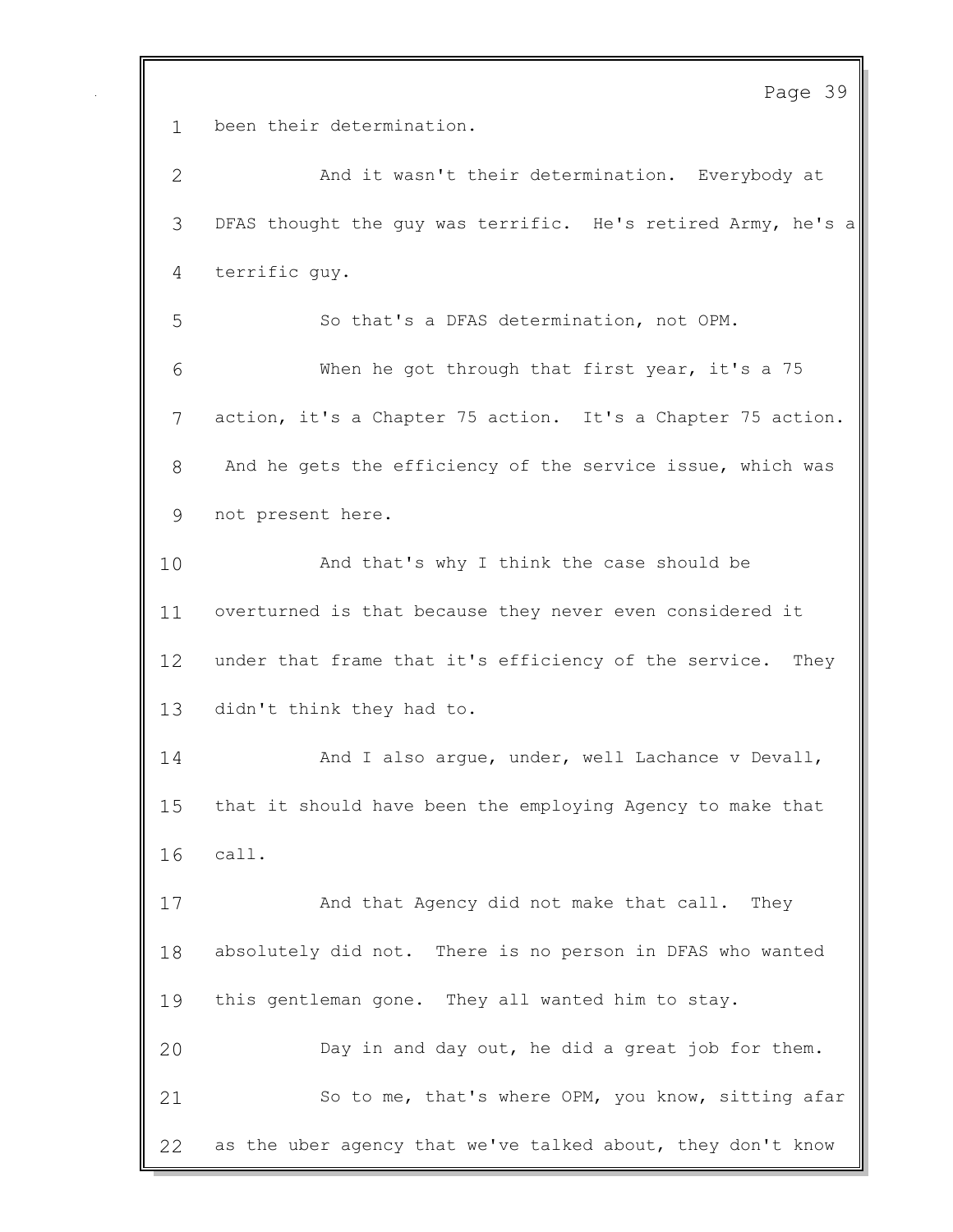been their determination.

And it wasn't their determination. Everybody at DFAS thought the guy was terrific. He's retired Army, he's a terrific guy.

So that's a DFAS determination, not OPM.

When he got through that first year, it's a 75 action, it's a Chapter 75 action. It's a Chapter 75 action. And he gets the efficiency of the service issue, which was not present here.

And that's why I think the case should be overturned is that because they never even considered it under that frame that it's efficiency of the service. They didn't think they had to.

And I also argue, under, well Lachance v Devall, that it should have been the employing Agency to make that call.

And that Agency did not make that call. They absolutely did not. There is no person in DFAS who wanted this gentleman gone. They all wanted him to stay.

Day in and day out, he did a great job for them.

So to me, that's where OPM, you know, sitting afar as the uber agency that we've talked about, they don't know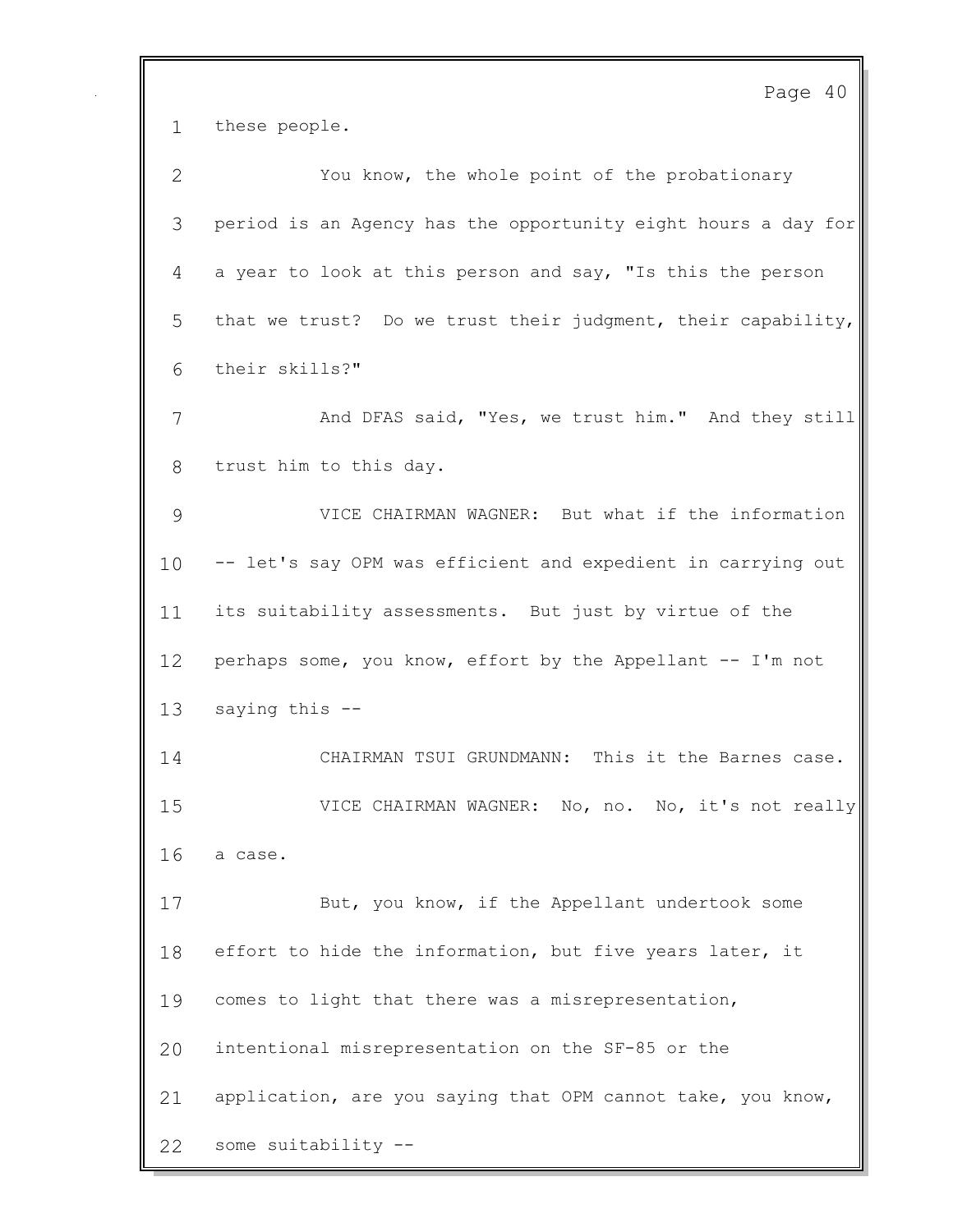these people.

You know, the whole point of the probationary period is an Agency has the opportunity eight hours a day for a year to look at this person and say, "Is this the person that we trust? Do we trust their judgment, their capability, their skills?"

And DFAS said, "Yes, we trust him." And they still trust him to this day.

VICE CHAIRMAN WAGNER: But what if the information -- let's say OPM was efficient and expedient in carrying out its suitability assessments. But just by virtue of the perhaps some, you know, effort by the Appellant -- I'm not saying this --

CHAIRMAN TSUI GRUNDMANN: This it the Barnes case.

VICE CHAIRMAN WAGNER: No, no. No, it's not really a case.

But, you know, if the Appellant undertook some effort to hide the information, but five years later, it comes to light that there was a misrepresentation, intentional misrepresentation on the SF-85 or the application, are you saying that OPM cannot take, you know, some suitability --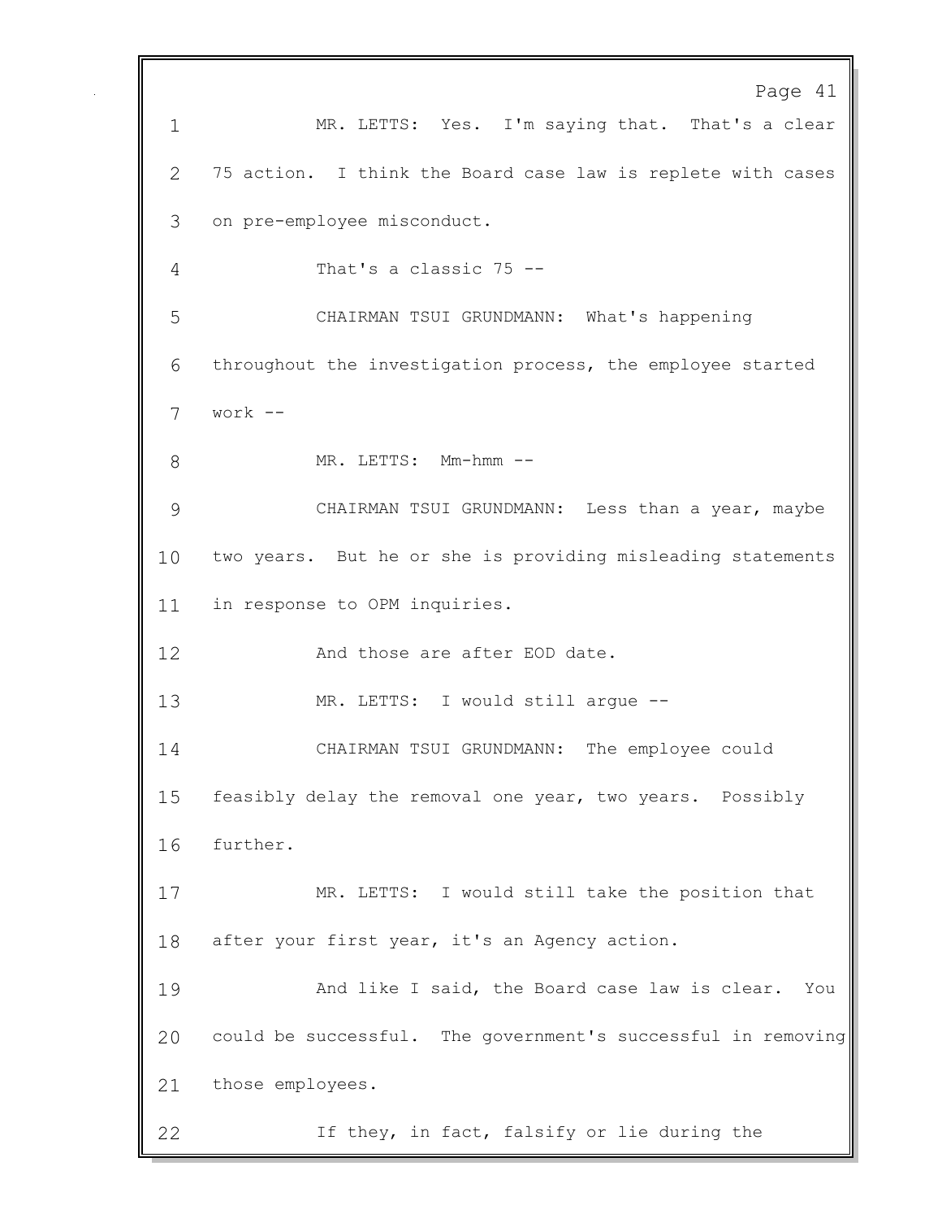MR. LETTS: Yes. I'm saying that. That's a clear 75 action. I think the Board case law is replete with cases on pre-employee misconduct.

That's a classic 75 --

CHAIRMAN TSUI GRUNDMANN: What's happening throughout the investigation process, the employee started work --

MR. LETTS: Mm-hmm --

CHAIRMAN TSUI GRUNDMANN: Less than a year, maybe two years. But he or she is providing misleading statements in response to OPM inquiries.

And those are after EOD date.

MR. LETTS: I would still argue --

CHAIRMAN TSUI GRUNDMANN: The employee could feasibly delay the removal one year, two years. Possibly further.

MR. LETTS: I would still take the position that after your first year, it's an Agency action.

And like I said, the Board case law is clear. You could be successful. The government's successful in removing those employees.

If they, in fact, falsify or lie during the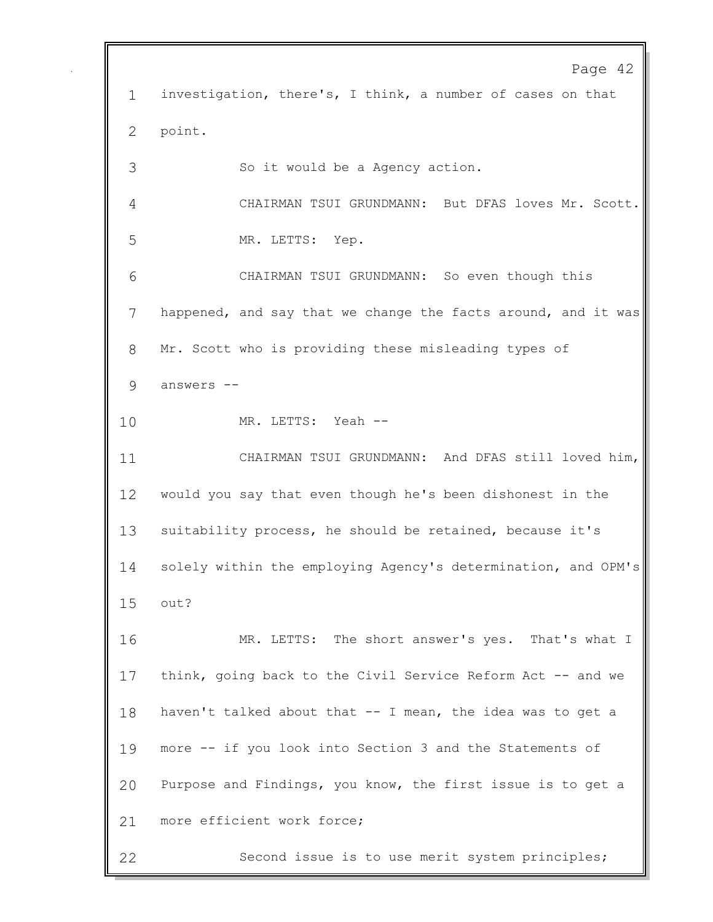investigation, there's, I think, a number of cases on that point.

So it would be a Agency action.

CHAIRMAN TSUI GRUNDMANN: But DFAS loves Mr. Scott.

MR. LETTS: Yep.

CHAIRMAN TSUI GRUNDMANN: So even though this happened, and say that we change the facts around, and it was Mr. Scott who is providing these misleading types of answers --

MR. LETTS: Yeah --

CHAIRMAN TSUI GRUNDMANN: And DFAS still loved him, would you say that even though he's been dishonest in the suitability process, he should be retained, because it's solely within the employing Agency's determination, and OPM's out?

MR. LETTS: The short answer's yes. That's what I think, going back to the Civil Service Reform Act -- and we haven't talked about that -- I mean, the idea was to get a more -- if you look into Section 3 and the Statements of Purpose and Findings, you know, the first issue is to get a more efficient work force;

Second issue is to use merit system principles;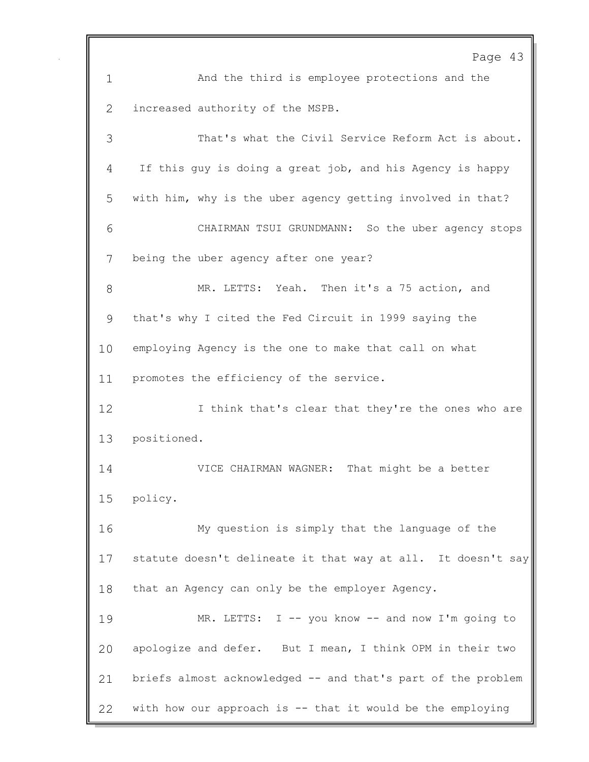And the third is employee protections and the increased authority of the MSPB.

That's what the Civil Service Reform Act is about. If this guy is doing a great job, and his Agency is happy with him, why is the uber agency getting involved in that?

CHAIRMAN TSUI GRUNDMANN: So the uber agency stops being the uber agency after one year?

MR. LETTS: Yeah. Then it's a 75 action, and that's why I cited the Fed Circuit in 1999 saying the employing Agency is the one to make that call on what promotes the efficiency of the service.

I think that's clear that they're the ones who are positioned.

VICE CHAIRMAN WAGNER: That might be a better policy.

My question is simply that the language of the statute doesn't delineate it that way at all. It doesn't say that an Agency can only be the employer Agency.

MR. LETTS: I -- you know -- and now I'm going to apologize and defer. But I mean, I think OPM in their two briefs almost acknowledged -- and that's part of the problem with how our approach is -- that it would be the employing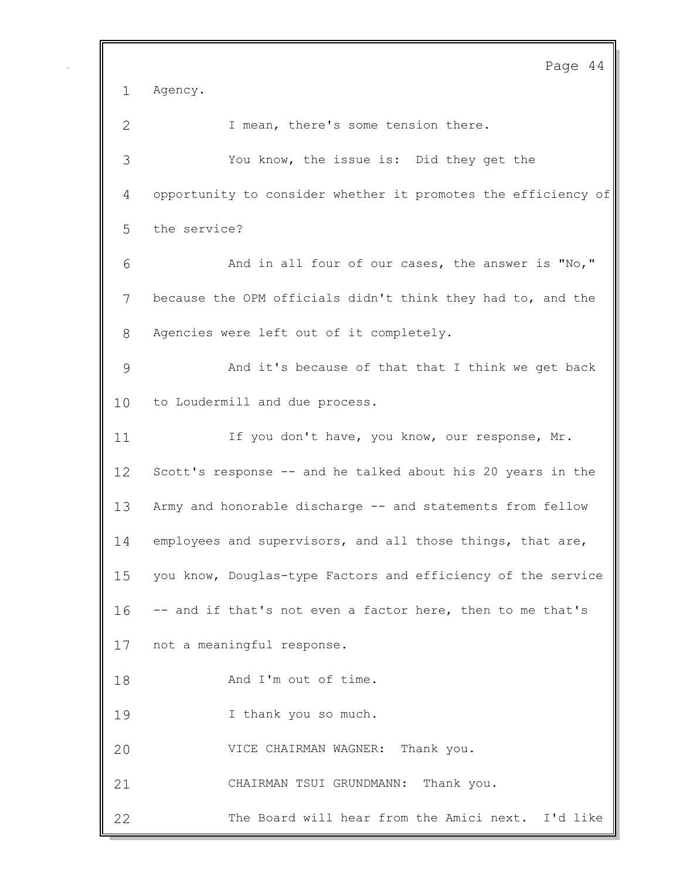Agency.

I mean, there's some tension there.

You know, the issue is: Did they get the opportunity to consider whether it promotes the efficiency of the service?

And in all four of our cases, the answer is "No," because the OPM officials didn't think they had to, and the Agencies were left out of it completely.

And it's because of that that I think we get back to Loudermill and due process.

If you don't have, you know, our response, Mr. Scott's response -- and he talked about his 20 years in the Army and honorable discharge -- and statements from fellow employees and supervisors, and all those things, that are, you know, Douglas-type Factors and efficiency of the service -- and if that's not even a factor here, then to me that's not a meaningful response.

And I'm out of time.

I thank you so much.

VICE CHAIRMAN WAGNER: Thank you.

CHAIRMAN TSUI GRUNDMANN: Thank you.

The Board will hear from the Amici next. I'd like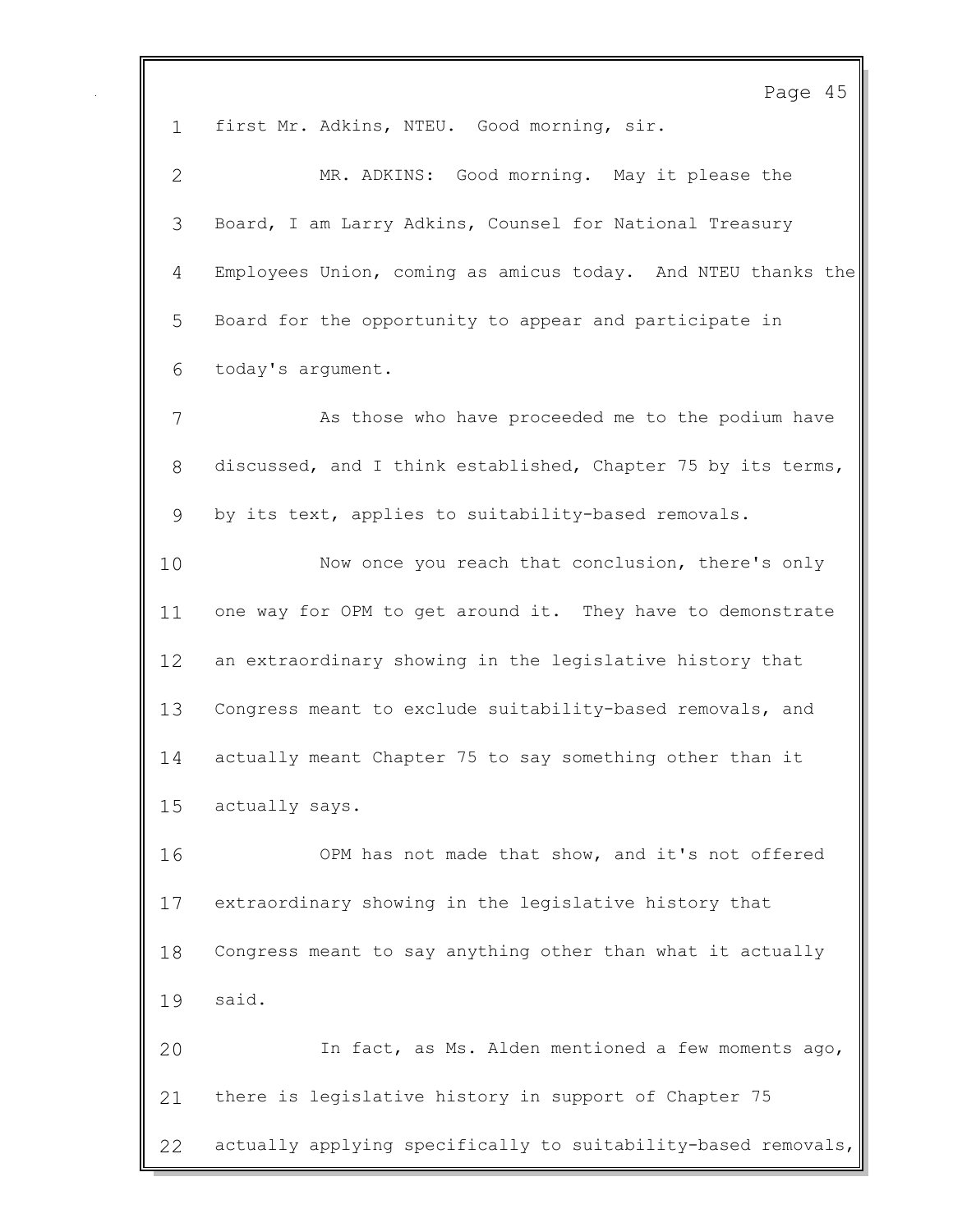first Mr. Adkins, NTEU. Good morning, sir.

MR. ADKINS: Good morning. May it please the Board, I am Larry Adkins, Counsel for National Treasury Employees Union, coming as amicus today. And NTEU thanks the Board for the opportunity to appear and participate in today's argument.

As those who have proceeded me to the podium have discussed, and I think established, Chapter 75 by its terms, by its text, applies to suitability-based removals.

Now once you reach that conclusion, there's only one way for OPM to get around it. They have to demonstrate an extraordinary showing in the legislative history that Congress meant to exclude suitability-based removals, and actually meant Chapter 75 to say something other than it actually says.

OPM has not made that show, and it's not offered extraordinary showing in the legislative history that Congress meant to say anything other than what it actually said.

In fact, as Ms. Alden mentioned a few moments ago, there is legislative history in support of Chapter 75 actually applying specifically to suitability-based removals,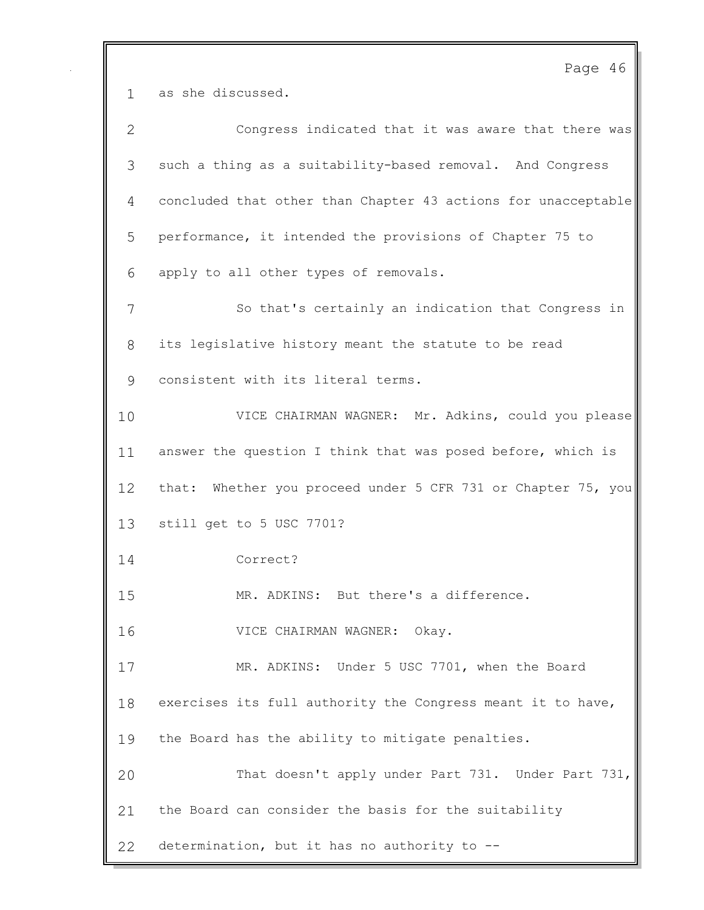as she discussed.

Congress indicated that it was aware that there was such a thing as a suitability-based removal. And Congress concluded that other than Chapter 43 actions for unacceptable performance, it intended the provisions of Chapter 75 to apply to all other types of removals.

So that's certainly an indication that Congress in its legislative history meant the statute to be read consistent with its literal terms.

VICE CHAIRMAN WAGNER: Mr. Adkins, could you please answer the question I think that was posed before, which is that: Whether you proceed under 5 CFR 731 or Chapter 75, you still get to 5 USC 7701?

Correct?

MR. ADKINS: But there's a difference.

VICE CHAIRMAN WAGNER: Okay.

MR. ADKINS: Under 5 USC 7701, when the Board exercises its full authority the Congress meant it to have, the Board has the ability to mitigate penalties.

That doesn't apply under Part 731. Under Part 731, the Board can consider the basis for the suitability determination, but it has no authority to --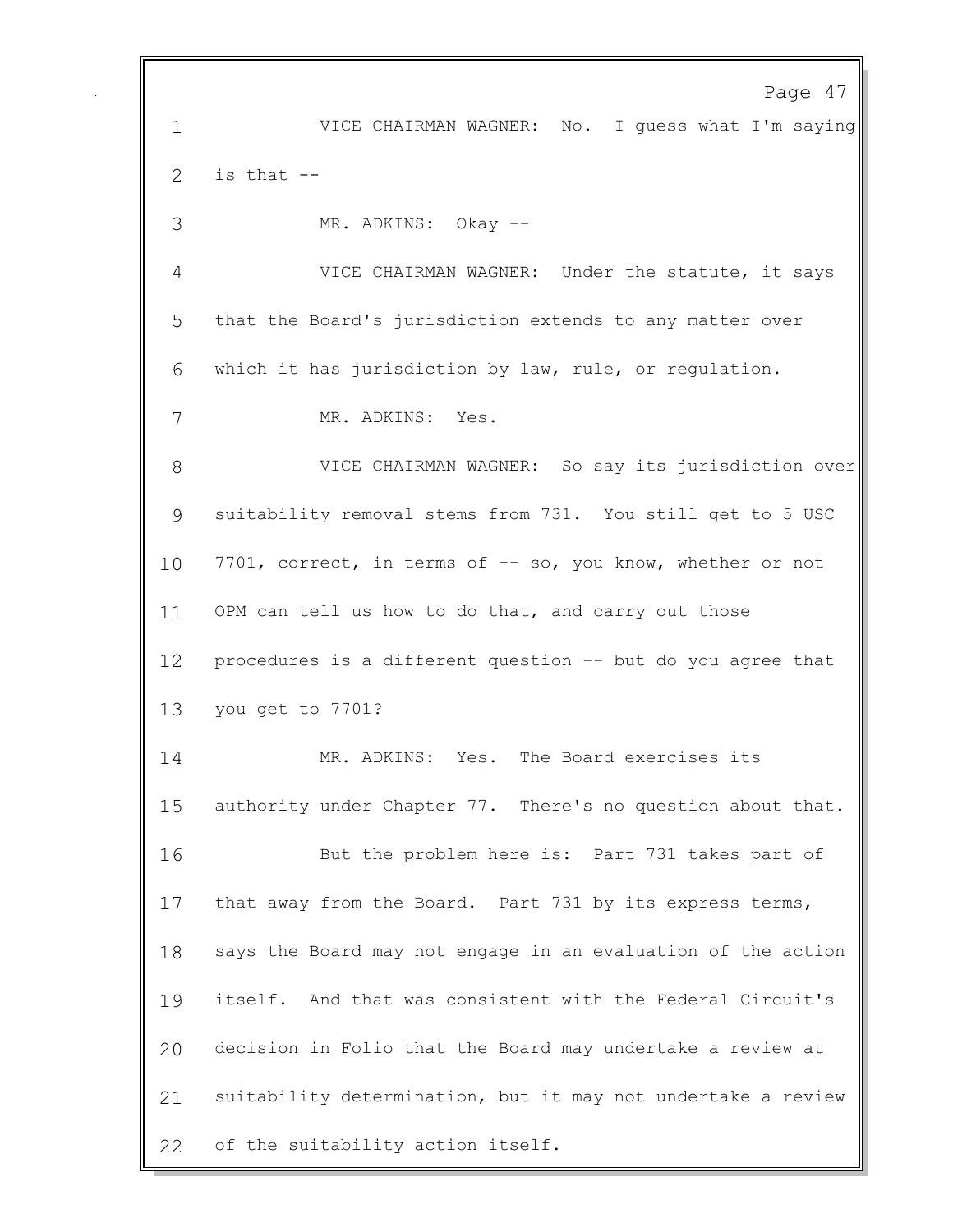VICE CHAIRMAN WAGNER: No. I guess what I'm saying is that --

MR. ADKINS: Okay --

VICE CHAIRMAN WAGNER: Under the statute, it says that the Board's jurisdiction extends to any matter over which it has jurisdiction by law, rule, or regulation.

MR. ADKINS: Yes.

VICE CHAIRMAN WAGNER: So say its jurisdiction over suitability removal stems from 731. You still get to 5 USC 7701, correct, in terms of -- so, you know, whether or not OPM can tell us how to do that, and carry out those procedures is a different question -- but do you agree that you get to 7701?

MR. ADKINS: Yes. The Board exercises its authority under Chapter 77. There's no question about that.

But the problem here is: Part 731 takes part of that away from the Board. Part 731 by its express terms, says the Board may not engage in an evaluation of the action itself. And that was consistent with the Federal Circuit's decision in Folio that the Board may undertake a review at suitability determination, but it may not undertake a review of the suitability action itself.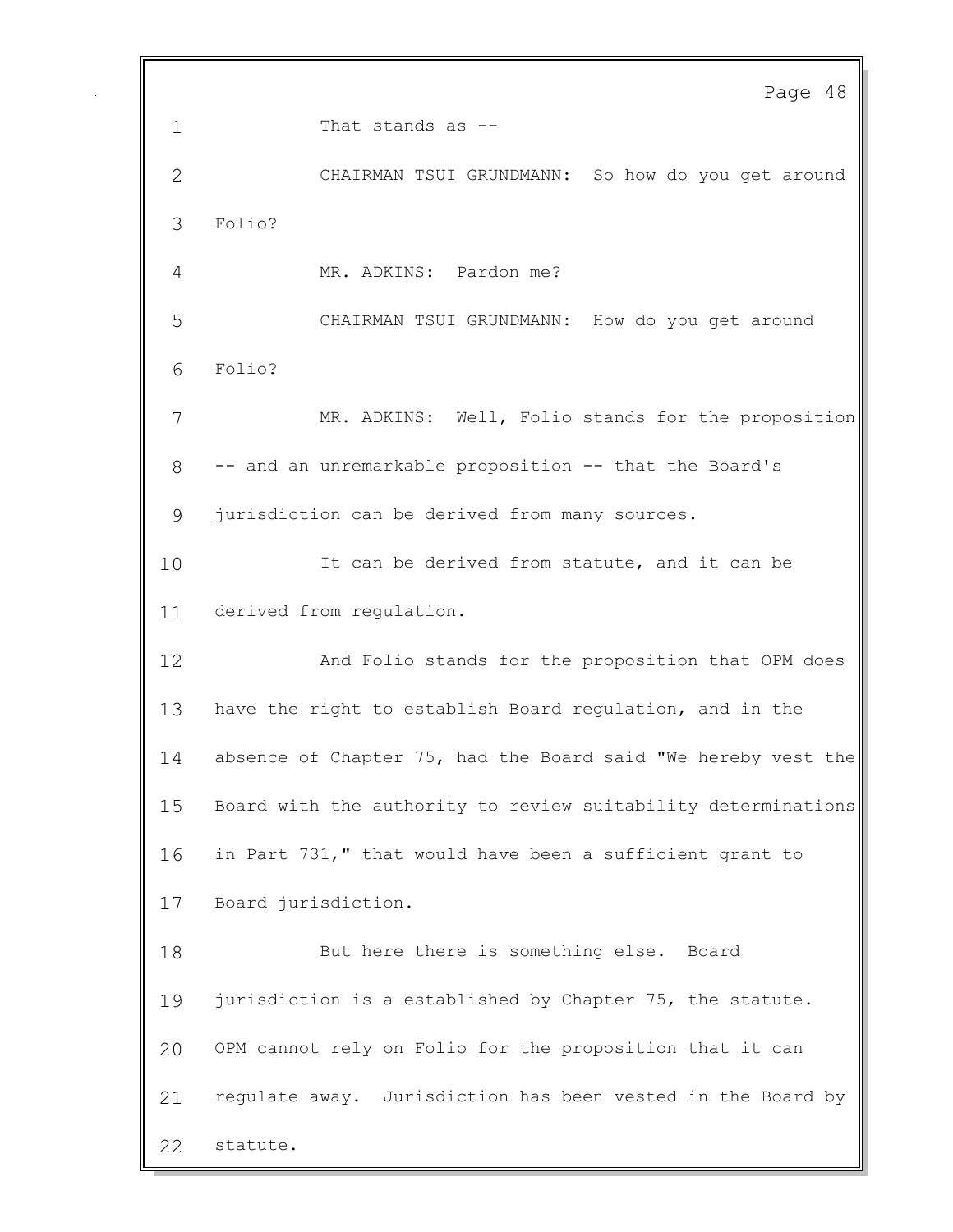That stands as --

CHAIRMAN TSUI GRUNDMANN: So how do you get around Folio?

MR. ADKINS: Pardon me?

CHAIRMAN TSUI GRUNDMANN: How do you get around Folio?

MR. ADKINS: Well, Folio stands for the proposition -- and an unremarkable proposition -- that the Board's jurisdiction can be derived from many sources.

It can be derived from statute, and it can be derived from regulation.

And Folio stands for the proposition that OPM does have the right to establish Board regulation, and in the absence of Chapter 75, had the Board said "We hereby vest the Board with the authority to review suitability determinations in Part 731," that would have been a sufficient grant to Board jurisdiction.

But here there is something else. Board jurisdiction is a established by Chapter 75, the statute. OPM cannot rely on Folio for the proposition that it can regulate away. Jurisdiction has been vested in the Board by statute.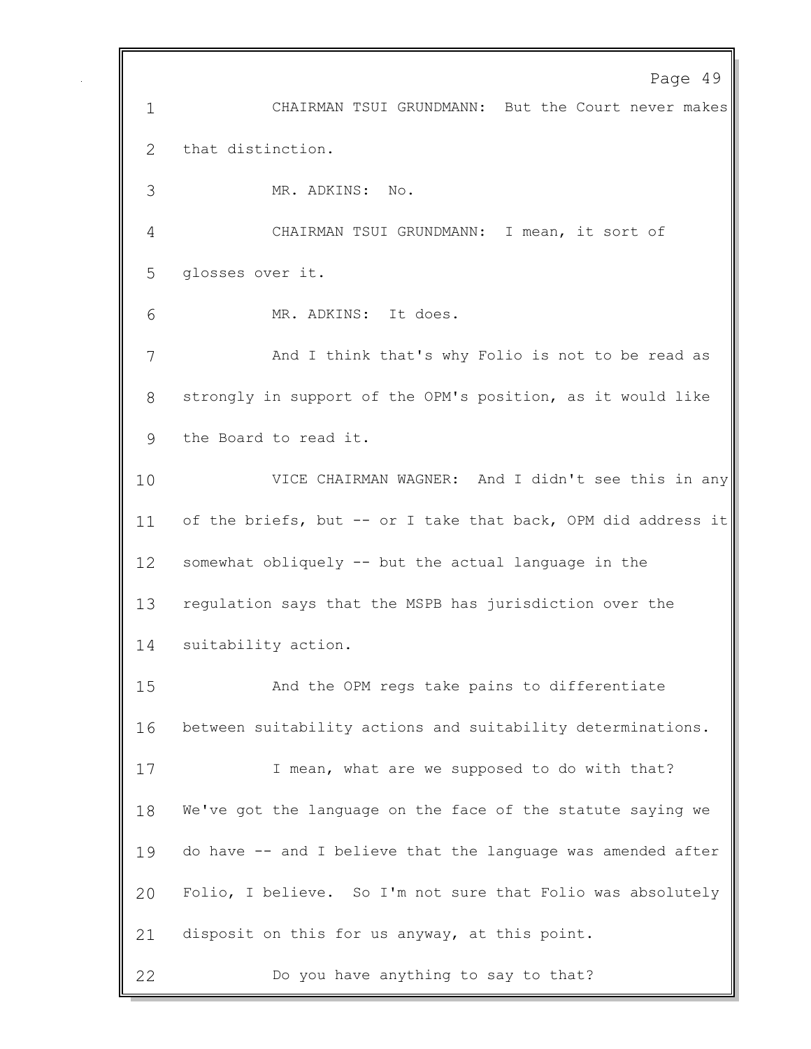CHAIRMAN TSUI GRUNDMANN: But the Court never makes that distinction.

MR. ADKINS: No.

CHAIRMAN TSUI GRUNDMANN: I mean, it sort of glosses over it.

MR. ADKINS: It does.

And I think that's why Folio is not to be read as strongly in support of the OPM's position, as it would like the Board to read it.

VICE CHAIRMAN WAGNER: And I didn't see this in any of the briefs, but -- or I take that back, OPM did address it somewhat obliquely -- but the actual language in the regulation says that the MSPB has jurisdiction over the suitability action.

And the OPM regs take pains to differentiate between suitability actions and suitability determinations.

I mean, what are we supposed to do with that? We've got the language on the face of the statute saying we do have -- and I believe that the language was amended after Folio, I believe. So I'm not sure that Folio was absolutely disposit on this for us anyway, at this point.

Do you have anything to say to that?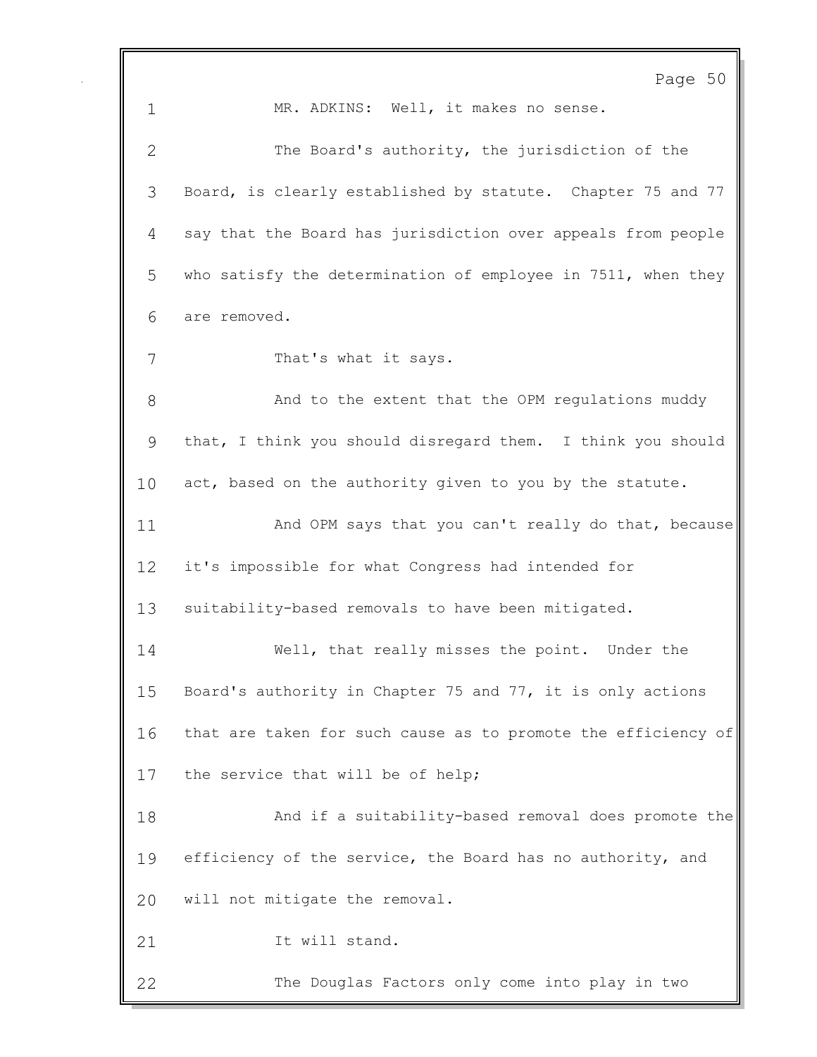MR. ADKINS: Well, it makes no sense.

The Board's authority, the jurisdiction of the Board, is clearly established by statute. Chapter 75 and 77 say that the Board has jurisdiction over appeals from people who satisfy the determination of employee in 7511, when they are removed.

That's what it says.

And to the extent that the OPM regulations muddy that, I think you should disregard them. I think you should act, based on the authority given to you by the statute.

And OPM says that you can't really do that, because it's impossible for what Congress had intended for suitability-based removals to have been mitigated.

Well, that really misses the point. Under the Board's authority in Chapter 75 and 77, it is only actions that are taken for such cause as to promote the efficiency of the service that will be of help;

And if a suitability-based removal does promote the efficiency of the service, the Board has no authority, and will not mitigate the removal.

It will stand.

The Douglas Factors only come into play in two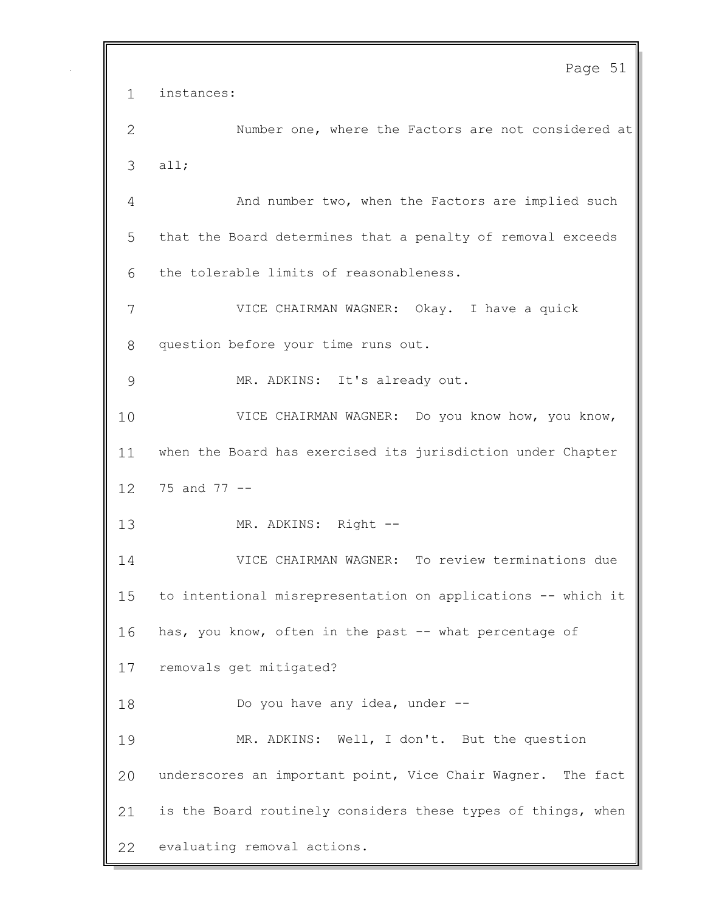instances:

Number one, where the Factors are not considered at all;

And number two, when the Factors are implied such that the Board determines that a penalty of removal exceeds the tolerable limits of reasonableness.

VICE CHAIRMAN WAGNER: Okay. I have a quick question before your time runs out.

MR. ADKINS: It's already out.

VICE CHAIRMAN WAGNER: Do you know how, you know, when the Board has exercised its jurisdiction under Chapter 75 and 77 --

MR. ADKINS: Right --

VICE CHAIRMAN WAGNER: To review terminations due to intentional misrepresentation on applications -- which it has, you know, often in the past -- what percentage of removals get mitigated?

Do you have any idea, under --

MR. ADKINS: Well, I don't. But the question underscores an important point, Vice Chair Wagner. The fact is the Board routinely considers these types of things, when evaluating removal actions.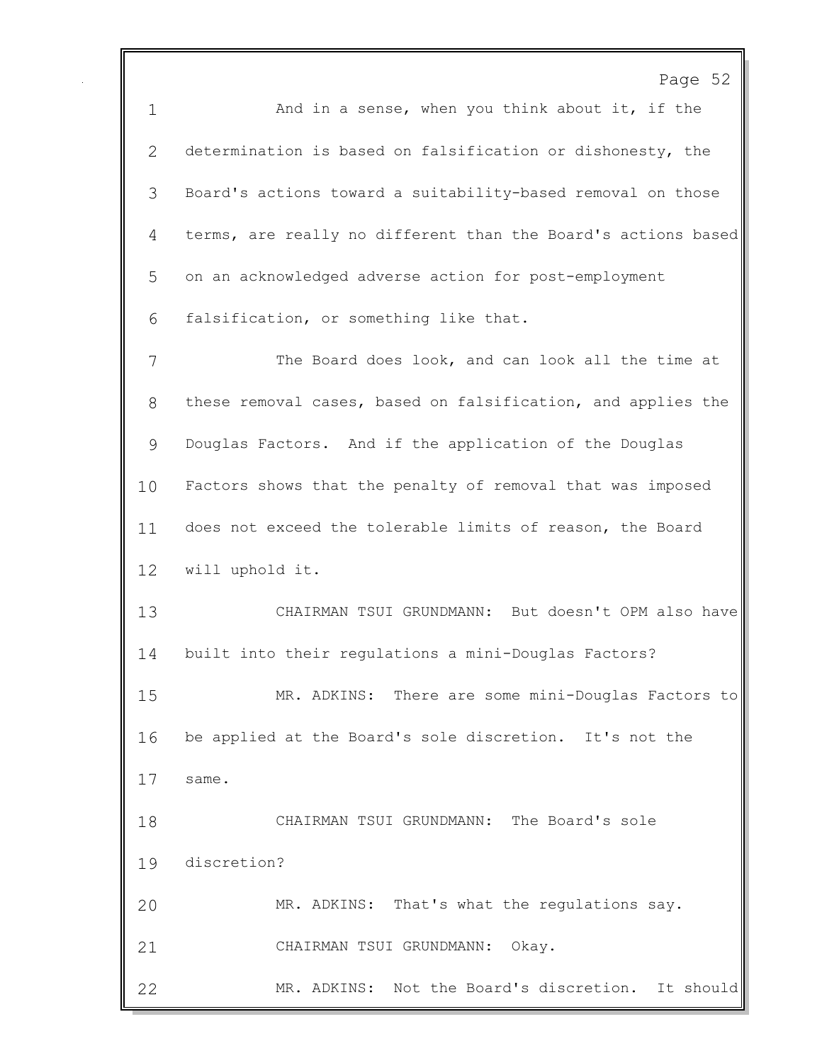And in a sense, when you think about it, if the determination is based on falsification or dishonesty, the Board's actions toward a suitability-based removal on those terms, are really no different than the Board's actions based on an acknowledged adverse action for post-employment falsification, or something like that.

The Board does look, and can look all the time at these removal cases, based on falsification, and applies the Douglas Factors. And if the application of the Douglas Factors shows that the penalty of removal that was imposed does not exceed the tolerable limits of reason, the Board will uphold it.

CHAIRMAN TSUI GRUNDMANN: But doesn't OPM also have built into their regulations a mini-Douglas Factors?

MR. ADKINS: There are some mini-Douglas Factors to be applied at the Board's sole discretion. It's not the same.

CHAIRMAN TSUI GRUNDMANN: The Board's sole discretion?

MR. ADKINS: That's what the regulations say.

CHAIRMAN TSUI GRUNDMANN: Okay.

MR. ADKINS: Not the Board's discretion. It should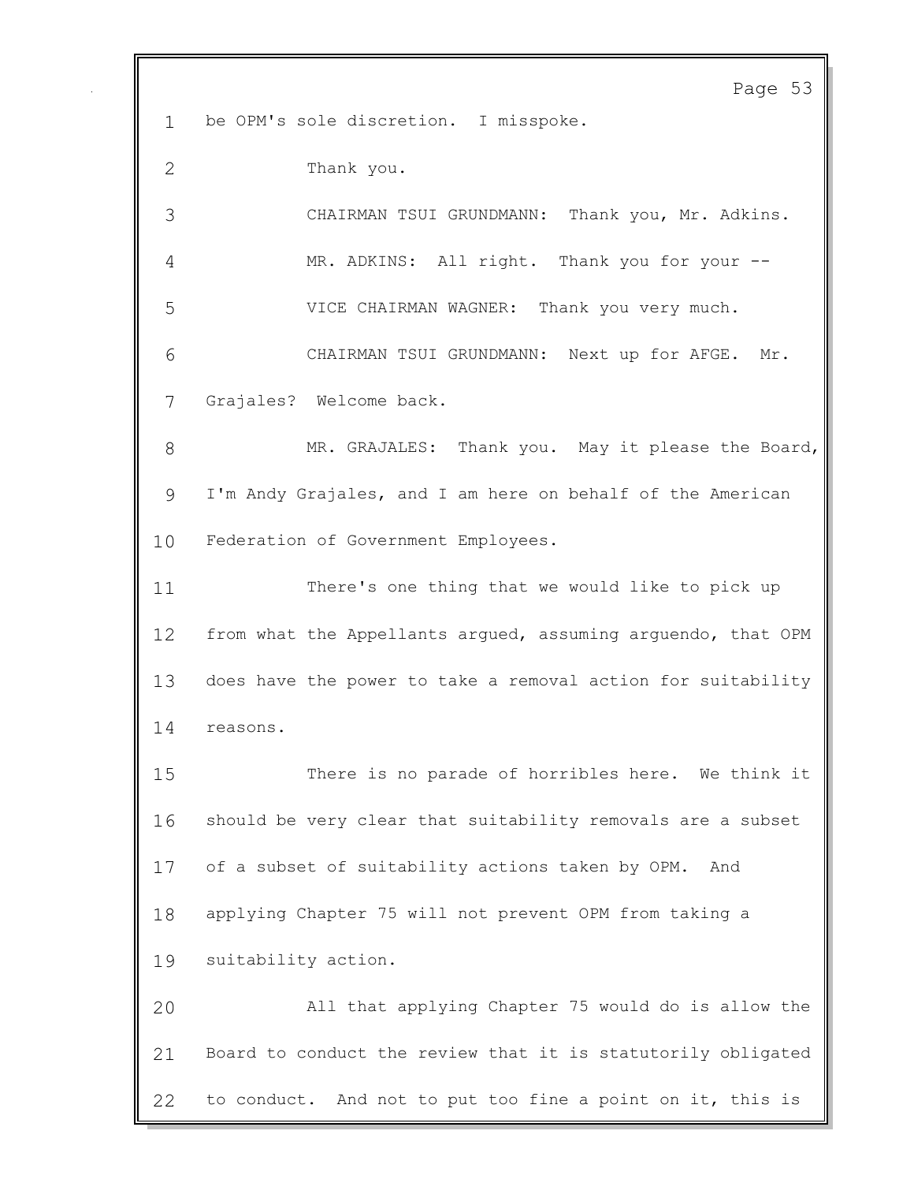be OPM's sole discretion. I misspoke.

Thank you.

CHAIRMAN TSUI GRUNDMANN: Thank you, Mr. Adkins.

MR. ADKINS: All right. Thank you for your --

VICE CHAIRMAN WAGNER: Thank you very much.

CHAIRMAN TSUI GRUNDMANN: Next up for AFGE. Mr. Grajales? Welcome back.

MR. GRAJALES: Thank you. May it please the Board, I'm Andy Grajales, and I am here on behalf of the American Federation of Government Employees.

There's one thing that we would like to pick up from what the Appellants argued, assuming arguendo, that OPM does have the power to take a removal action for suitability reasons.

There is no parade of horribles here. We think it should be very clear that suitability removals are a subset of a subset of suitability actions taken by OPM. And applying Chapter 75 will not prevent OPM from taking a suitability action.

All that applying Chapter 75 would do is allow the Board to conduct the review that it is statutorily obligated to conduct. And not to put too fine a point on it, this is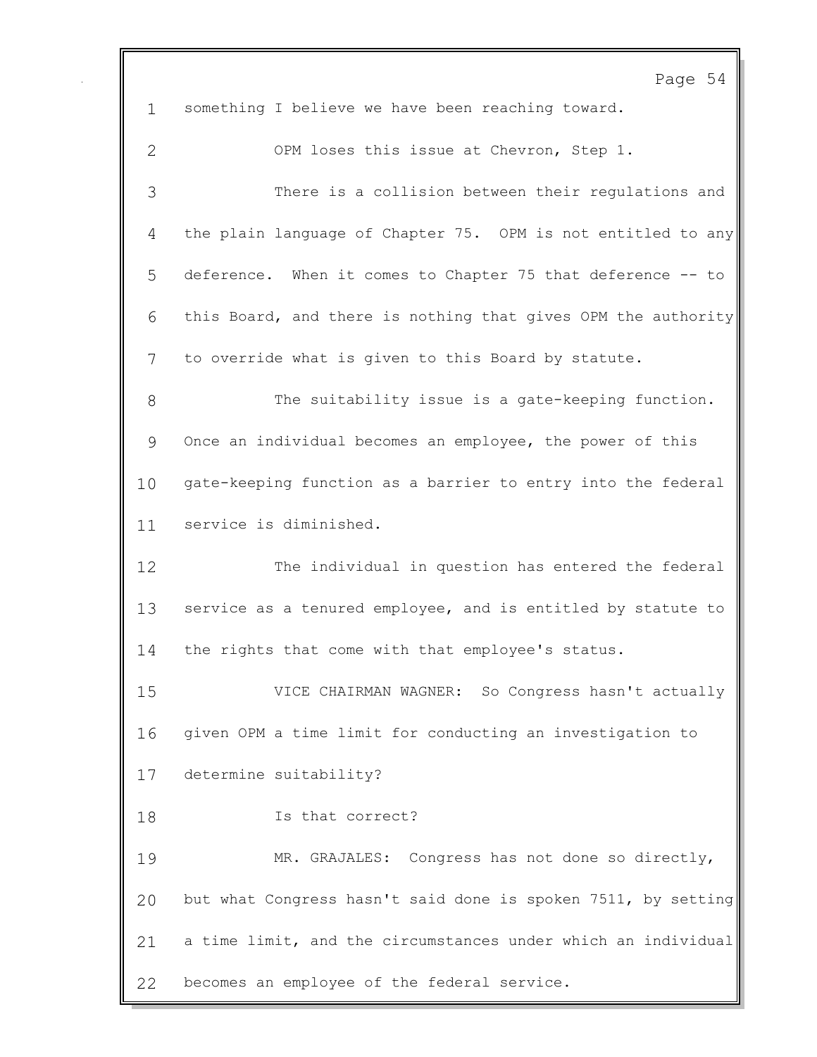something I believe we have been reaching toward.

OPM loses this issue at Chevron, Step 1.

There is a collision between their regulations and the plain language of Chapter 75. OPM is not entitled to any deference. When it comes to Chapter 75 that deference -- to this Board, and there is nothing that gives OPM the authority to override what is given to this Board by statute.

The suitability issue is a gate-keeping function. Once an individual becomes an employee, the power of this gate-keeping function as a barrier to entry into the federal service is diminished.

The individual in question has entered the federal service as a tenured employee, and is entitled by statute to the rights that come with that employee's status.

VICE CHAIRMAN WAGNER: So Congress hasn't actually given OPM a time limit for conducting an investigation to determine suitability?

Is that correct?

MR. GRAJALES: Congress has not done so directly, but what Congress hasn't said done is spoken 7511, by setting a time limit, and the circumstances under which an individual becomes an employee of the federal service.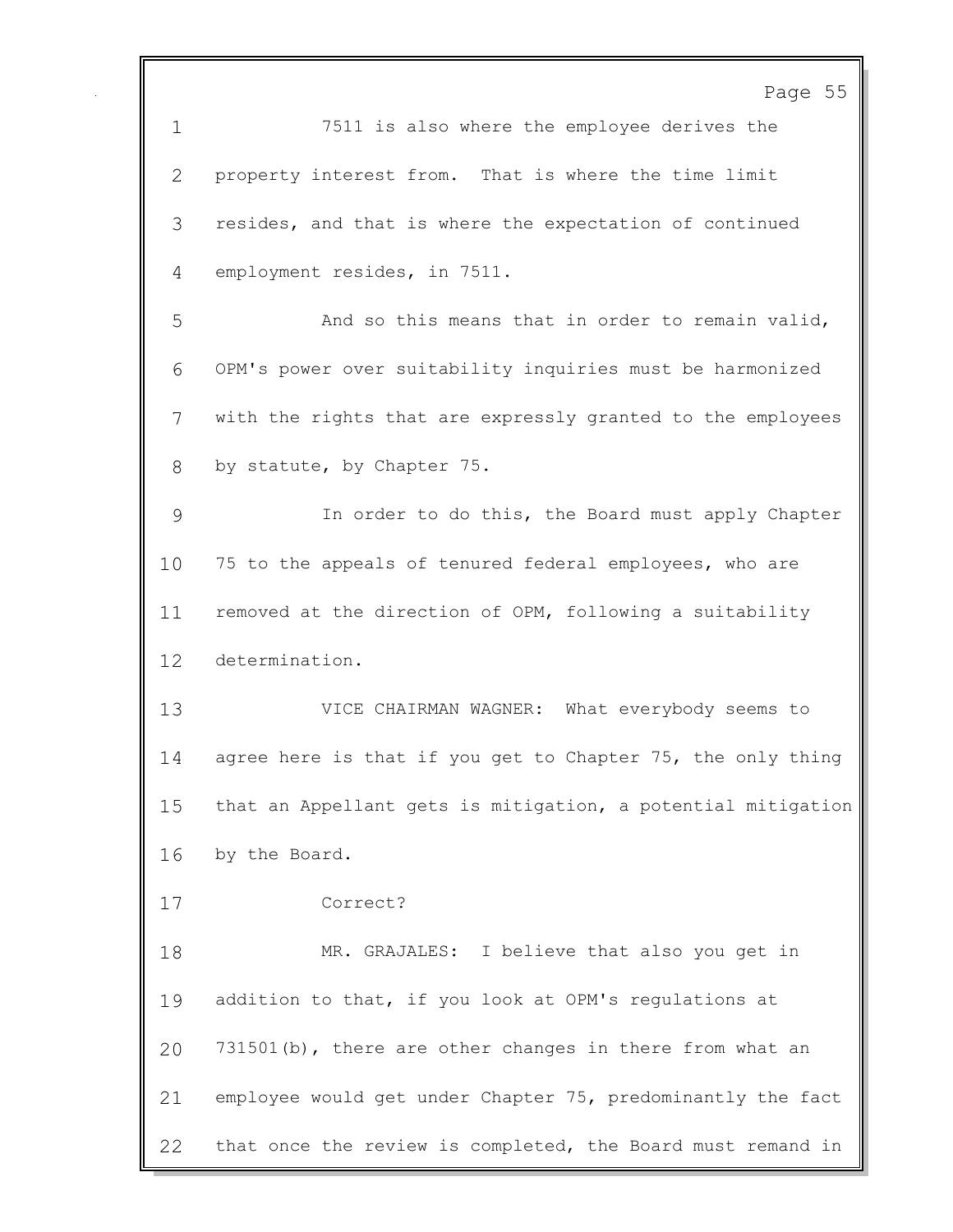7511 is also where the employee derives the property interest from. That is where the time limit resides, and that is where the expectation of continued employment resides, in 7511.

And so this means that in order to remain valid, OPM's power over suitability inquiries must be harmonized with the rights that are expressly granted to the employees by statute, by Chapter 75.

In order to do this, the Board must apply Chapter 75 to the appeals of tenured federal employees, who are removed at the direction of OPM, following a suitability determination.

VICE CHAIRMAN WAGNER: What everybody seems to agree here is that if you get to Chapter 75, the only thing that an Appellant gets is mitigation, a potential mitigation by the Board.

Correct?

MR. GRAJALES: I believe that also you get in addition to that, if you look at OPM's regulations at 731501(b), there are other changes in there from what an employee would get under Chapter 75, predominantly the fact that once the review is completed, the Board must remand in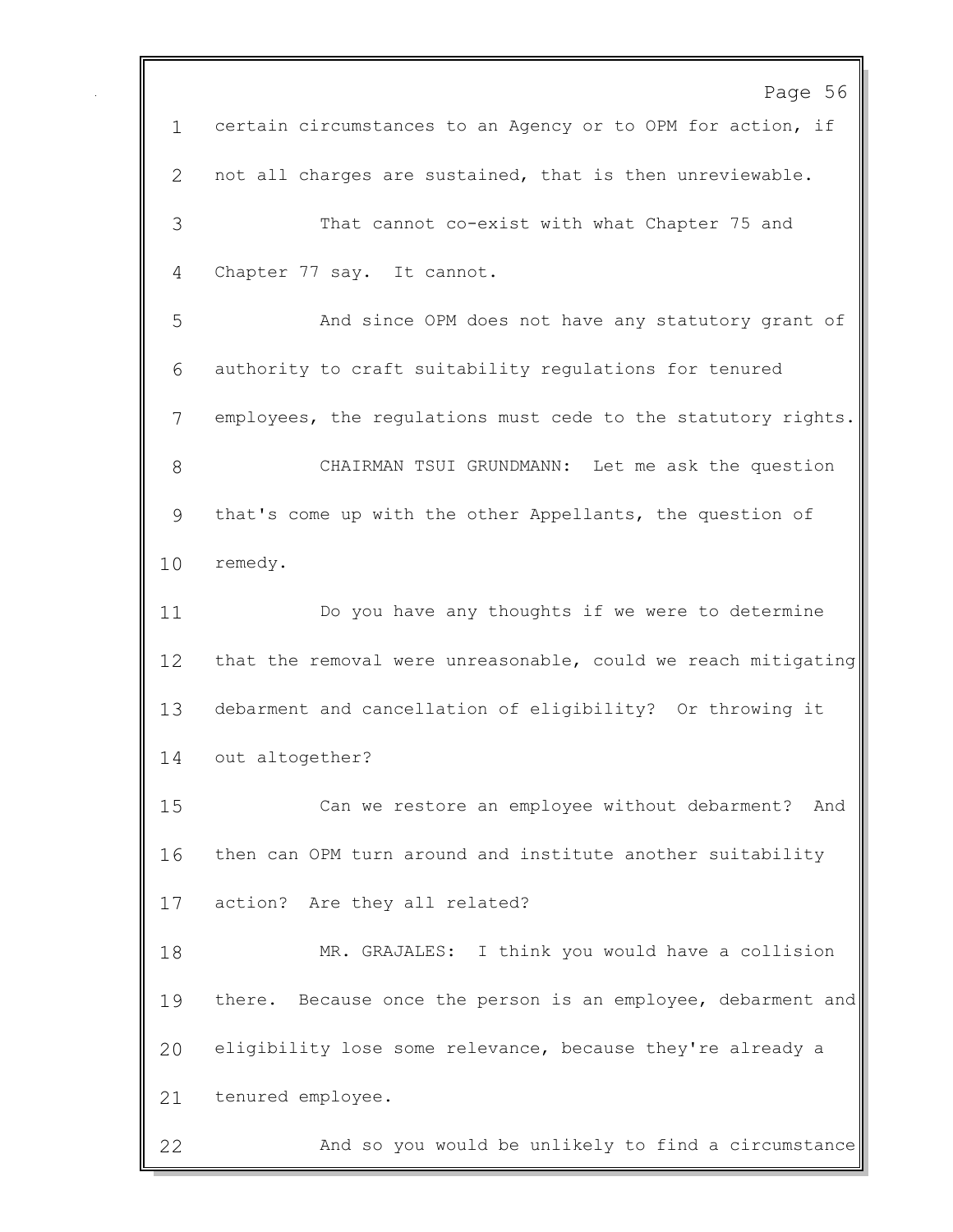certain circumstances to an Agency or to OPM for action, if not all charges are sustained, that is then unreviewable.

That cannot co-exist with what Chapter 75 and Chapter 77 say. It cannot.

And since OPM does not have any statutory grant of authority to craft suitability regulations for tenured employees, the regulations must cede to the statutory rights.

CHAIRMAN TSUI GRUNDMANN: Let me ask the question that's come up with the other Appellants, the question of remedy.

Do you have any thoughts if we were to determine that the removal were unreasonable, could we reach mitigating debarment and cancellation of eligibility? Or throwing it out altogether?

Can we restore an employee without debarment? And then can OPM turn around and institute another suitability action? Are they all related?

MR. GRAJALES: I think you would have a collision there. Because once the person is an employee, debarment and eligibility lose some relevance, because they're already a tenured employee.

And so you would be unlikely to find a circumstance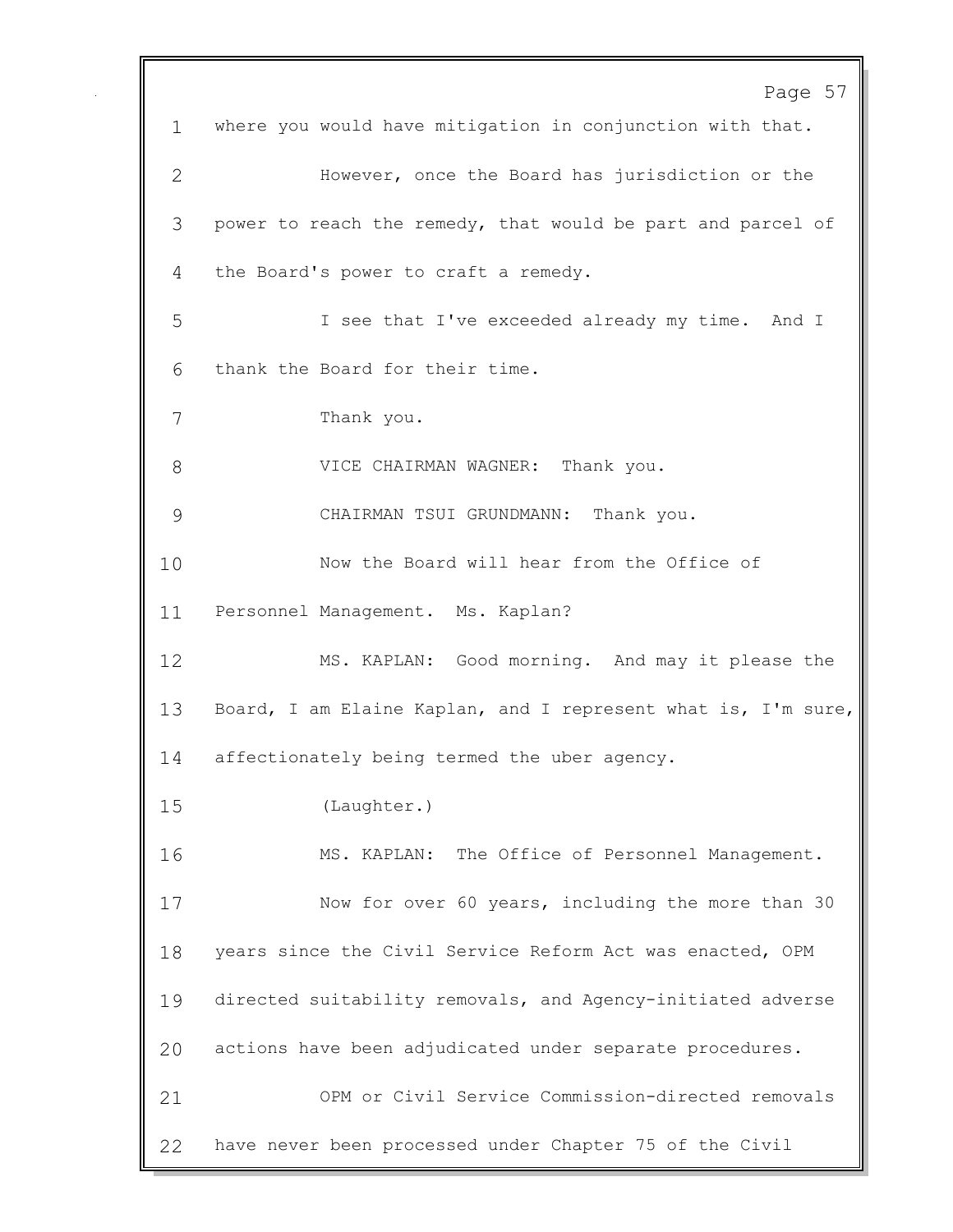where you would have mitigation in conjunction with that.

However, once the Board has jurisdiction or the power to reach the remedy, that would be part and parcel of the Board's power to craft a remedy.

I see that I've exceeded already my time. And I thank the Board for their time.

Thank you.

VICE CHAIRMAN WAGNER: Thank you.

CHAIRMAN TSUI GRUNDMANN: Thank you.

Now the Board will hear from the Office of Personnel Management. Ms. Kaplan?

MS. KAPLAN: Good morning. And may it please the Board, I am Elaine Kaplan, and I represent what is, I'm sure, affectionately being termed the uber agency.

(Laughter.)

MS. KAPLAN: The Office of Personnel Management.

Now for over 60 years, including the more than 30 years since the Civil Service Reform Act was enacted, OPM directed suitability removals, and Agency-initiated adverse actions have been adjudicated under separate procedures.

OPM or Civil Service Commission-directed removals have never been processed under Chapter 75 of the Civil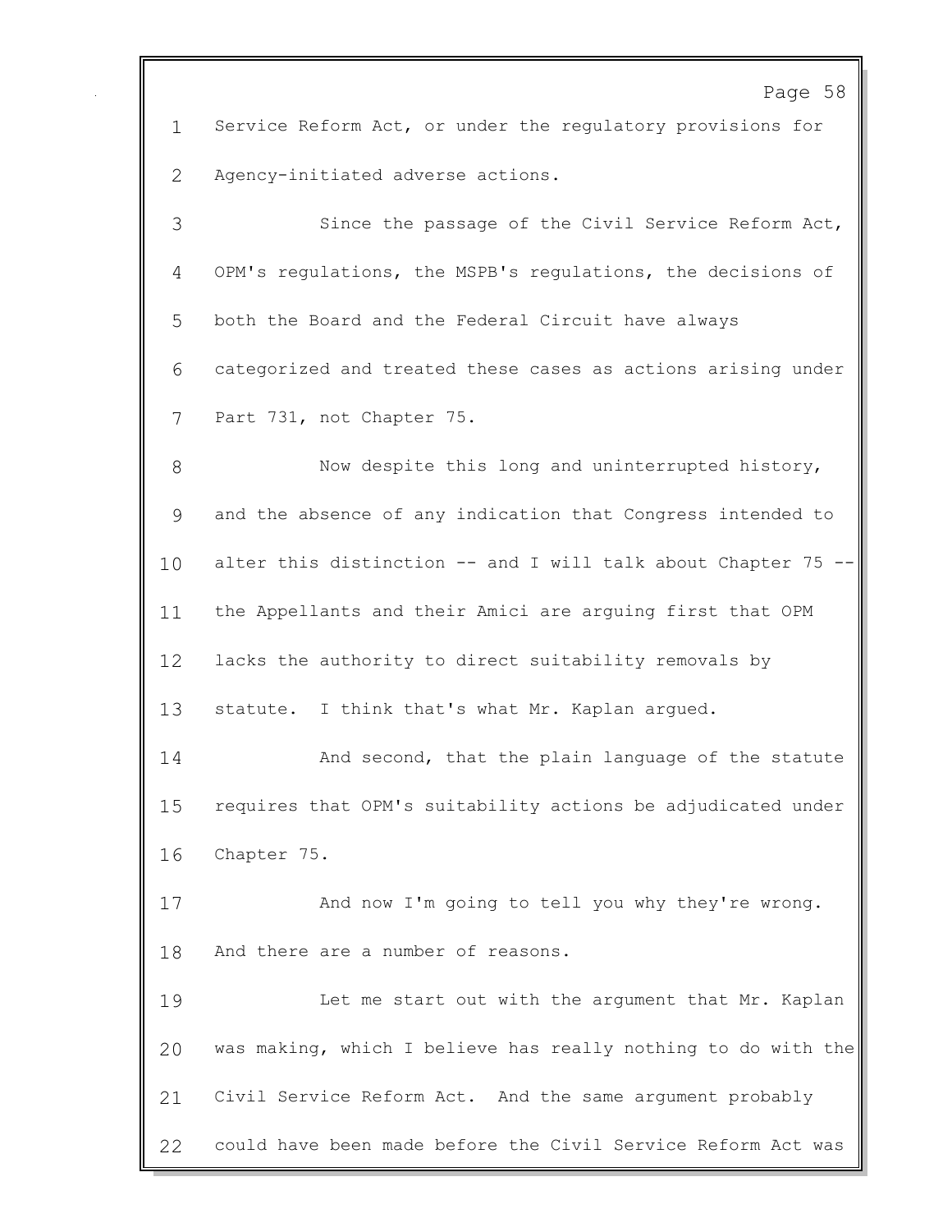Service Reform Act, or under the regulatory provisions for Agency-initiated adverse actions.

Since the passage of the Civil Service Reform Act, OPM's regulations, the MSPB's regulations, the decisions of both the Board and the Federal Circuit have always categorized and treated these cases as actions arising under Part 731, not Chapter 75.

Now despite this long and uninterrupted history, and the absence of any indication that Congress intended to alter this distinction -- and I will talk about Chapter 75 -- the Appellants and their Amici are arguing first that OPM lacks the authority to direct suitability removals by statute. I think that's what Mr. Kaplan argued.

And second, that the plain language of the statute requires that OPM's suitability actions be adjudicated under Chapter 75.

And now I'm going to tell you why they're wrong. And there are a number of reasons.

Let me start out with the argument that Mr. Kaplan was making, which I believe has really nothing to do with the Civil Service Reform Act. And the same argument probably could have been made before the Civil Service Reform Act was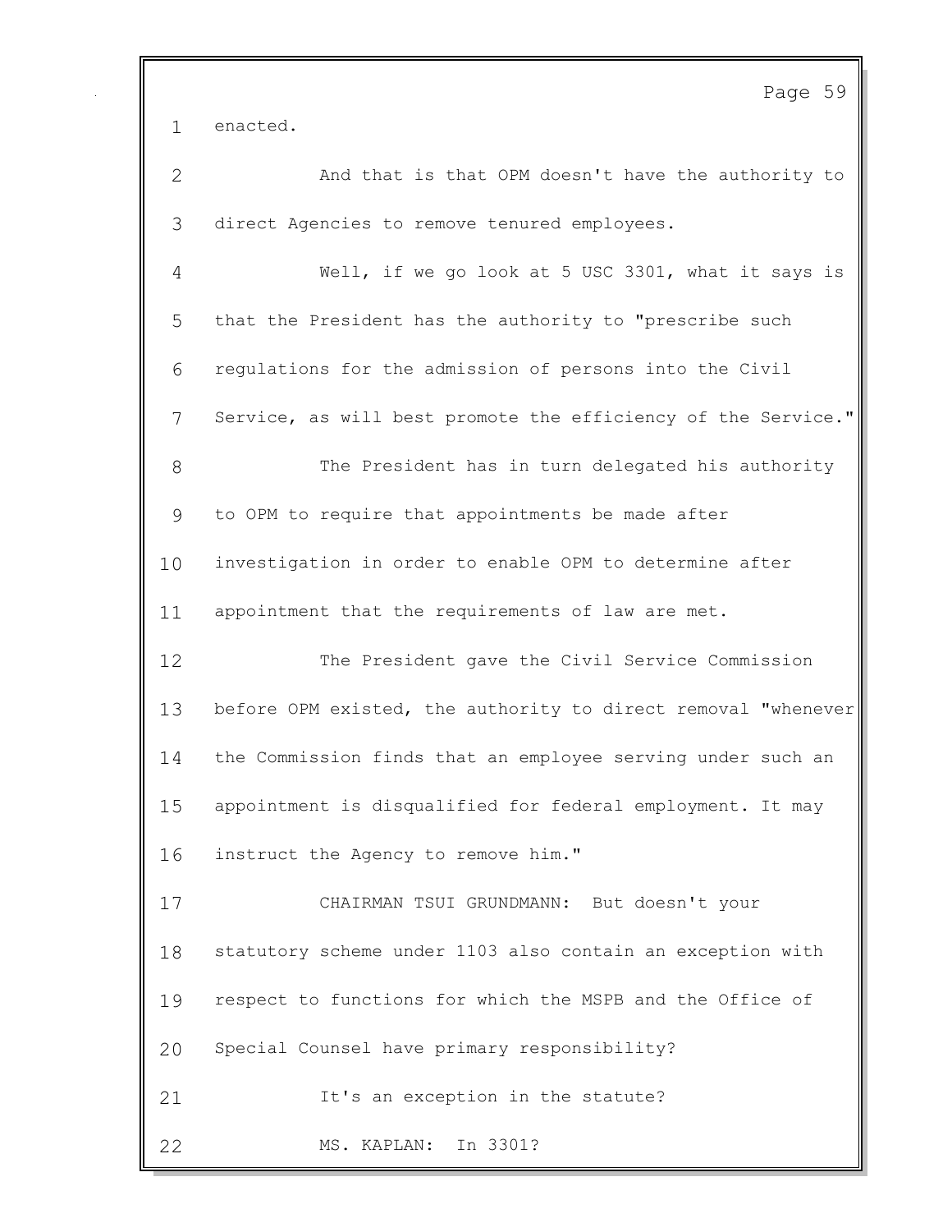enacted.

And that is that OPM doesn't have the authority to direct Agencies to remove tenured employees.

Well, if we go look at 5 USC 3301, what it says is that the President has the authority to "prescribe such regulations for the admission of persons into the Civil Service, as will best promote the efficiency of the Service."

The President has in turn delegated his authority to OPM to require that appointments be made after investigation in order to enable OPM to determine after appointment that the requirements of law are met.

The President gave the Civil Service Commission before OPM existed, the authority to direct removal "whenever the Commission finds that an employee serving under such an appointment is disqualified for federal employment. It may instruct the Agency to remove him."

CHAIRMAN TSUI GRUNDMANN: But doesn't your statutory scheme under 1103 also contain an exception with respect to functions for which the MSPB and the Office of Special Counsel have primary responsibility?

It's an exception in the statute?

MS. KAPLAN: In 3301?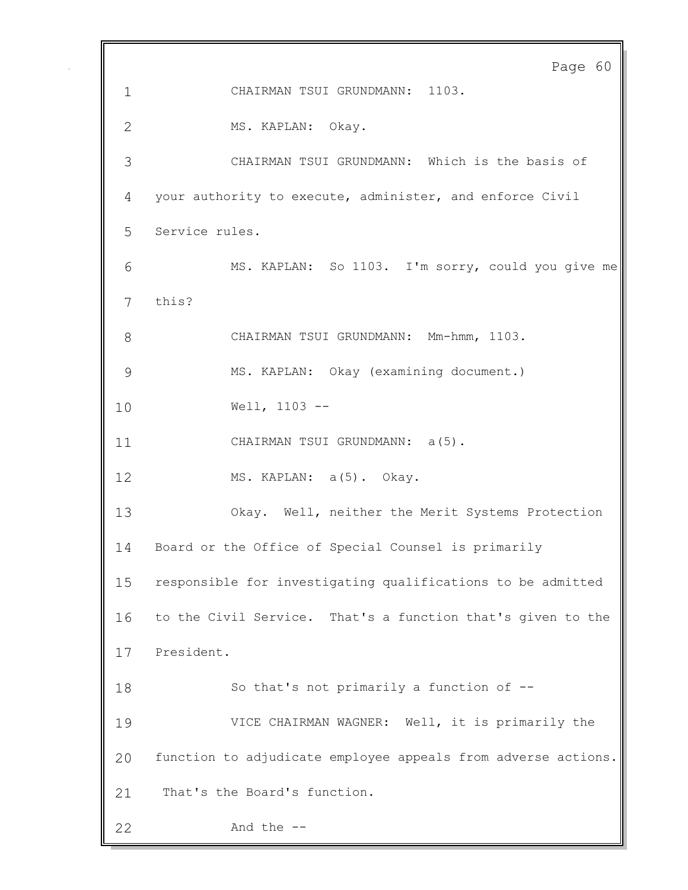CHAIRMAN TSUI GRUNDMANN: 1103.

MS. KAPLAN: Okay.

CHAIRMAN TSUI GRUNDMANN: Which is the basis of your authority to execute, administer, and enforce Civil Service rules.

MS. KAPLAN: So 1103. I'm sorry, could you give me this?

CHAIRMAN TSUI GRUNDMANN: Mm-hmm, 1103.

MS. KAPLAN: Okay (examining document.)

Well, 1103 --

CHAIRMAN TSUI GRUNDMANN: a(5).

MS. KAPLAN: a(5). Okay.

Okay. Well, neither the Merit Systems Protection Board or the Office of Special Counsel is primarily responsible for investigating qualifications to be admitted to the Civil Service. That's a function that's given to the President.

So that's not primarily a function of --

VICE CHAIRMAN WAGNER: Well, it is primarily the function to adjudicate employee appeals from adverse actions. That's the Board's function.

And the --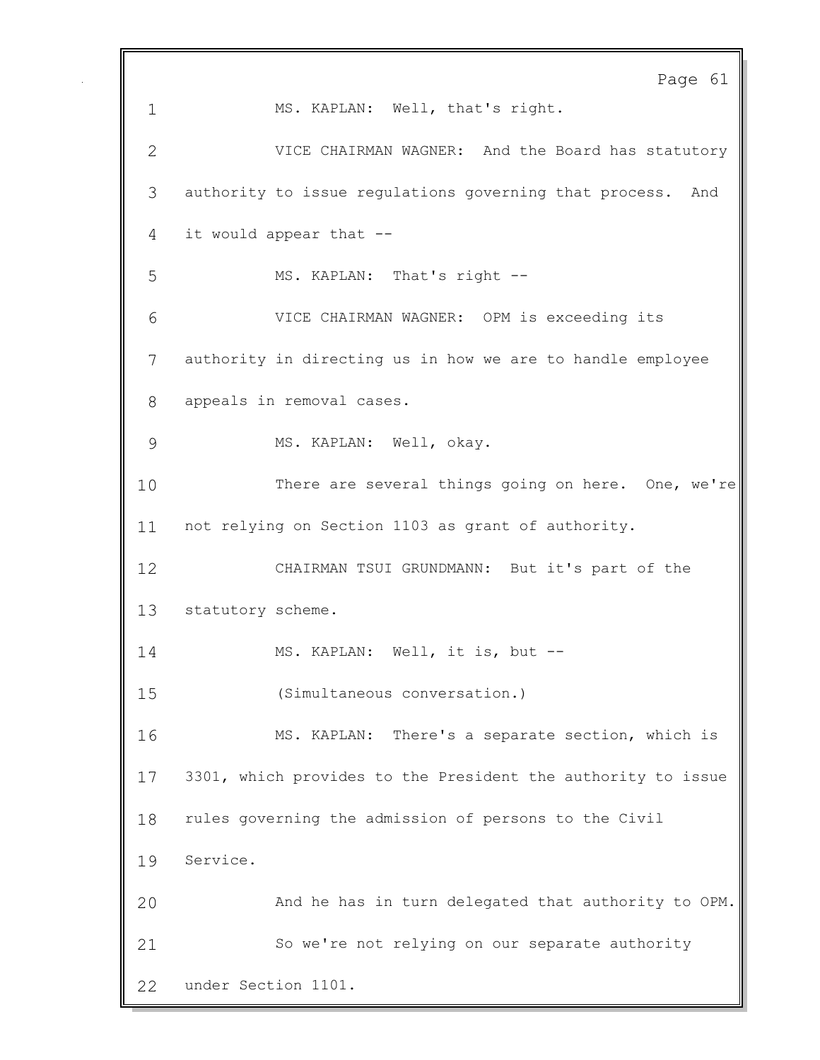MS. KAPLAN: Well, that's right.

VICE CHAIRMAN WAGNER: And the Board has statutory authority to issue regulations governing that process. And it would appear that --

MS. KAPLAN: That's right --

VICE CHAIRMAN WAGNER: OPM is exceeding its authority in directing us in how we are to handle employee appeals in removal cases.

MS. KAPLAN: Well, okay.

There are several things going on here. One, we're not relying on Section 1103 as grant of authority.

CHAIRMAN TSUI GRUNDMANN: But it's part of the statutory scheme.

MS. KAPLAN: Well, it is, but --

(Simultaneous conversation.)

MS. KAPLAN: There's a separate section, which is 3301, which provides to the President the authority to issue rules governing the admission of persons to the Civil Service.

And he has in turn delegated that authority to OPM.

So we're not relying on our separate authority under Section 1101.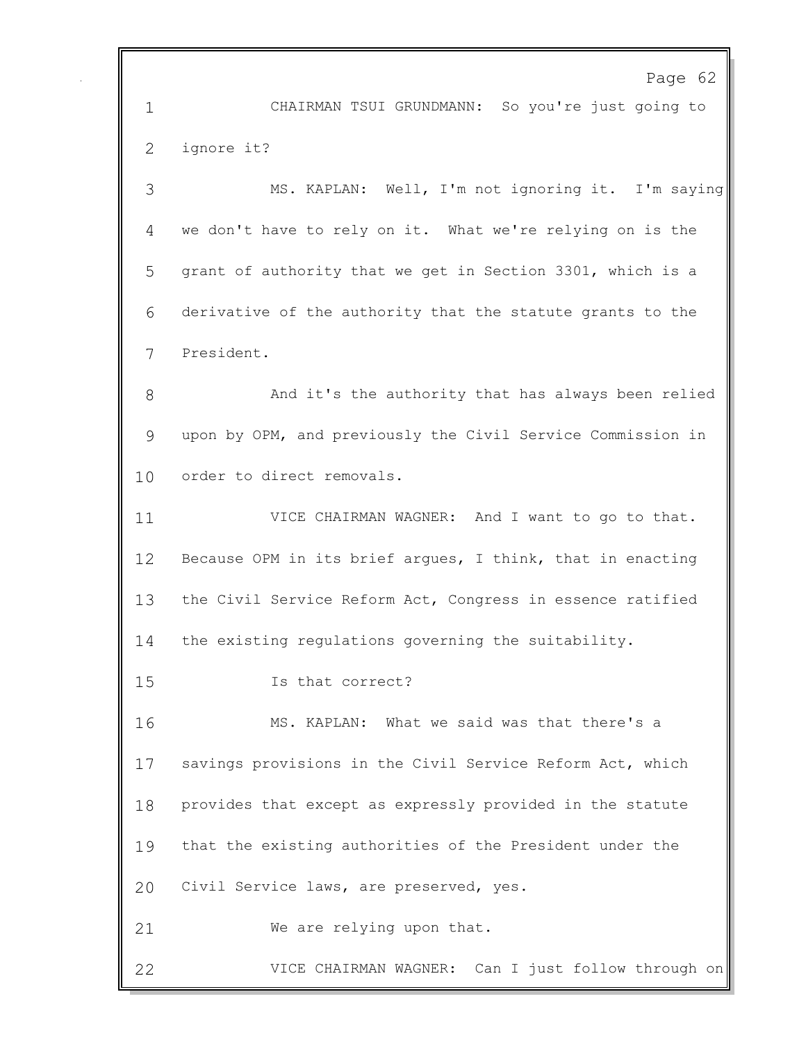CHAIRMAN TSUI GRUNDMANN: So you're just going to ignore it?

MS. KAPLAN: Well, I'm not ignoring it. I'm saying we don't have to rely on it. What we're relying on is the grant of authority that we get in Section 3301, which is a derivative of the authority that the statute grants to the President.

And it's the authority that has always been relied upon by OPM, and previously the Civil Service Commission in order to direct removals.

VICE CHAIRMAN WAGNER: And I want to go to that. Because OPM in its brief argues, I think, that in enacting the Civil Service Reform Act, Congress in essence ratified the existing regulations governing the suitability.

Is that correct?

MS. KAPLAN: What we said was that there's a savings provisions in the Civil Service Reform Act, which provides that except as expressly provided in the statute that the existing authorities of the President under the Civil Service laws, are preserved, yes.

We are relying upon that.

VICE CHAIRMAN WAGNER: Can I just follow through on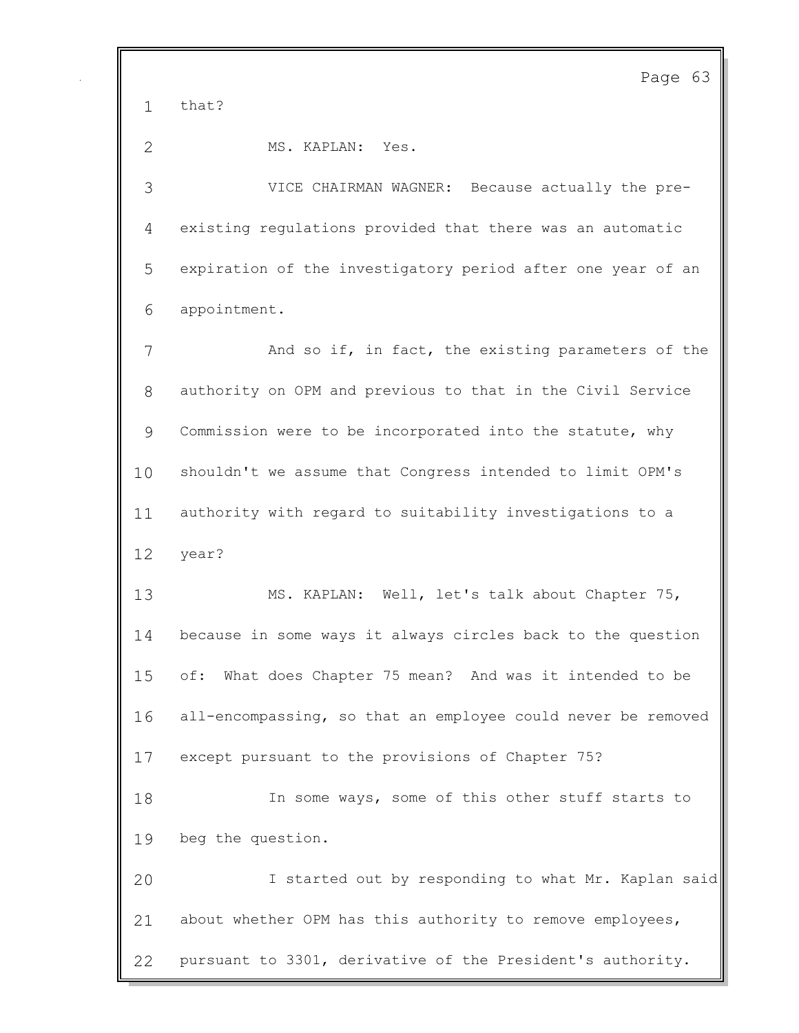that?

MS. KAPLAN: Yes.

VICE CHAIRMAN WAGNER: Because actually the pre-existing regulations provided that there was an automatic expiration of the investigatory period after one year of an appointment.

And so if, in fact, the existing parameters of the authority on OPM and previous to that in the Civil Service Commission were to be incorporated into the statute, why shouldn't we assume that Congress intended to limit OPM's authority with regard to suitability investigations to a year?

MS. KAPLAN: Well, let's talk about Chapter 75, because in some ways it always circles back to the question of: What does Chapter 75 mean? And was it intended to be all-encompassing, so that an employee could never be removed except pursuant to the provisions of Chapter 75?

In some ways, some of this other stuff starts to beg the question.

I started out by responding to what Mr. Kaplan said about whether OPM has this authority to remove employees, pursuant to 3301, derivative of the President's authority.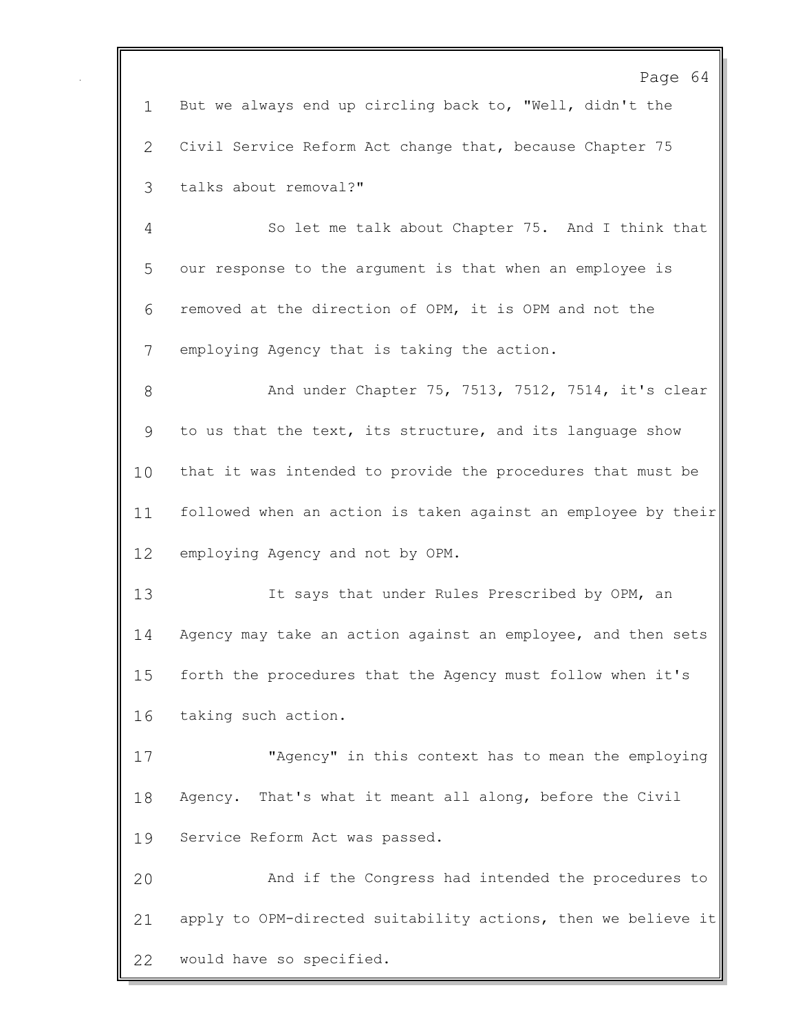But we always end up circling back to, "Well, didn't the Civil Service Reform Act change that, because Chapter 75 talks about removal?"

So let me talk about Chapter 75. And I think that our response to the argument is that when an employee is removed at the direction of OPM, it is OPM and not the employing Agency that is taking the action.

And under Chapter 75, 7513, 7512, 7514, it's clear to us that the text, its structure, and its language show that it was intended to provide the procedures that must be followed when an action is taken against an employee by their employing Agency and not by OPM.

It says that under Rules Prescribed by OPM, an Agency may take an action against an employee, and then sets forth the procedures that the Agency must follow when it's taking such action.

"Agency" in this context has to mean the employing Agency. That's what it meant all along, before the Civil Service Reform Act was passed.

And if the Congress had intended the procedures to apply to OPM-directed suitability actions, then we believe it would have so specified.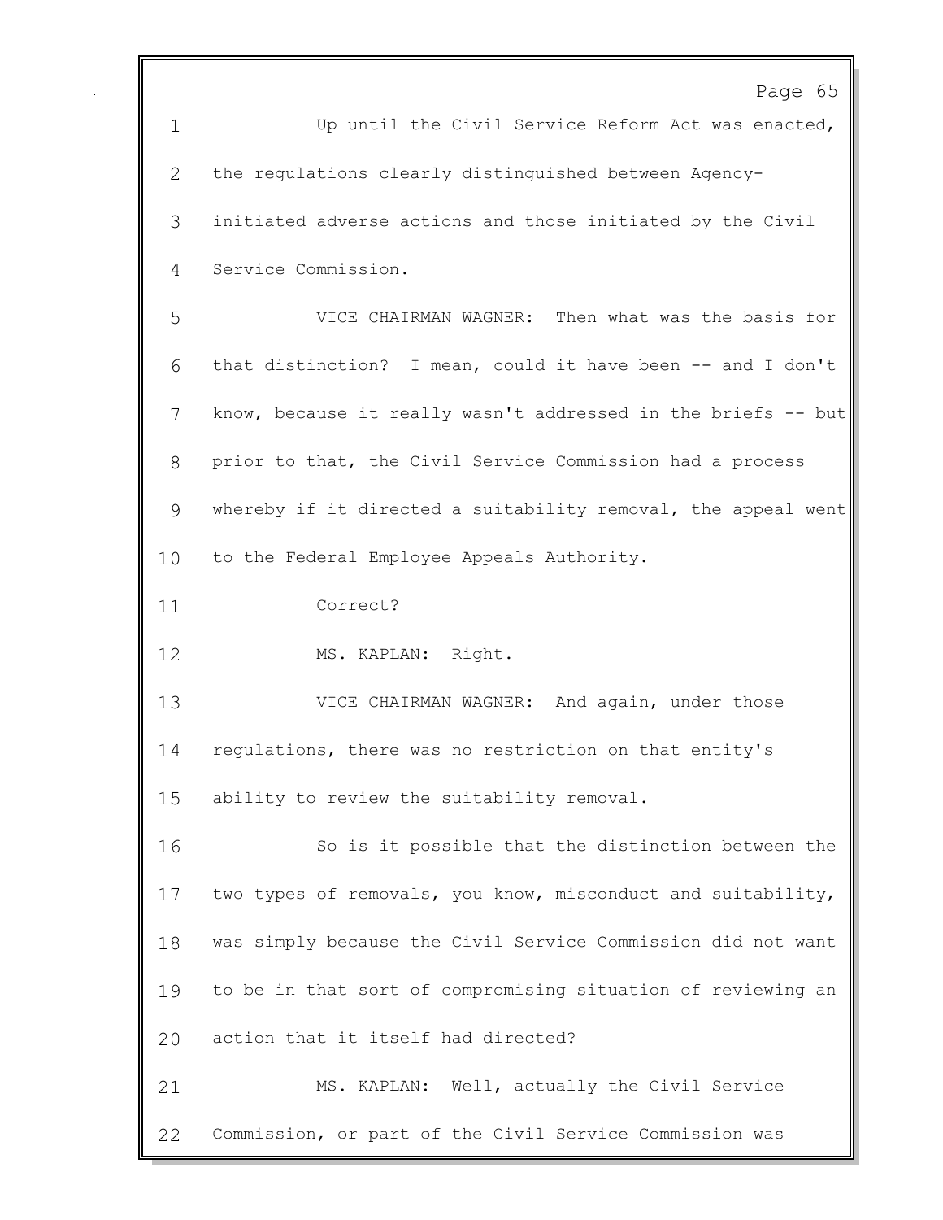Up until the Civil Service Reform Act was enacted, the regulations clearly distinguished between Agency-initiated adverse actions and those initiated by the Civil Service Commission.

VICE CHAIRMAN WAGNER: Then what was the basis for that distinction? I mean, could it have been -- and I don't know, because it really wasn't addressed in the briefs -- but prior to that, the Civil Service Commission had a process whereby if it directed a suitability removal, the appeal went to the Federal Employee Appeals Authority.

Correct?

MS. KAPLAN: Right.

VICE CHAIRMAN WAGNER: And again, under those regulations, there was no restriction on that entity's ability to review the suitability removal.

So is it possible that the distinction between the two types of removals, you know, misconduct and suitability, was simply because the Civil Service Commission did not want to be in that sort of compromising situation of reviewing an action that it itself had directed?

MS. KAPLAN: Well, actually the Civil Service Commission, or part of the Civil Service Commission was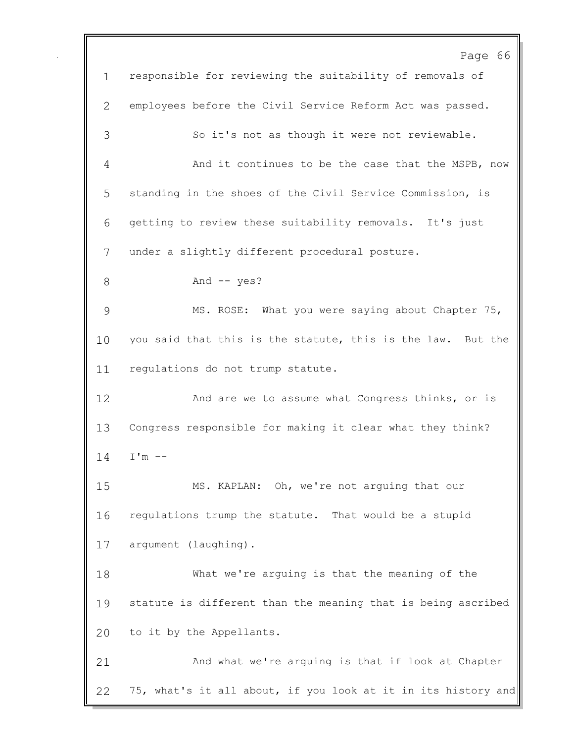responsible for reviewing the suitability of removals of employees before the Civil Service Reform Act was passed.

So it's not as though it were not reviewable.

And it continues to be the case that the MSPB, now standing in the shoes of the Civil Service Commission, is getting to review these suitability removals. It's just under a slightly different procedural posture.

And -- yes?

MS. ROSE: What you were saying about Chapter 75, you said that this is the statute, this is the law. But the regulations do not trump statute.

And are we to assume what Congress thinks, or is Congress responsible for making it clear what they think? I'm --

MS. KAPLAN: Oh, we're not arguing that our regulations trump the statute. That would be a stupid argument (laughing).

What we're arguing is that the meaning of the statute is different than the meaning that is being ascribed to it by the Appellants.

And what we're arguing is that if look at Chapter 75, what's it all about, if you look at it in its history and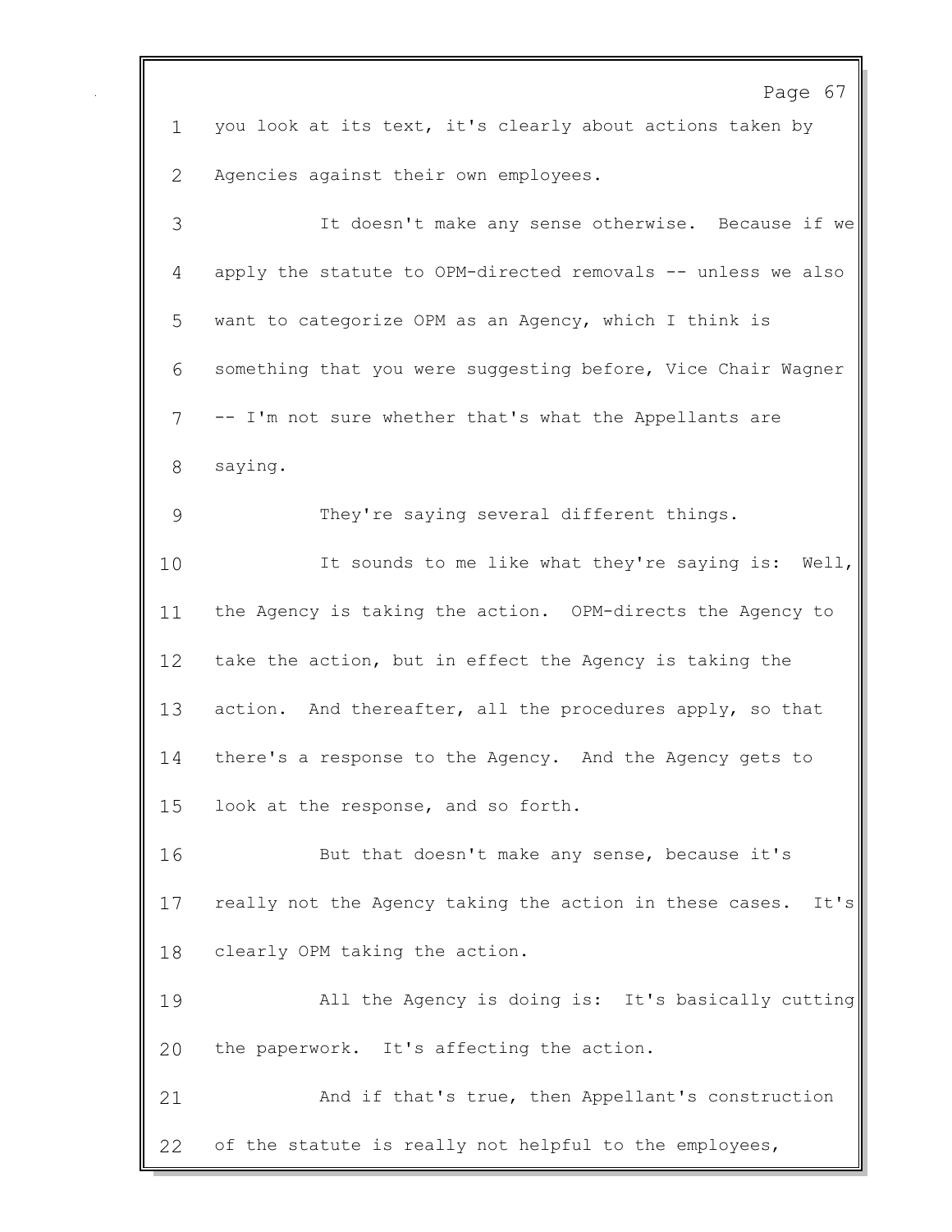you look at its text, it's clearly about actions taken by Agencies against their own employees.

It doesn't make any sense otherwise. Because if we apply the statute to OPM-directed removals -- unless we also want to categorize OPM as an Agency, which I think is something that you were suggesting before, Vice Chair Wagner -- I'm not sure whether that's what the Appellants are saying.

They're saying several different things.

It sounds to me like what they're saying is: Well, the Agency is taking the action. OPM-directs the Agency to take the action, but in effect the Agency is taking the action. And thereafter, all the procedures apply, so that there's a response to the Agency. And the Agency gets to look at the response, and so forth.

But that doesn't make any sense, because it's really not the Agency taking the action in these cases. It's clearly OPM taking the action.

All the Agency is doing is: It's basically cutting the paperwork. It's affecting the action.

And if that's true, then Appellant's construction of the statute is really not helpful to the employees,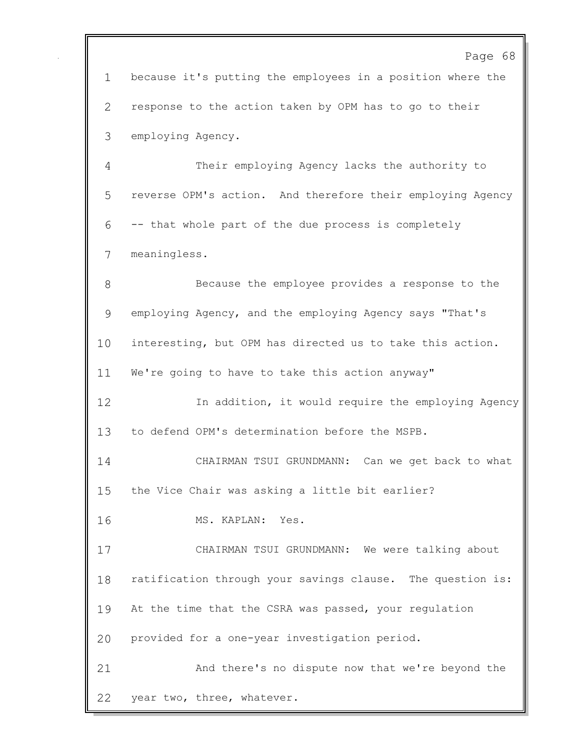because it's putting the employees in a position where the response to the action taken by OPM has to go to their employing Agency.

Their employing Agency lacks the authority to reverse OPM's action. And therefore their employing Agency -- that whole part of the due process is completely meaningless.

Because the employee provides a response to the employing Agency, and the employing Agency says "That's interesting, but OPM has directed us to take this action. We're going to have to take this action anyway"

In addition, it would require the employing Agency to defend OPM's determination before the MSPB.

CHAIRMAN TSUI GRUNDMANN: Can we get back to what the Vice Chair was asking a little bit earlier?

MS. KAPLAN: Yes.

CHAIRMAN TSUI GRUNDMANN: We were talking about ratification through your savings clause. The question is: At the time that the CSRA was passed, your regulation provided for a one-year investigation period.

And there's no dispute now that we're beyond the year two, three, whatever.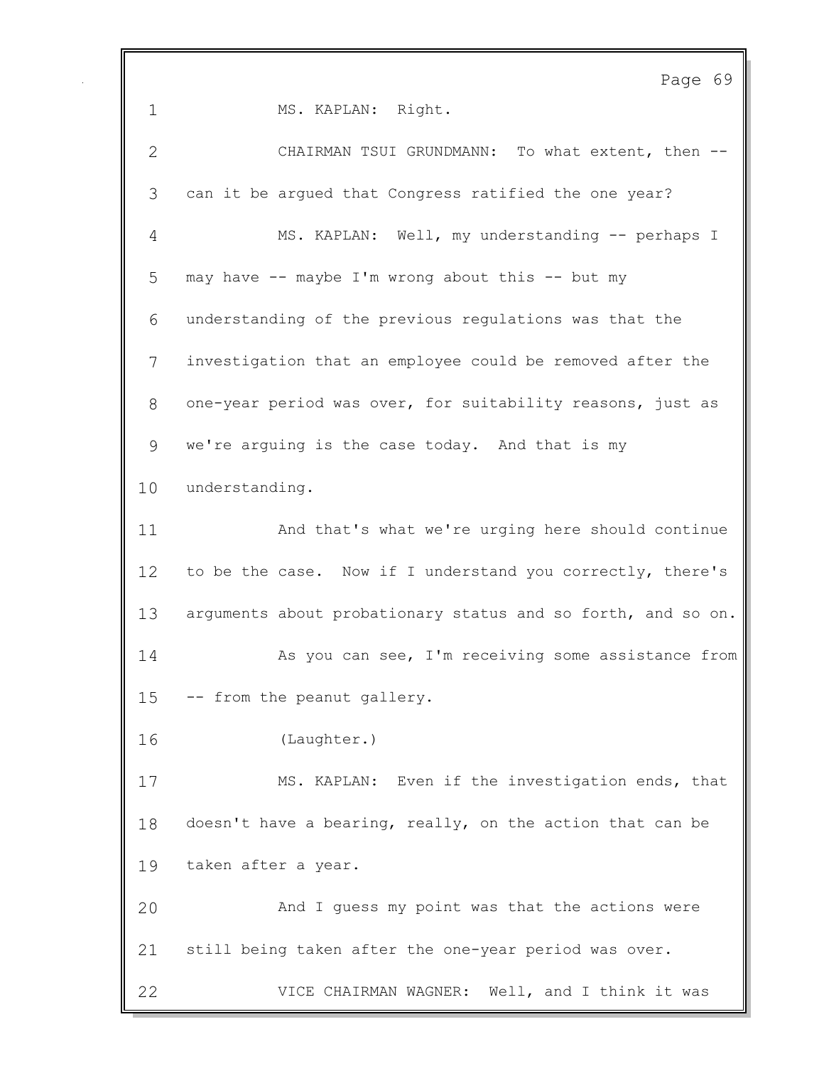MS. KAPLAN: Right.

CHAIRMAN TSUI GRUNDMANN: To what extent, then -- can it be argued that Congress ratified the one year?

MS. KAPLAN: Well, my understanding -- perhaps I may have -- maybe I'm wrong about this -- but my understanding of the previous regulations was that the investigation that an employee could be removed after the one-year period was over, for suitability reasons, just as we're arguing is the case today. And that is my understanding.

And that's what we're urging here should continue to be the case. Now if I understand you correctly, there's arguments about probationary status and so forth, and so on.

As you can see, I'm receiving some assistance from -- from the peanut gallery.

(Laughter.)

MS. KAPLAN: Even if the investigation ends, that doesn't have a bearing, really, on the action that can be taken after a year.

And I guess my point was that the actions were still being taken after the one-year period was over.

VICE CHAIRMAN WAGNER: Well, and I think it was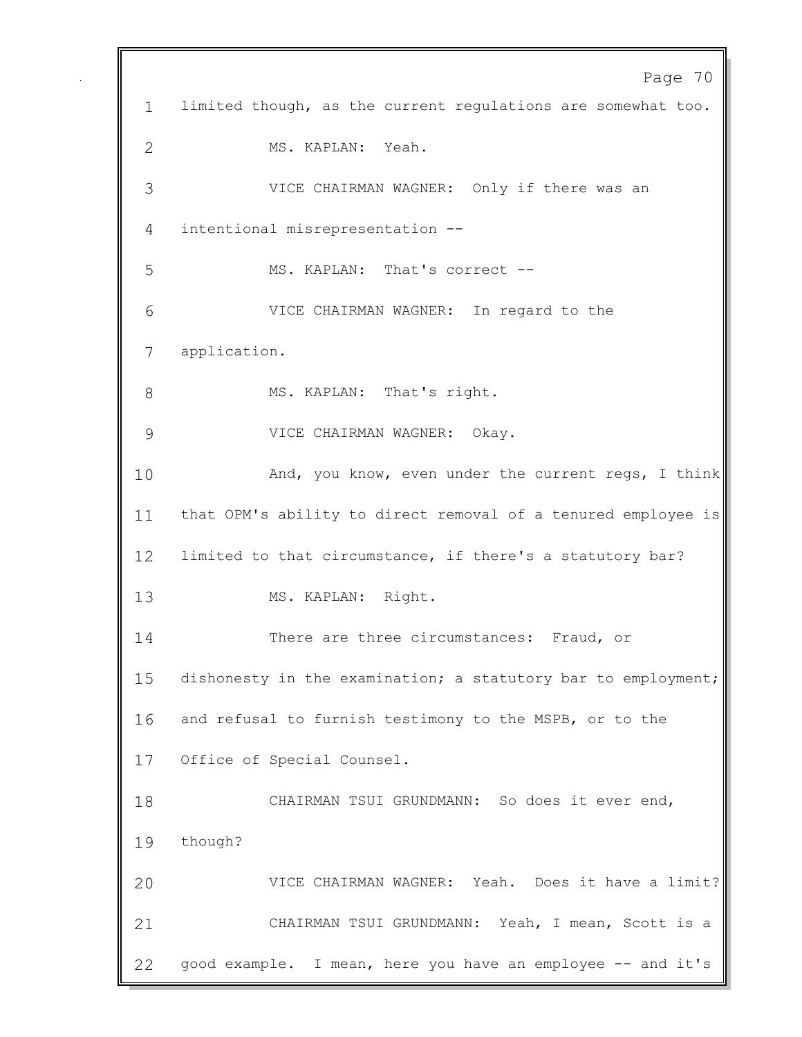limited though, as the current regulations are somewhat too.

MS. KAPLAN: Yeah.

VICE CHAIRMAN WAGNER: Only if there was an intentional misrepresentation --

MS. KAPLAN: That's correct --

VICE CHAIRMAN WAGNER: In regard to the application.

MS. KAPLAN: That's right.

VICE CHAIRMAN WAGNER: Okay.

And, you know, even under the current regs, I think that OPM's ability to direct removal of a tenured employee is limited to that circumstance, if there's a statutory bar?

MS. KAPLAN: Right.

There are three circumstances: Fraud, or dishonesty in the examination; a statutory bar to employment; and refusal to furnish testimony to the MSPB, or to the Office of Special Counsel.

CHAIRMAN TSUI GRUNDMANN: So does it ever end, though?

VICE CHAIRMAN WAGNER: Yeah. Does it have a limit?

CHAIRMAN TSUI GRUNDMANN: Yeah, I mean, Scott is a good example. I mean, here you have an employee -- and it's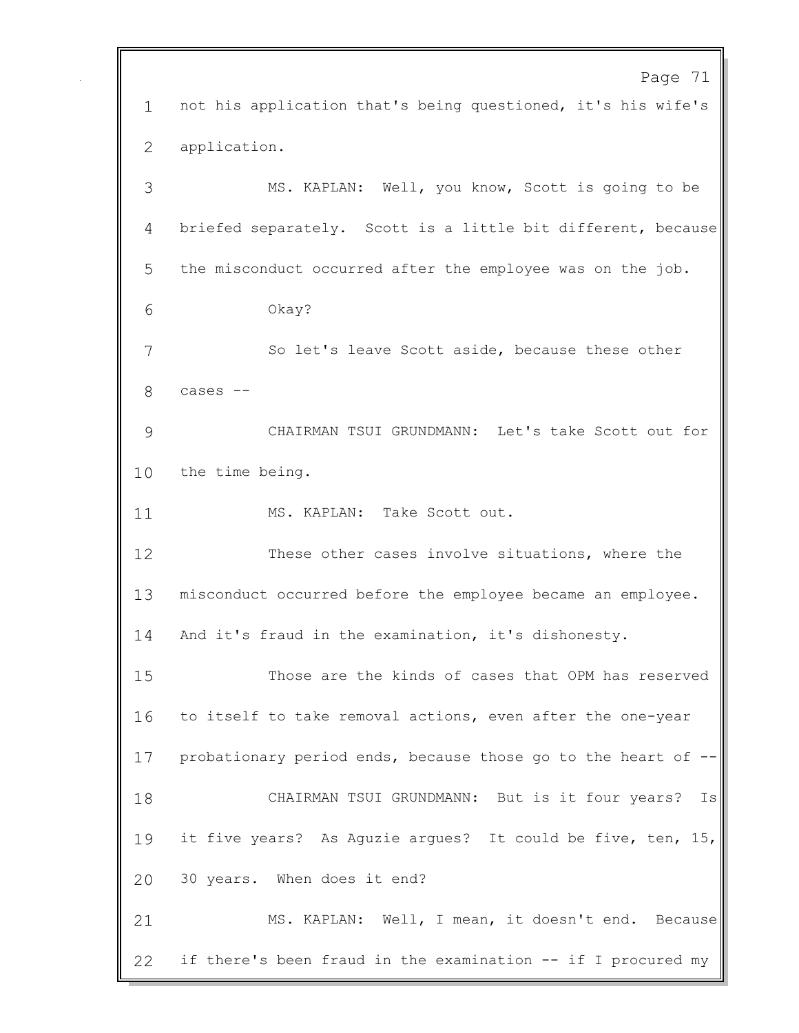not his application that's being questioned, it's his wife's application.

MS. KAPLAN: Well, you know, Scott is going to be briefed separately. Scott is a little bit different, because the misconduct occurred after the employee was on the job.

Okay?

So let's leave Scott aside, because these other cases --

CHAIRMAN TSUI GRUNDMANN: Let's take Scott out for the time being.

MS. KAPLAN: Take Scott out.

These other cases involve situations, where the misconduct occurred before the employee became an employee. And it's fraud in the examination, it's dishonesty.

Those are the kinds of cases that OPM has reserved to itself to take removal actions, even after the one-year probationary period ends, because those go to the heart of --

CHAIRMAN TSUI GRUNDMANN: But is it four years? Is it five years? As Aguzie argues? It could be five, ten, 15, 30 years. When does it end?

MS. KAPLAN: Well, I mean, it doesn't end. Because if there's been fraud in the examination -- if I procured my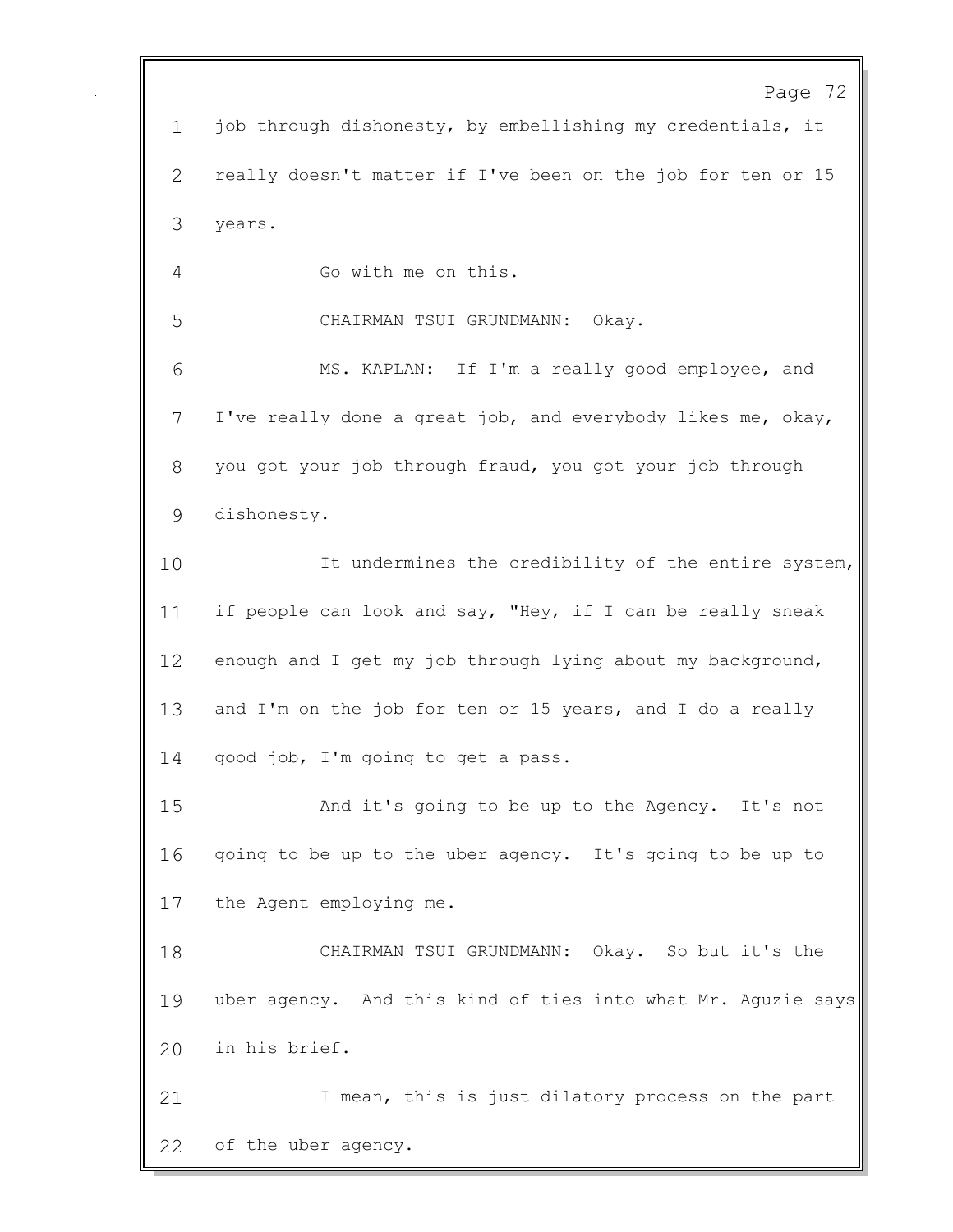job through dishonesty, by embellishing my credentials, it really doesn't matter if I've been on the job for ten or 15 years.

Go with me on this.

CHAIRMAN TSUI GRUNDMANN: Okay.

MS. KAPLAN: If I'm a really good employee, and I've really done a great job, and everybody likes me, okay, you got your job through fraud, you got your job through dishonesty.

It undermines the credibility of the entire system, if people can look and say, "Hey, if I can be really sneak enough and I get my job through lying about my background, and I'm on the job for ten or 15 years, and I do a really good job, I'm going to get a pass.

And it's going to be up to the Agency. It's not going to be up to the uber agency. It's going to be up to the Agent employing me.

CHAIRMAN TSUI GRUNDMANN: Okay. So but it's the uber agency. And this kind of ties into what Mr. Aguzie says in his brief.

I mean, this is just dilatory process on the part of the uber agency.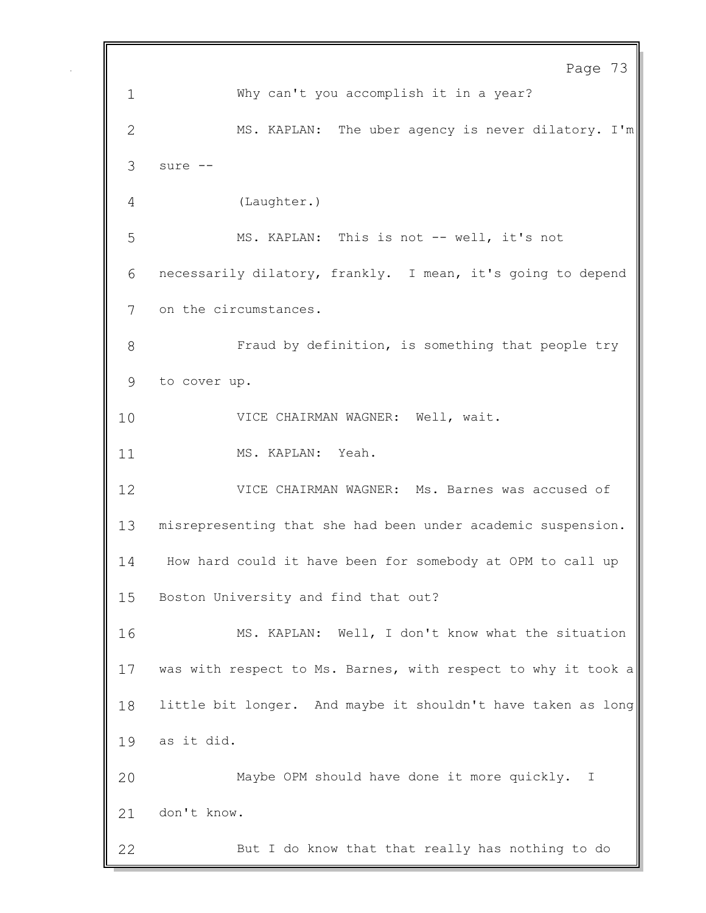Why can't you accomplish it in a year?

MS. KAPLAN: The uber agency is never dilatory. I'm sure --

(Laughter.)

MS. KAPLAN: This is not -- well, it's not necessarily dilatory, frankly. I mean, it's going to depend on the circumstances.

Fraud by definition, is something that people try to cover up.

VICE CHAIRMAN WAGNER: Well, wait.

MS. KAPLAN: Yeah.

VICE CHAIRMAN WAGNER: Ms. Barnes was accused of misrepresenting that she had been under academic suspension. How hard could it have been for somebody at OPM to call up Boston University and find that out?

MS. KAPLAN: Well, I don't know what the situation was with respect to Ms. Barnes, with respect to why it took a little bit longer. And maybe it shouldn't have taken as long as it did.

Maybe OPM should have done it more quickly. I don't know.

But I do know that that really has nothing to do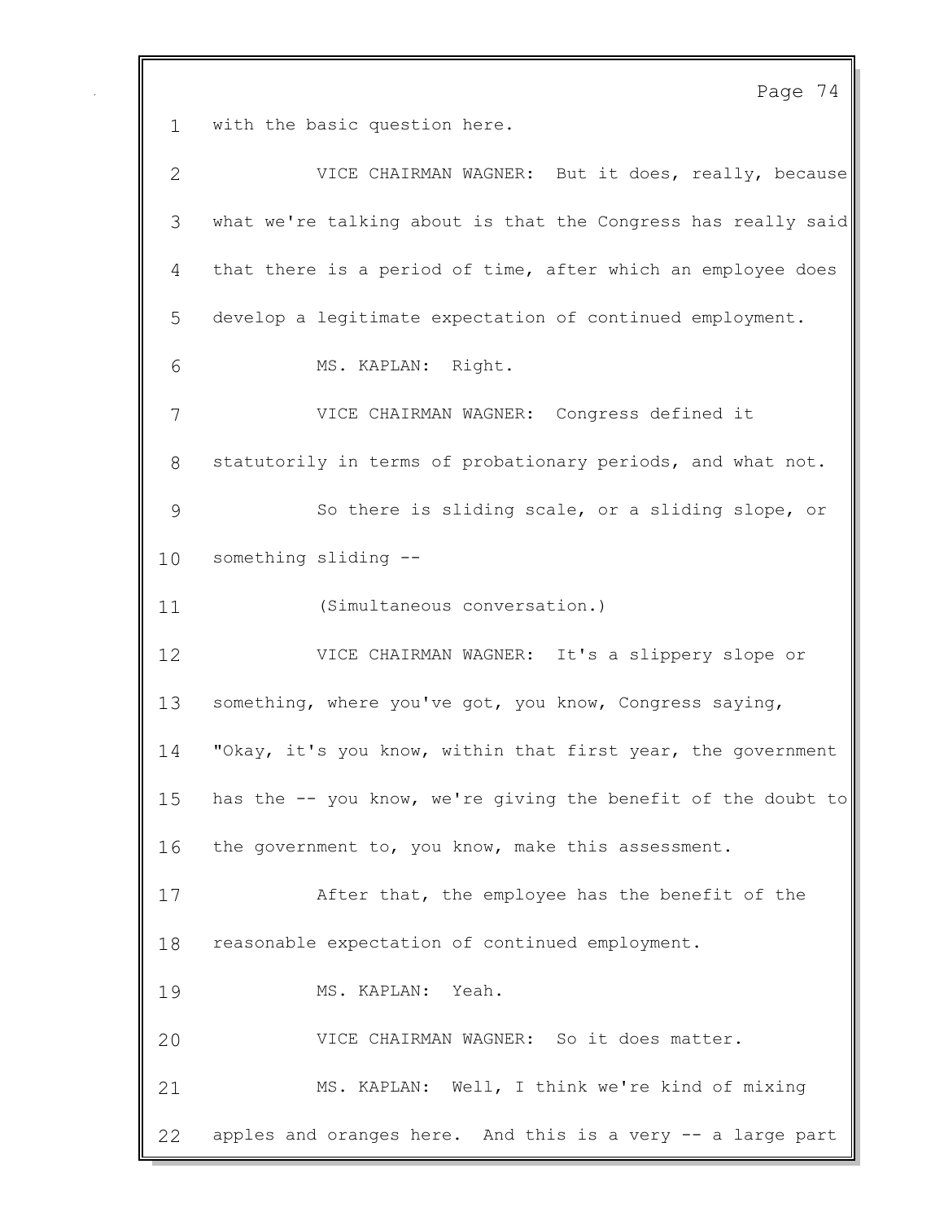with the basic question here.

VICE CHAIRMAN WAGNER: But it does, really, because what we're talking about is that the Congress has really said that there is a period of time, after which an employee does develop a legitimate expectation of continued employment.

MS. KAPLAN: Right.

VICE CHAIRMAN WAGNER: Congress defined it statutorily in terms of probationary periods, and what not.

So there is sliding scale, or a sliding slope, or something sliding --

(Simultaneous conversation.)

VICE CHAIRMAN WAGNER: It's a slippery slope or something, where you've got, you know, Congress saying, "Okay, it's you know, within that first year, the government has the -- you know, we're giving the benefit of the doubt to the government to, you know, make this assessment.

After that, the employee has the benefit of the reasonable expectation of continued employment.

MS. KAPLAN: Yeah.

VICE CHAIRMAN WAGNER: So it does matter.

MS. KAPLAN: Well, I think we're kind of mixing apples and oranges here. And this is a very -- a large part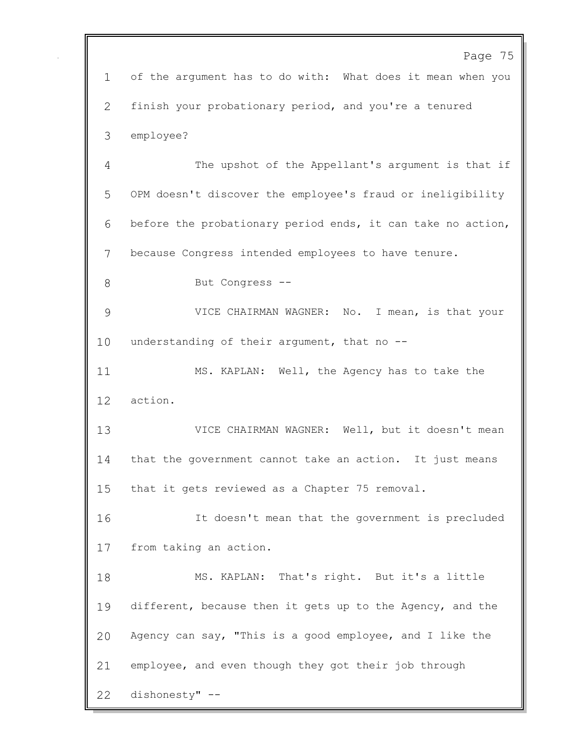of the argument has to do with: What does it mean when you finish your probationary period, and you're a tenured employee?

The upshot of the Appellant's argument is that if OPM doesn't discover the employee's fraud or ineligibility before the probationary period ends, it can take no action, because Congress intended employees to have tenure.

But Congress --

VICE CHAIRMAN WAGNER: No. I mean, is that your understanding of their argument, that no --

MS. KAPLAN: Well, the Agency has to take the action.

VICE CHAIRMAN WAGNER: Well, but it doesn't mean that the government cannot take an action. It just means that it gets reviewed as a Chapter 75 removal.

It doesn't mean that the government is precluded from taking an action.

MS. KAPLAN: That's right. But it's a little different, because then it gets up to the Agency, and the Agency can say, "This is a good employee, and I like the employee, and even though they got their job through dishonesty" --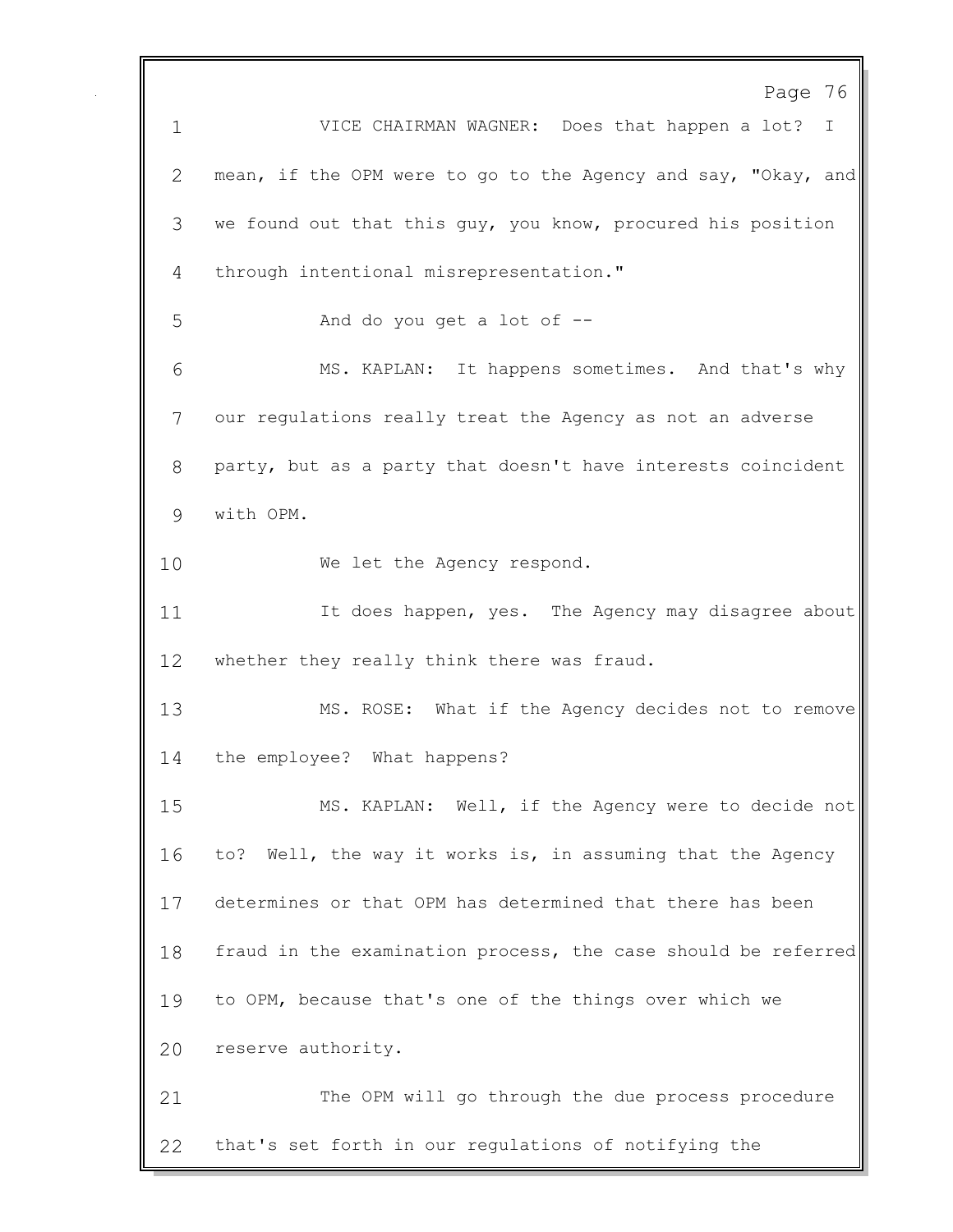VICE CHAIRMAN WAGNER: Does that happen a lot? I mean, if the OPM were to go to the Agency and say, "Okay, and we found out that this guy, you know, procured his position through intentional misrepresentation."

And do you get a lot of --

MS. KAPLAN: It happens sometimes. And that's why our regulations really treat the Agency as not an adverse party, but as a party that doesn't have interests coincident with OPM.

We let the Agency respond.

It does happen, yes. The Agency may disagree about whether they really think there was fraud.

MS. ROSE: What if the Agency decides not to remove the employee? What happens?

MS. KAPLAN: Well, if the Agency were to decide not to? Well, the way it works is, in assuming that the Agency determines or that OPM has determined that there has been fraud in the examination process, the case should be referred to OPM, because that's one of the things over which we reserve authority.

The OPM will go through the due process procedure that's set forth in our regulations of notifying the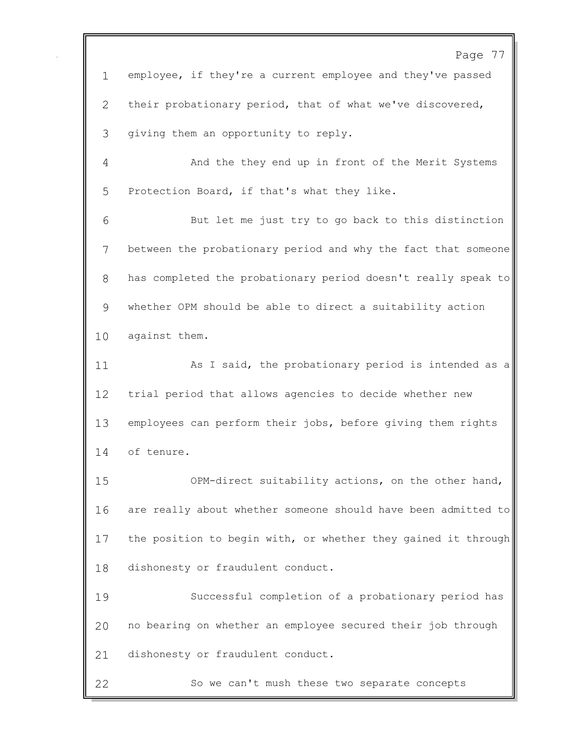employee, if they're a current employee and they've passed their probationary period, that of what we've discovered, giving them an opportunity to reply.

And the they end up in front of the Merit Systems Protection Board, if that's what they like.

But let me just try to go back to this distinction between the probationary period and why the fact that someone has completed the probationary period doesn't really speak to whether OPM should be able to direct a suitability action against them.

As I said, the probationary period is intended as a trial period that allows agencies to decide whether new employees can perform their jobs, before giving them rights of tenure.

OPM-direct suitability actions, on the other hand, are really about whether someone should have been admitted to the position to begin with, or whether they gained it through dishonesty or fraudulent conduct.

Successful completion of a probationary period has no bearing on whether an employee secured their job through dishonesty or fraudulent conduct.

So we can't mush these two separate concepts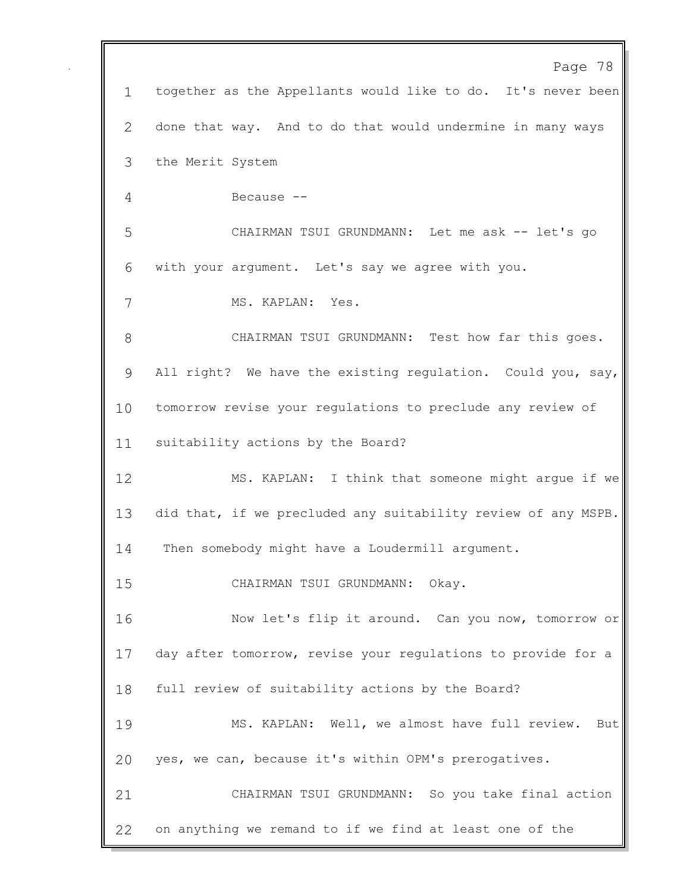together as the Appellants would like to do. It's never been done that way. And to do that would undermine in many ways the Merit System

Because --

CHAIRMAN TSUI GRUNDMANN: Let me ask -- let's go with your argument. Let's say we agree with you.

MS. KAPLAN: Yes.

CHAIRMAN TSUI GRUNDMANN: Test how far this goes. All right? We have the existing regulation. Could you, say, tomorrow revise your regulations to preclude any review of suitability actions by the Board?

MS. KAPLAN: I think that someone might argue if we did that, if we precluded any suitability review of any MSPB. Then somebody might have a Loudermill argument.

CHAIRMAN TSUI GRUNDMANN: Okay.

Now let's flip it around. Can you now, tomorrow or day after tomorrow, revise your regulations to provide for a full review of suitability actions by the Board?

MS. KAPLAN: Well, we almost have full review. But yes, we can, because it's within OPM's prerogatives.

CHAIRMAN TSUI GRUNDMANN: So you take final action on anything we remand to if we find at least one of the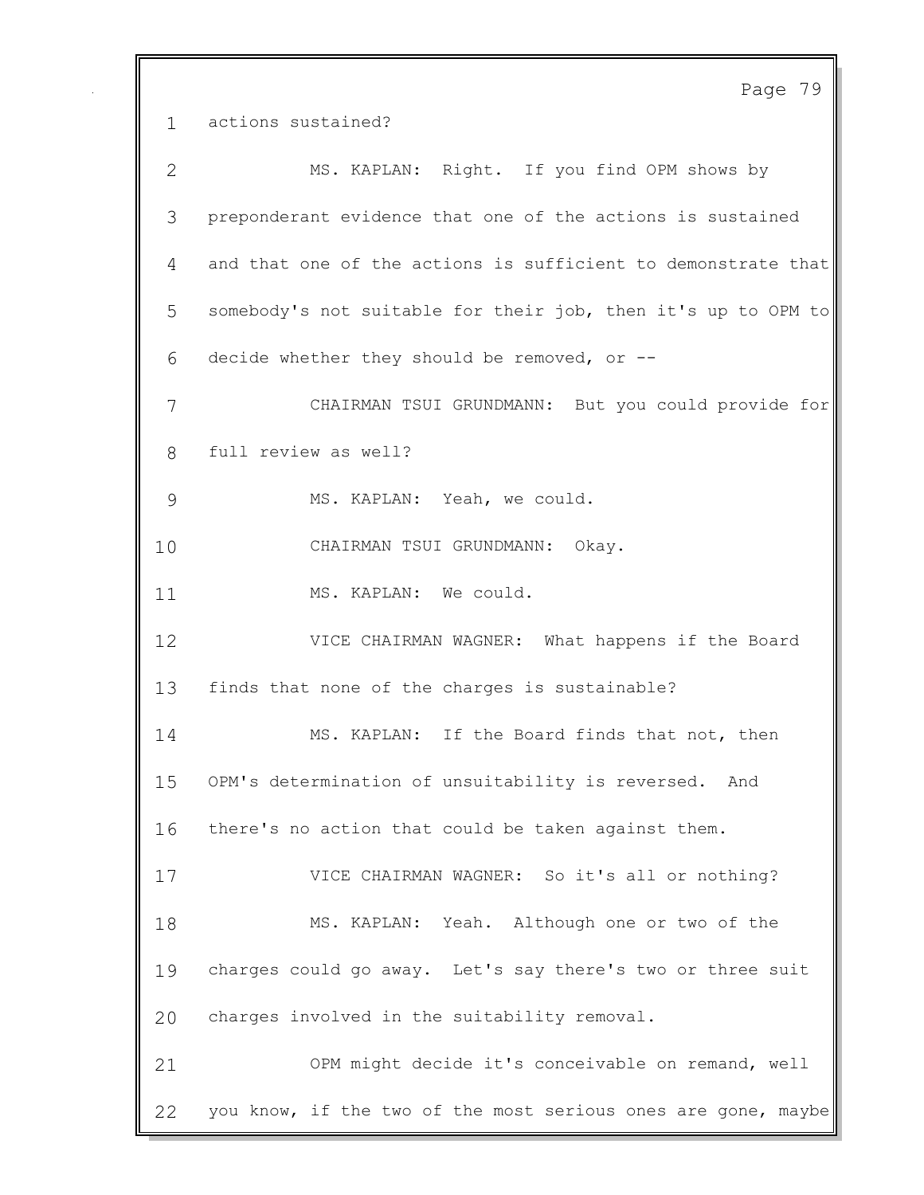actions sustained?

MS. KAPLAN: Right. If you find OPM shows by preponderant evidence that one of the actions is sustained and that one of the actions is sufficient to demonstrate that somebody's not suitable for their job, then it's up to OPM to decide whether they should be removed, or --

CHAIRMAN TSUI GRUNDMANN: But you could provide for full review as well?

MS. KAPLAN: Yeah, we could.

CHAIRMAN TSUI GRUNDMANN: Okay.

MS. KAPLAN: We could.

VICE CHAIRMAN WAGNER: What happens if the Board finds that none of the charges is sustainable?

MS. KAPLAN: If the Board finds that not, then OPM's determination of unsuitability is reversed. And there's no action that could be taken against them.

VICE CHAIRMAN WAGNER: So it's all or nothing?

MS. KAPLAN: Yeah. Although one or two of the charges could go away. Let's say there's two or three suit charges involved in the suitability removal.

OPM might decide it's conceivable on remand, well you know, if the two of the most serious ones are gone, maybe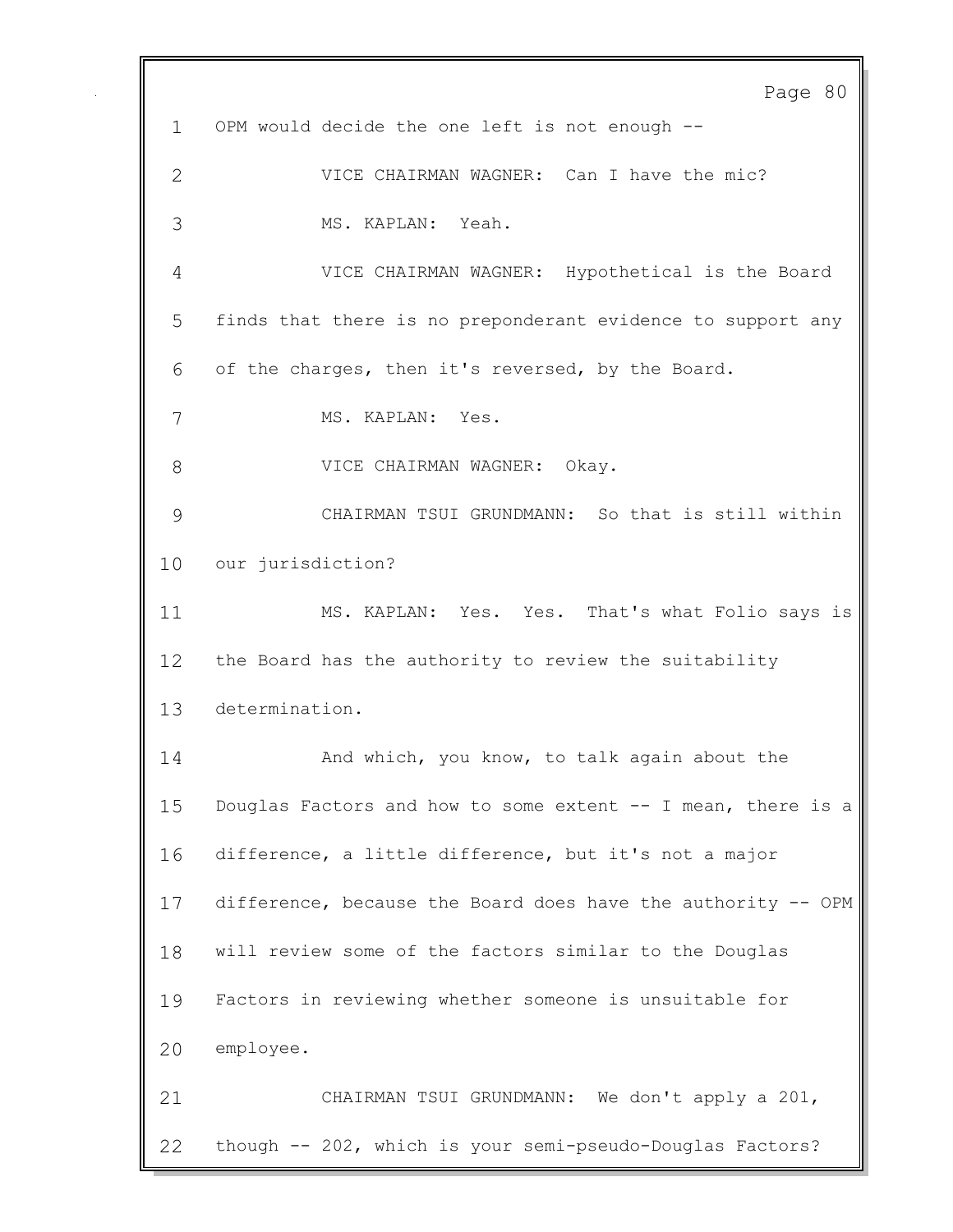OPM would decide the one left is not enough --

VICE CHAIRMAN WAGNER: Can I have the mic?

MS. KAPLAN: Yeah.

VICE CHAIRMAN WAGNER: Hypothetical is the Board finds that there is no preponderant evidence to support any of the charges, then it's reversed, by the Board.

MS. KAPLAN: Yes.

VICE CHAIRMAN WAGNER: Okay.

CHAIRMAN TSUI GRUNDMANN: So that is still within our jurisdiction?

MS. KAPLAN: Yes. Yes. That's what Folio says is the Board has the authority to review the suitability determination.

And which, you know, to talk again about the Douglas Factors and how to some extent -- I mean, there is a difference, a little difference, but it's not a major difference, because the Board does have the authority -- OPM will review some of the factors similar to the Douglas Factors in reviewing whether someone is unsuitable for employee.

CHAIRMAN TSUI GRUNDMANN: We don't apply a 201, though -- 202, which is your semi-pseudo-Douglas Factors?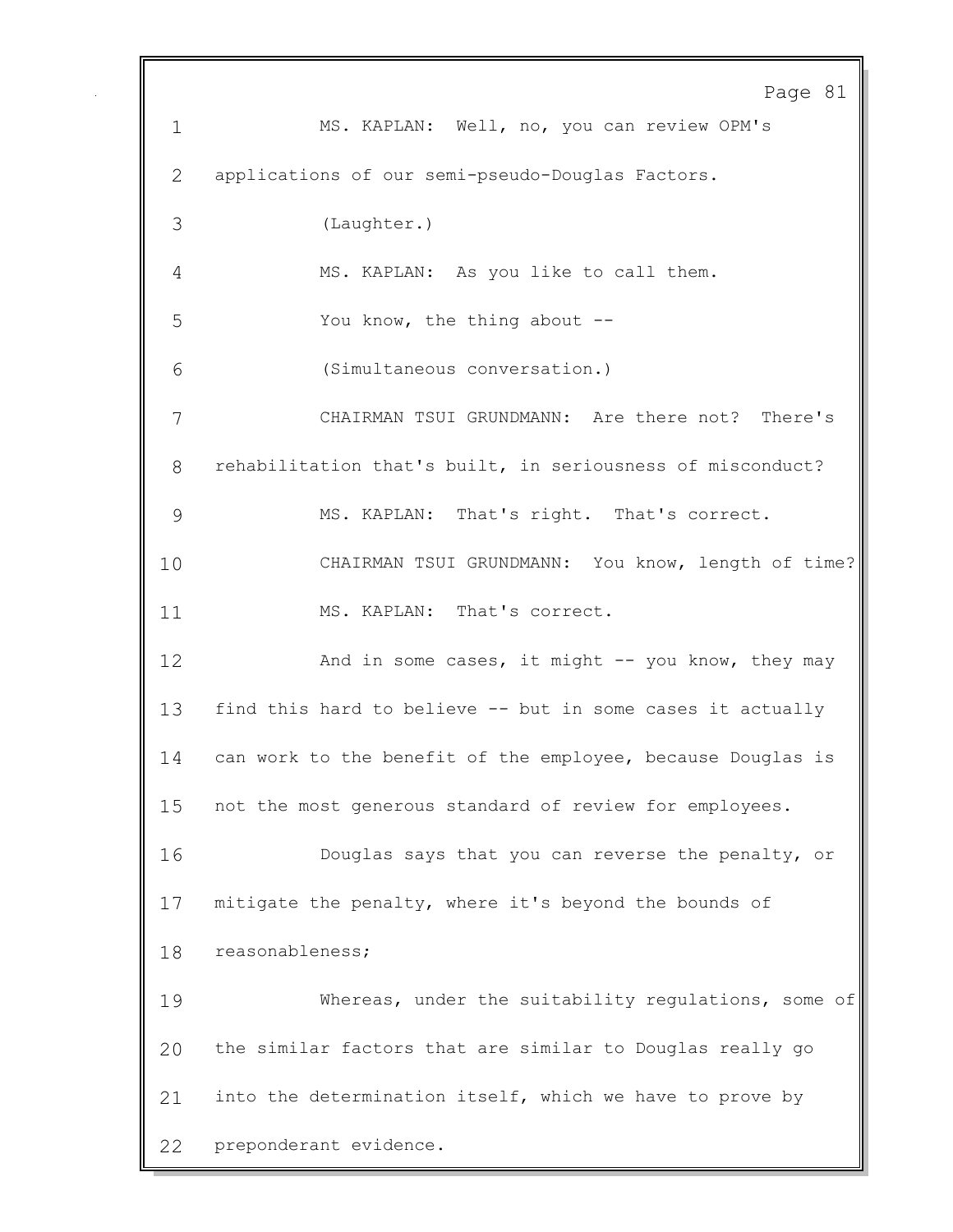MS. KAPLAN: Well, no, you can review OPM's applications of our semi-pseudo-Douglas Factors.

(Laughter.)

MS. KAPLAN: As you like to call them.

You know, the thing about --

(Simultaneous conversation.)

CHAIRMAN TSUI GRUNDMANN: Are there not? There's rehabilitation that's built, in seriousness of misconduct?

MS. KAPLAN: That's right. That's correct.

CHAIRMAN TSUI GRUNDMANN: You know, length of time?

MS. KAPLAN: That's correct.

And in some cases, it might -- you know, they may find this hard to believe -- but in some cases it actually can work to the benefit of the employee, because Douglas is not the most generous standard of review for employees.

Douglas says that you can reverse the penalty, or mitigate the penalty, where it's beyond the bounds of reasonableness;

Whereas, under the suitability regulations, some of the similar factors that are similar to Douglas really go into the determination itself, which we have to prove by preponderant evidence.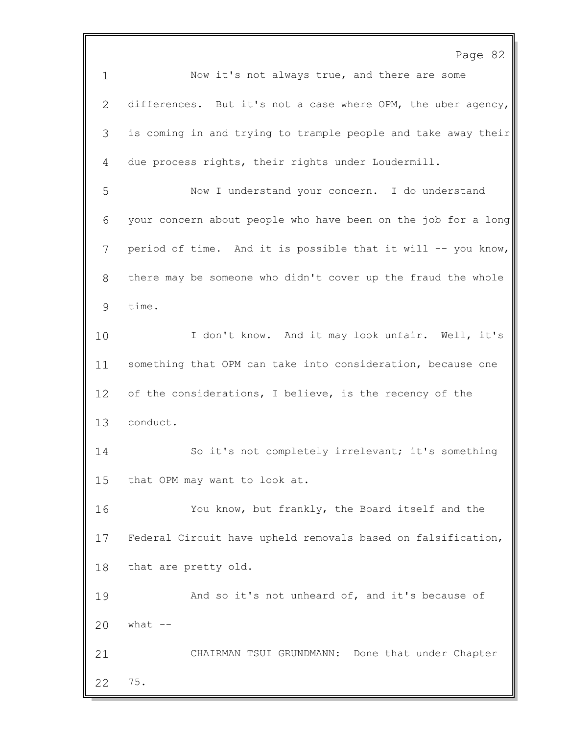Now it's not always true, and there are some differences. But it's not a case where OPM, the uber agency, is coming in and trying to trample people and take away their due process rights, their rights under Loudermill.

Now I understand your concern. I do understand your concern about people who have been on the job for a long period of time. And it is possible that it will -- you know, there may be someone who didn't cover up the fraud the whole time.

I don't know. And it may look unfair. Well, it's something that OPM can take into consideration, because one of the considerations, I believe, is the recency of the conduct.

So it's not completely irrelevant; it's something that OPM may want to look at.

You know, but frankly, the Board itself and the Federal Circuit have upheld removals based on falsification, that are pretty old.

And so it's not unheard of, and it's because of what --

CHAIRMAN TSUI GRUNDMANN: Done that under Chapter 75.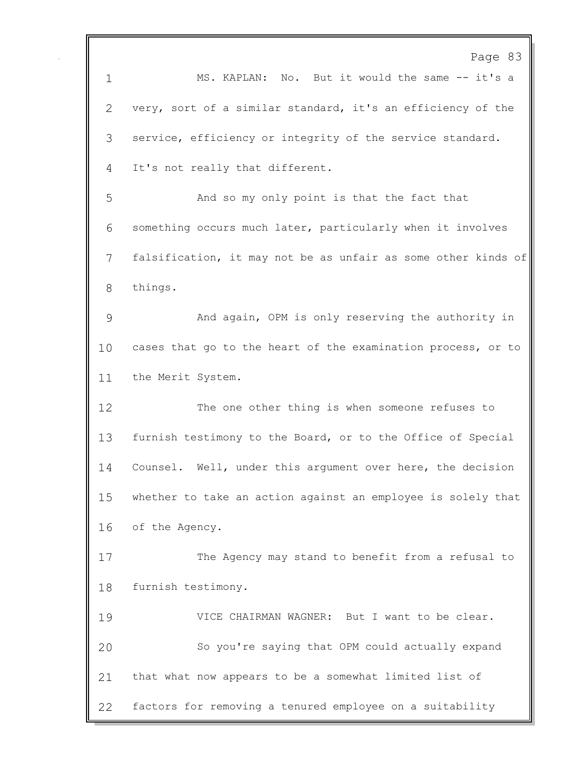MS. KAPLAN: No. But it would the same -- it's a very, sort of a similar standard, it's an efficiency of the service, efficiency or integrity of the service standard. It's not really that different.

And so my only point is that the fact that something occurs much later, particularly when it involves falsification, it may not be as unfair as some other kinds of things.

And again, OPM is only reserving the authority in cases that go to the heart of the examination process, or to the Merit System.

The one other thing is when someone refuses to furnish testimony to the Board, or to the Office of Special Counsel. Well, under this argument over here, the decision whether to take an action against an employee is solely that of the Agency.

The Agency may stand to benefit from a refusal to furnish testimony.

VICE CHAIRMAN WAGNER: But I want to be clear.

So you're saying that OPM could actually expand that what now appears to be a somewhat limited list of factors for removing a tenured employee on a suitability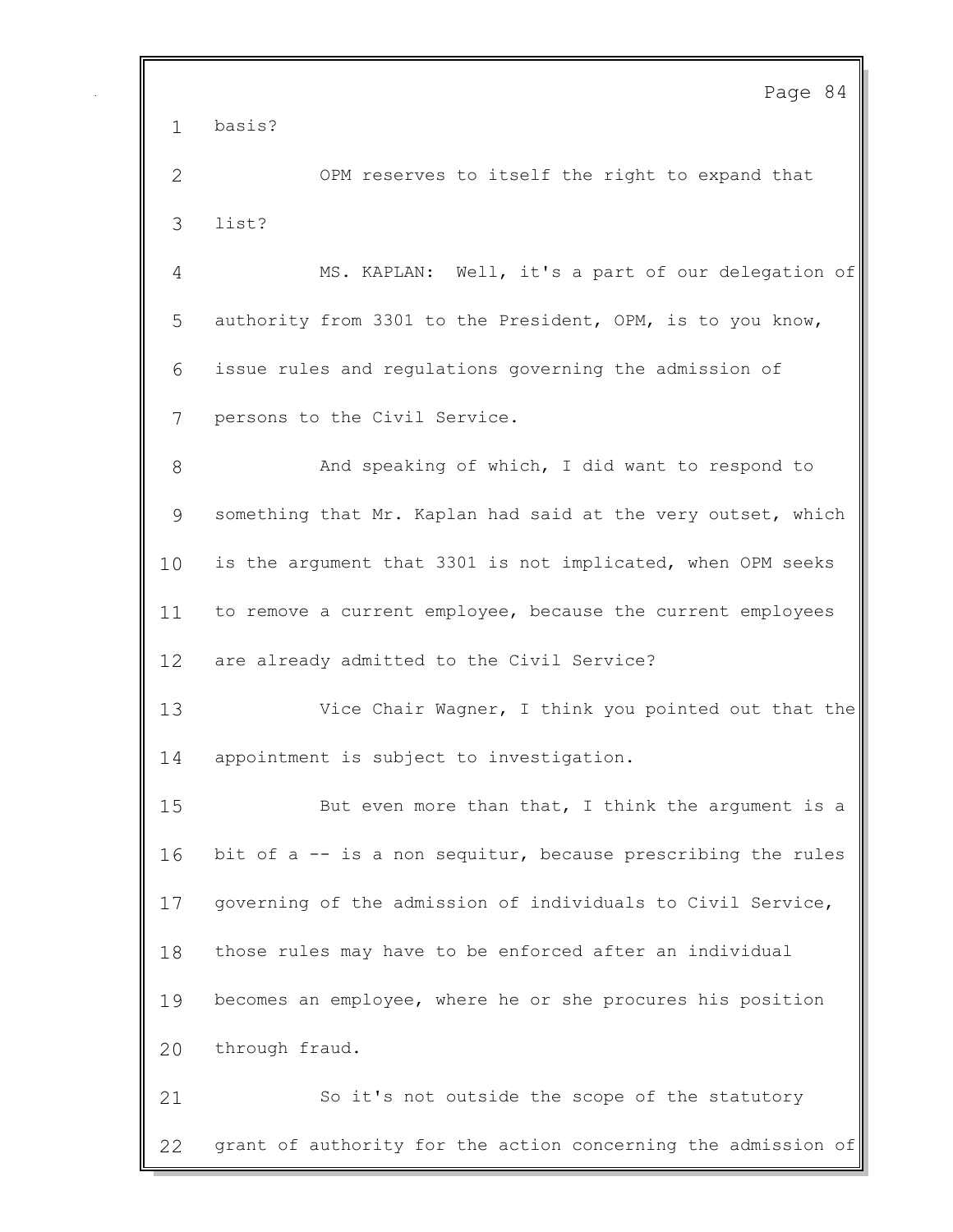basis?

OPM reserves to itself the right to expand that list?

MS. KAPLAN: Well, it's a part of our delegation of authority from 3301 to the President, OPM, is to you know, issue rules and regulations governing the admission of persons to the Civil Service.

And speaking of which, I did want to respond to something that Mr. Kaplan had said at the very outset, which is the argument that 3301 is not implicated, when OPM seeks to remove a current employee, because the current employees are already admitted to the Civil Service?

Vice Chair Wagner, I think you pointed out that the appointment is subject to investigation.

But even more than that, I think the argument is a bit of a -- is a non sequitur, because prescribing the rules governing of the admission of individuals to Civil Service, those rules may have to be enforced after an individual becomes an employee, where he or she procures his position through fraud.

So it's not outside the scope of the statutory grant of authority for the action concerning the admission of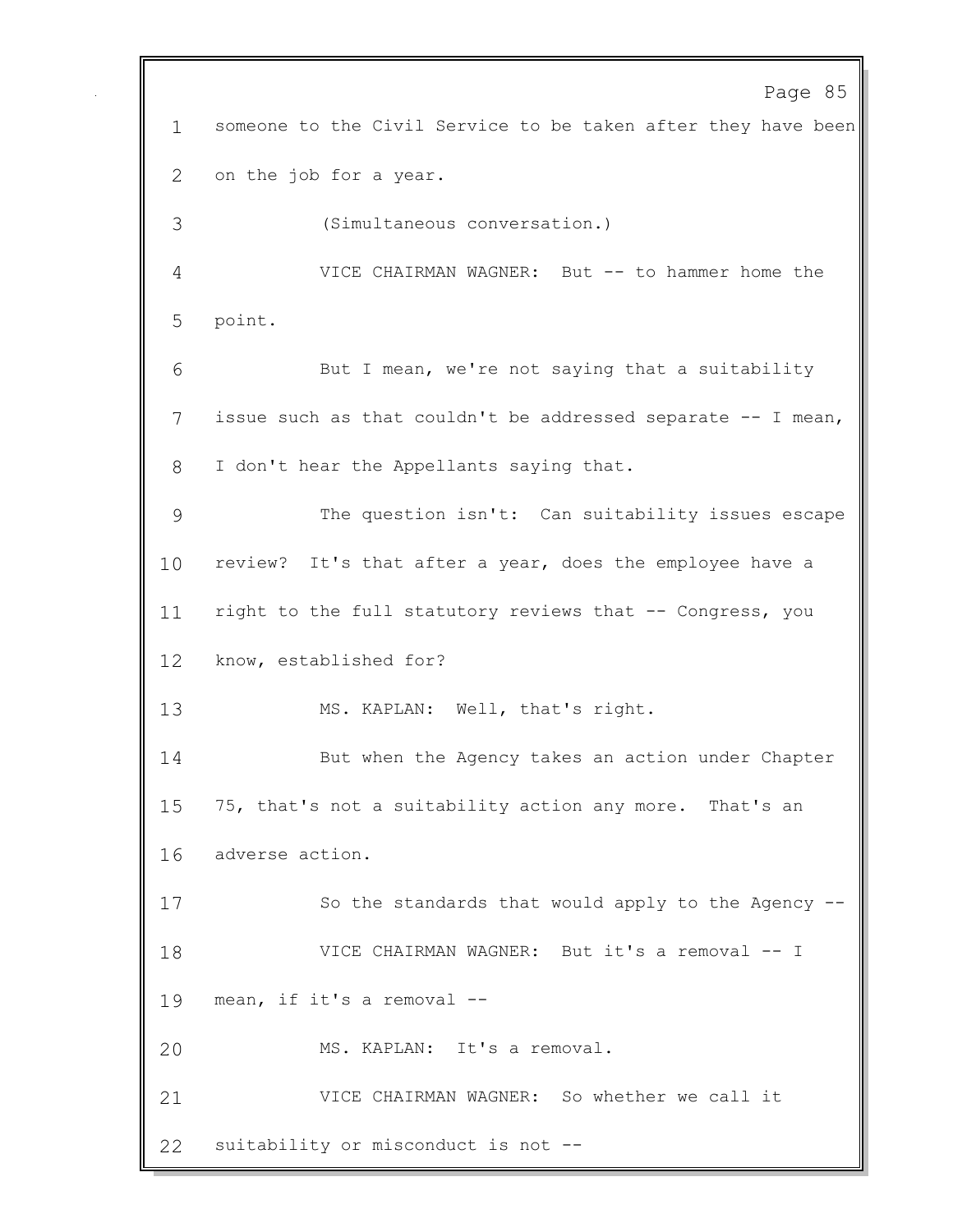someone to the Civil Service to be taken after they have been on the job for a year.

(Simultaneous conversation.)

VICE CHAIRMAN WAGNER: But -- to hammer home the point.

But I mean, we're not saying that a suitability issue such as that couldn't be addressed separate -- I mean, I don't hear the Appellants saying that.

The question isn't: Can suitability issues escape review? It's that after a year, does the employee have a right to the full statutory reviews that -- Congress, you know, established for?

MS. KAPLAN: Well, that's right.

But when the Agency takes an action under Chapter 75, that's not a suitability action any more. That's an adverse action.

So the standards that would apply to the Agency --

VICE CHAIRMAN WAGNER: But it's a removal -- I mean, if it's a removal --

MS. KAPLAN: It's a removal.

VICE CHAIRMAN WAGNER: So whether we call it suitability or misconduct is not --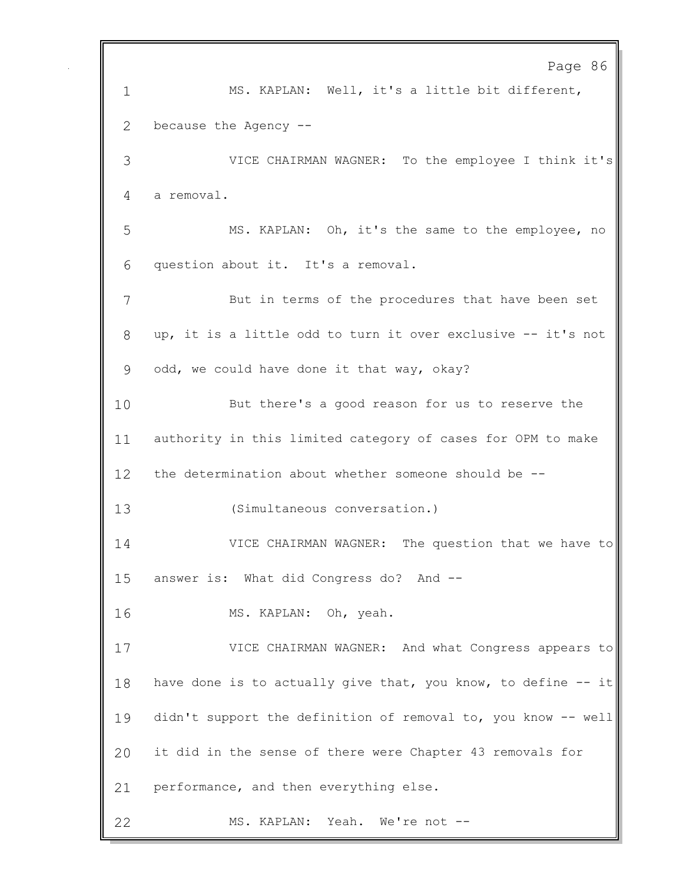MS. KAPLAN: Well, it's a little bit different, because the Agency --

VICE CHAIRMAN WAGNER: To the employee I think it's a removal.

MS. KAPLAN: Oh, it's the same to the employee, no question about it. It's a removal.

But in terms of the procedures that have been set up, it is a little odd to turn it over exclusive -- it's not odd, we could have done it that way, okay?

But there's a good reason for us to reserve the authority in this limited category of cases for OPM to make the determination about whether someone should be --

(Simultaneous conversation.)

VICE CHAIRMAN WAGNER: The question that we have to answer is: What did Congress do? And --

MS. KAPLAN: Oh, yeah.

VICE CHAIRMAN WAGNER: And what Congress appears to have done is to actually give that, you know, to define -- it didn't support the definition of removal to, you know -- well it did in the sense of there were Chapter 43 removals for performance, and then everything else.

MS. KAPLAN: Yeah. We're not --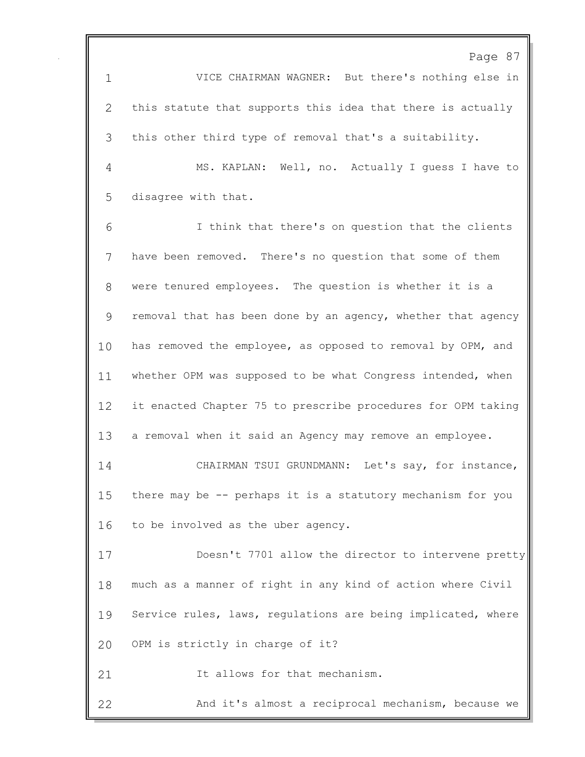1 VICE CHAIRMAN WAGNER: But there's nothing else in
2 this statute that supports this idea that there is actually
3 this other third type of removal that's a suitability.
4 MS. KAPLAN: Well, no. Actually I guess I have to
5 disagree with that.
6 I think that there's on question that the clients
7 have been removed. There's no question that some of them
8 were tenured employees. The question is whether it is a
9 removal that has been done by an agency, whether that agency
10 has removed the employee, as opposed to removal by OPM, and
11 whether OPM was supposed to be what Congress intended, when
12 it enacted Chapter 75 to prescribe procedures for OPM taking
13 a removal when it said an Agency may remove an employee.
14 CHAIRMAN TSUI GRUNDMANN: Let's say, for instance,
15 there may be -- perhaps it is a statutory mechanism for you
16 to be involved as the uber agency.
17 Doesn't 7701 allow the director to intervene pretty
18 much as a manner of right in any kind of action where Civil
19 Service rules, laws, regulations are being implicated, where
20 OPM is strictly in charge of it?
21 It allows for that mechanism.
22 And it's almost a reciprocal mechanism, because we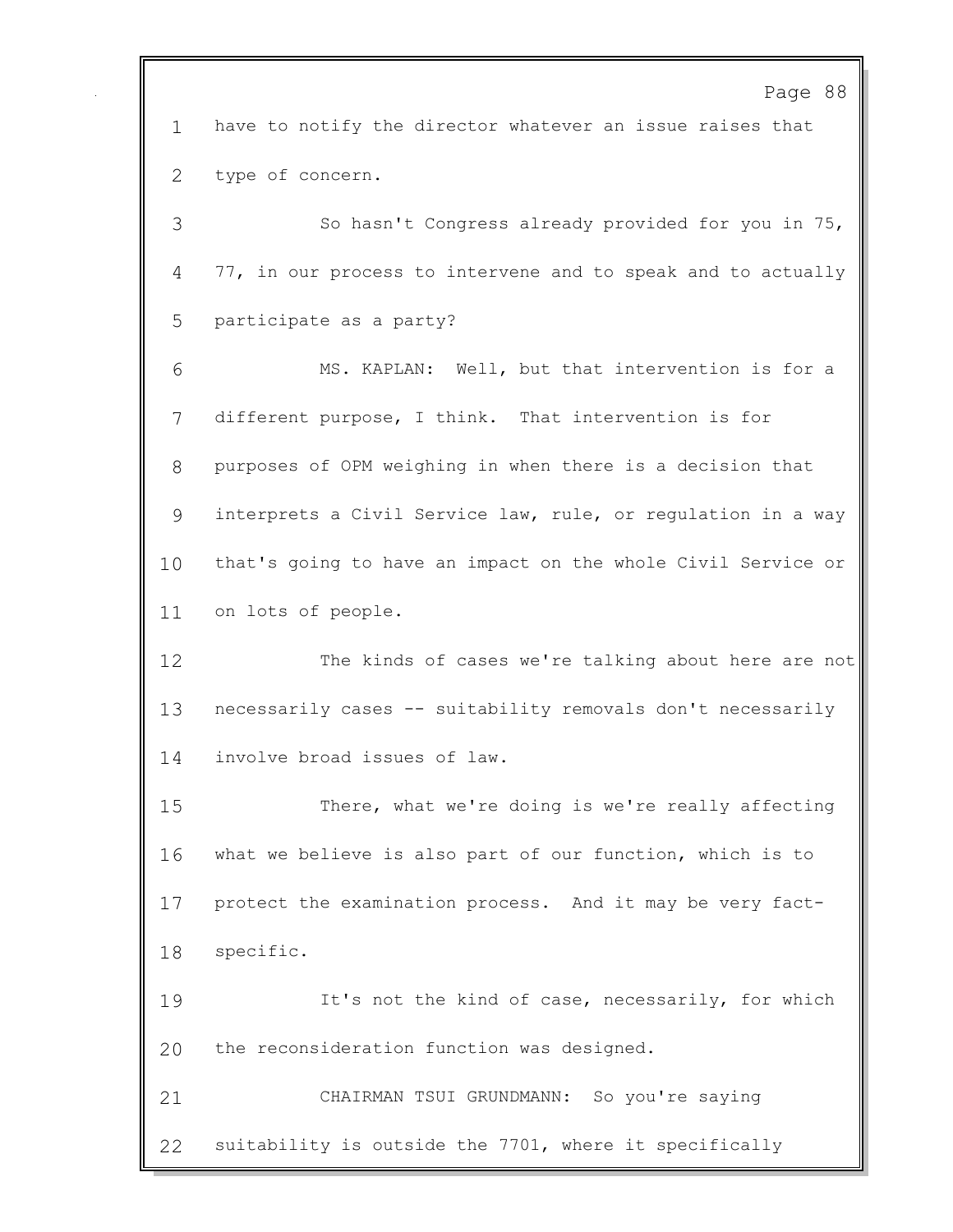have to notify the director whatever an issue raises that type of concern.

So hasn't Congress already provided for you in 75, 77, in our process to intervene and to speak and to actually participate as a party?

MS. KAPLAN: Well, but that intervention is for a different purpose, I think. That intervention is for purposes of OPM weighing in when there is a decision that interprets a Civil Service law, rule, or regulation in a way that's going to have an impact on the whole Civil Service or on lots of people.

The kinds of cases we're talking about here are not necessarily cases -- suitability removals don't necessarily involve broad issues of law.

There, what we're doing is we're really affecting what we believe is also part of our function, which is to protect the examination process. And it may be very fact-specific.

It's not the kind of case, necessarily, for which the reconsideration function was designed.

CHAIRMAN TSUI GRUNDMANN: So you're saying suitability is outside the 7701, where it specifically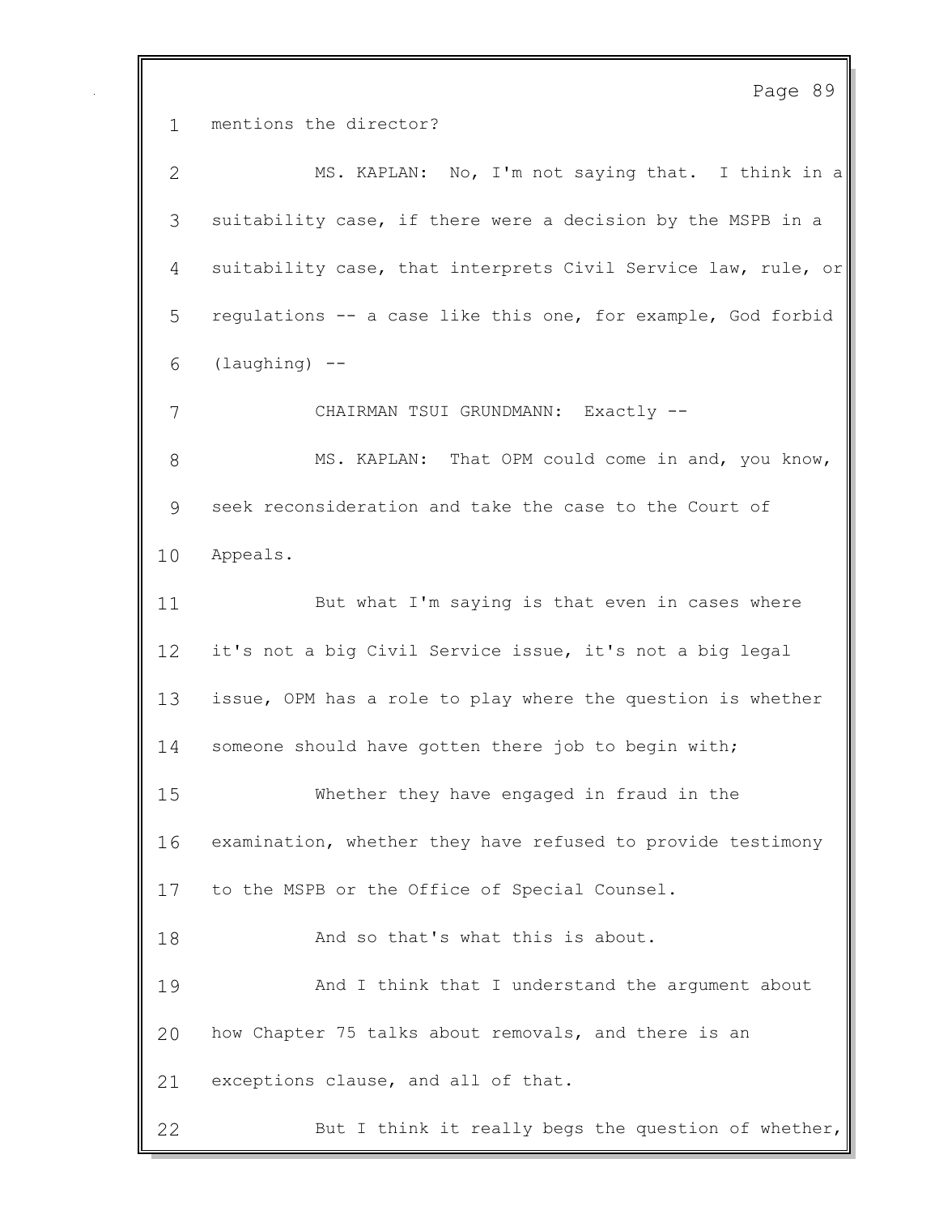mentions the director?

MS. KAPLAN: No, I'm not saying that. I think in a suitability case, if there were a decision by the MSPB in a suitability case, that interprets Civil Service law, rule, or regulations -- a case like this one, for example, God forbid (laughing) --

CHAIRMAN TSUI GRUNDMANN: Exactly --

MS. KAPLAN: That OPM could come in and, you know, seek reconsideration and take the case to the Court of Appeals.

But what I'm saying is that even in cases where it's not a big Civil Service issue, it's not a big legal issue, OPM has a role to play where the question is whether someone should have gotten there job to begin with;

Whether they have engaged in fraud in the examination, whether they have refused to provide testimony to the MSPB or the Office of Special Counsel.

And so that's what this is about.

And I think that I understand the argument about how Chapter 75 talks about removals, and there is an exceptions clause, and all of that.

But I think it really begs the question of whether,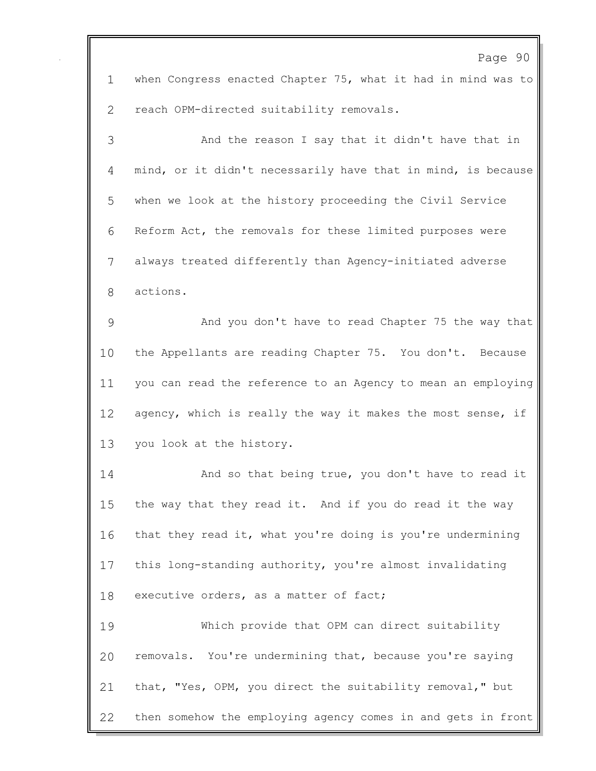when Congress enacted Chapter 75, what it had in mind was to reach OPM-directed suitability removals.

And the reason I say that it didn't have that in mind, or it didn't necessarily have that in mind, is because when we look at the history proceeding the Civil Service Reform Act, the removals for these limited purposes were always treated differently than Agency-initiated adverse actions.

And you don't have to read Chapter 75 the way that the Appellants are reading Chapter 75. You don't. Because you can read the reference to an Agency to mean an employing agency, which is really the way it makes the most sense, if you look at the history.

And so that being true, you don't have to read it the way that they read it. And if you do read it the way that they read it, what you're doing is you're undermining this long-standing authority, you're almost invalidating executive orders, as a matter of fact;

Which provide that OPM can direct suitability removals. You're undermining that, because you're saying that, "Yes, OPM, you direct the suitability removal," but then somehow the employing agency comes in and gets in front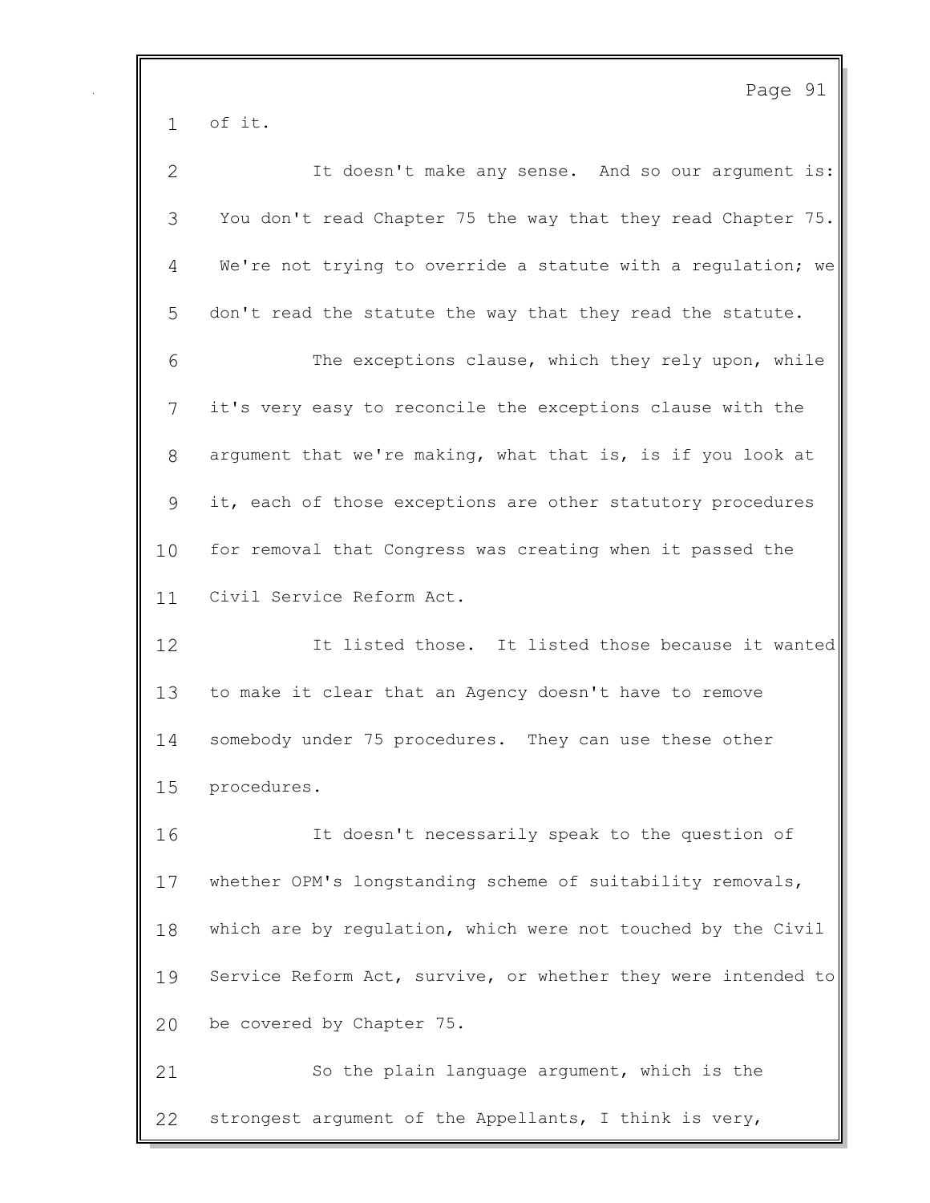of it.

It doesn't make any sense. And so our argument is: You don't read Chapter 75 the way that they read Chapter 75. We're not trying to override a statute with a regulation; we don't read the statute the way that they read the statute.

The exceptions clause, which they rely upon, while it's very easy to reconcile the exceptions clause with the argument that we're making, what that is, is if you look at it, each of those exceptions are other statutory procedures for removal that Congress was creating when it passed the Civil Service Reform Act.

It listed those. It listed those because it wanted to make it clear that an Agency doesn't have to remove somebody under 75 procedures. They can use these other procedures.

It doesn't necessarily speak to the question of whether OPM's longstanding scheme of suitability removals, which are by regulation, which were not touched by the Civil Service Reform Act, survive, or whether they were intended to be covered by Chapter 75.

So the plain language argument, which is the strongest argument of the Appellants, I think is very,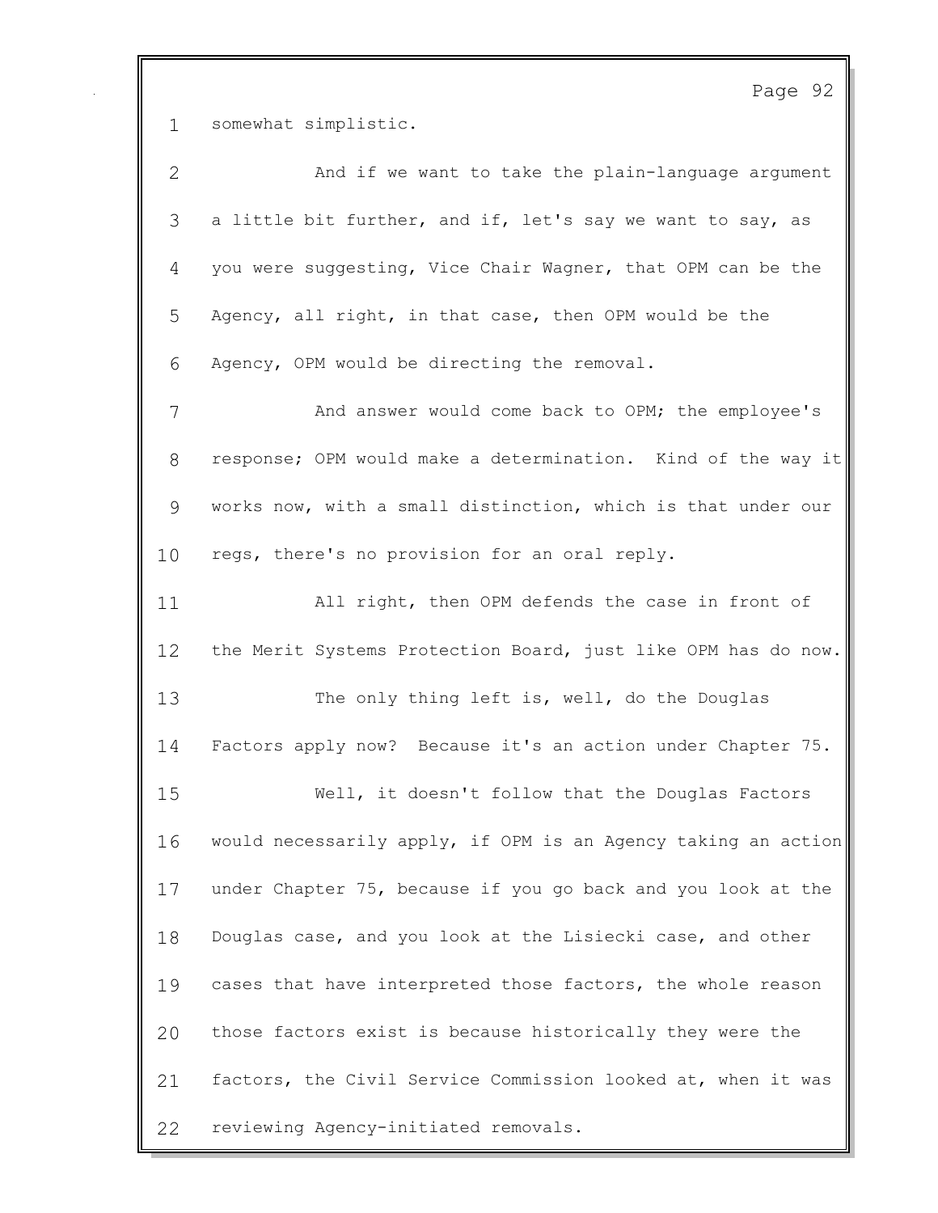somewhat simplistic.

And if we want to take the plain-language argument a little bit further, and if, let's say we want to say, as you were suggesting, Vice Chair Wagner, that OPM can be the Agency, all right, in that case, then OPM would be the Agency, OPM would be directing the removal.

And answer would come back to OPM; the employee's response; OPM would make a determination. Kind of the way it works now, with a small distinction, which is that under our regs, there's no provision for an oral reply.

All right, then OPM defends the case in front of the Merit Systems Protection Board, just like OPM has do now.

The only thing left is, well, do the Douglas Factors apply now? Because it's an action under Chapter 75.

Well, it doesn't follow that the Douglas Factors would necessarily apply, if OPM is an Agency taking an action under Chapter 75, because if you go back and you look at the Douglas case, and you look at the Lisiecki case, and other cases that have interpreted those factors, the whole reason those factors exist is because historically they were the factors, the Civil Service Commission looked at, when it was reviewing Agency-initiated removals.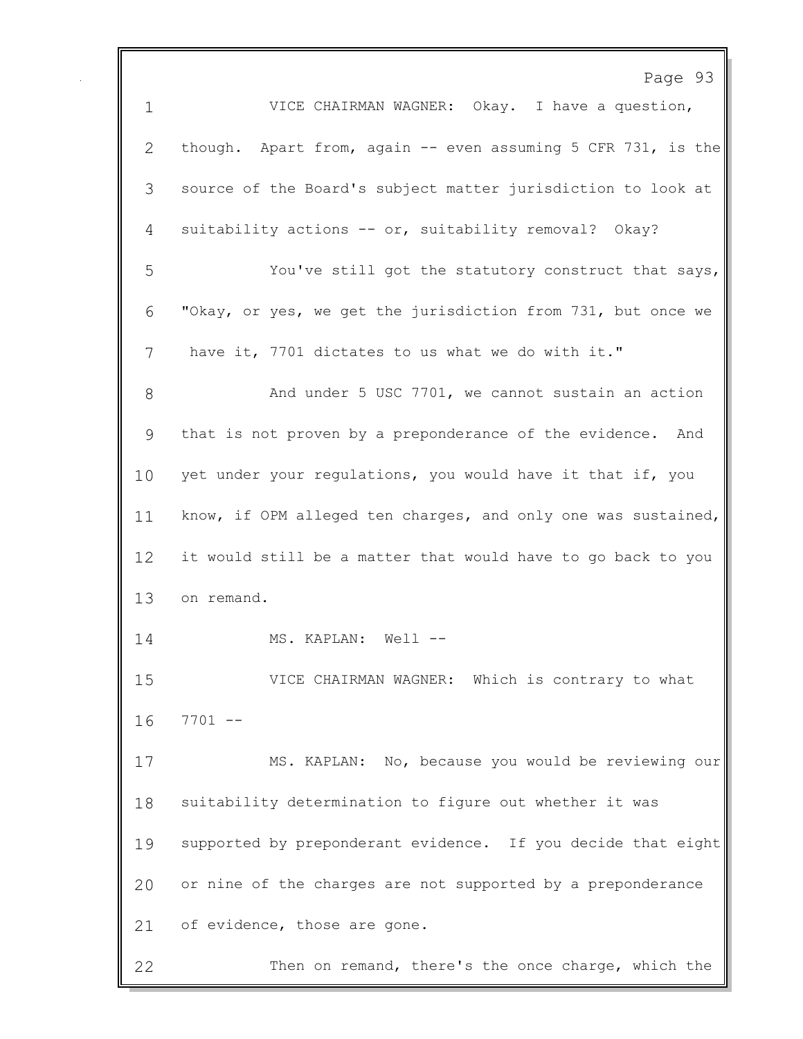VICE CHAIRMAN WAGNER: Okay. I have a question, though. Apart from, again -- even assuming 5 CFR 731, is the source of the Board's subject matter jurisdiction to look at suitability actions -- or, suitability removal? Okay?

You've still got the statutory construct that says, "Okay, or yes, we get the jurisdiction from 731, but once we have it, 7701 dictates to us what we do with it."

And under 5 USC 7701, we cannot sustain an action that is not proven by a preponderance of the evidence. And yet under your regulations, you would have it that if, you know, if OPM alleged ten charges, and only one was sustained, it would still be a matter that would have to go back to you on remand.

MS. KAPLAN: Well --

VICE CHAIRMAN WAGNER: Which is contrary to what 7701 --

MS. KAPLAN: No, because you would be reviewing our suitability determination to figure out whether it was supported by preponderant evidence. If you decide that eight or nine of the charges are not supported by a preponderance of evidence, those are gone.

Then on remand, there's the once charge, which the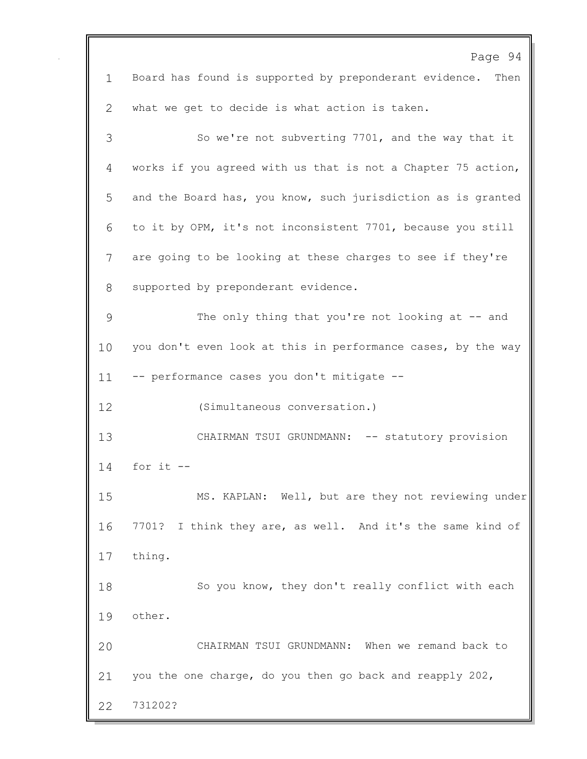Board has found is supported by preponderant evidence. Then what we get to decide is what action is taken.

So we're not subverting 7701, and the way that it works if you agreed with us that is not a Chapter 75 action, and the Board has, you know, such jurisdiction as is granted to it by OPM, it's not inconsistent 7701, because you still are going to be looking at these charges to see if they're supported by preponderant evidence.

The only thing that you're not looking at -- and you don't even look at this in performance cases, by the way -- performance cases you don't mitigate --

(Simultaneous conversation.)

CHAIRMAN TSUI GRUNDMANN: -- statutory provision for it --

MS. KAPLAN: Well, but are they not reviewing under 7701? I think they are, as well. And it's the same kind of thing.

So you know, they don't really conflict with each other.

CHAIRMAN TSUI GRUNDMANN: When we remand back to you the one charge, do you then go back and reapply 202, 731202?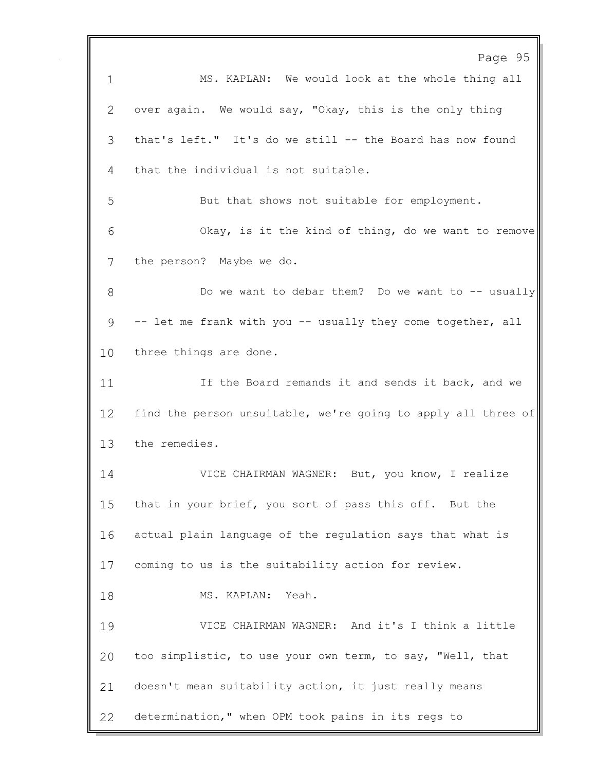MS. KAPLAN: We would look at the whole thing all over again. We would say, "Okay, this is the only thing that's left." It's do we still -- the Board has now found that the individual is not suitable.

But that shows not suitable for employment.

Okay, is it the kind of thing, do we want to remove the person? Maybe we do.

Do we want to debar them? Do we want to -- usually -- let me frank with you -- usually they come together, all three things are done.

If the Board remands it and sends it back, and we find the person unsuitable, we're going to apply all three of the remedies.

VICE CHAIRMAN WAGNER: But, you know, I realize that in your brief, you sort of pass this off. But the actual plain language of the regulation says that what is coming to us is the suitability action for review.

MS. KAPLAN: Yeah.

VICE CHAIRMAN WAGNER: And it's I think a little too simplistic, to use your own term, to say, "Well, that doesn't mean suitability action, it just really means determination," when OPM took pains in its regs to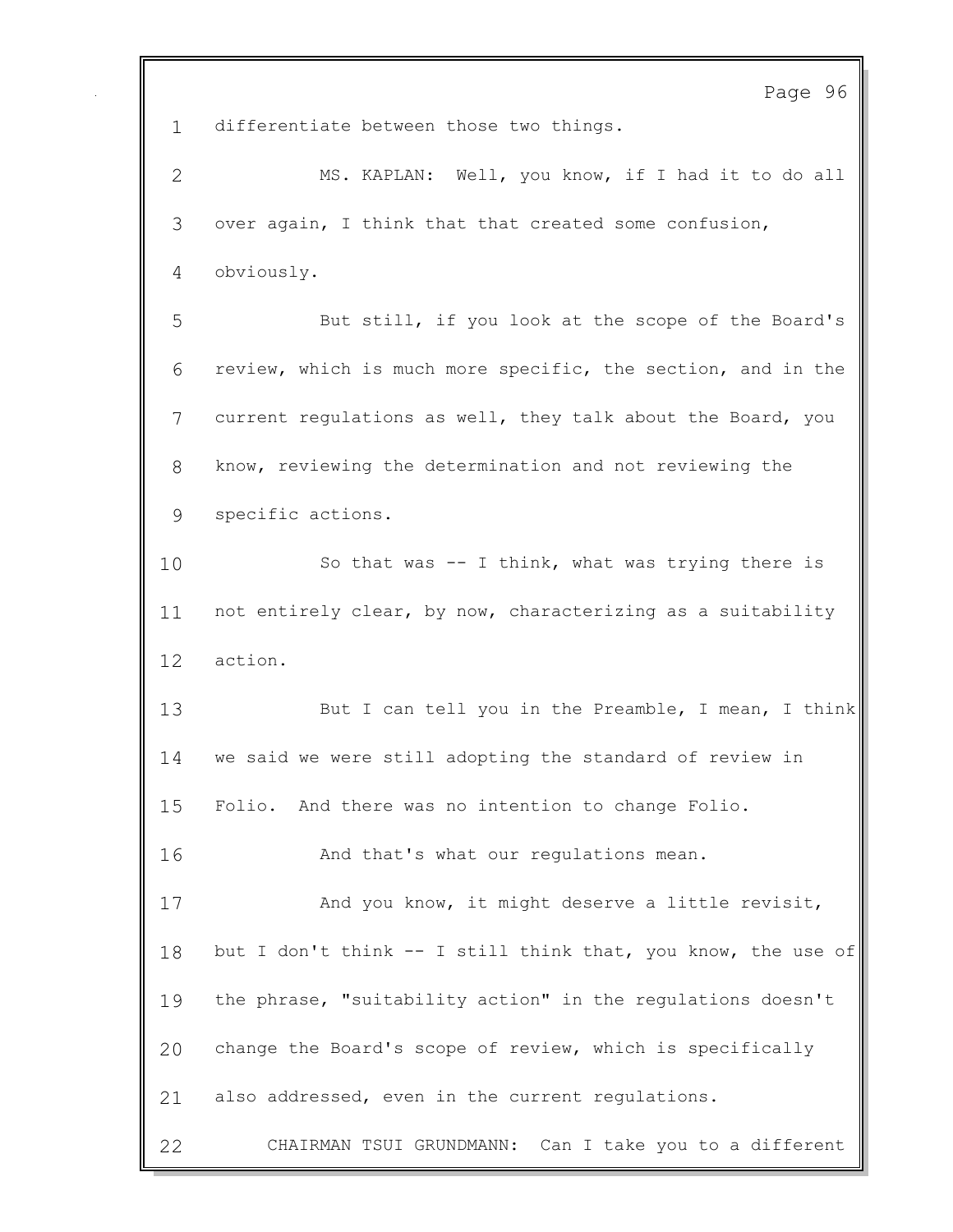1 differentiate between those two things.

2 MS. KAPLAN: Well, you know, if I had it to do all

3 over again, I think that that created some confusion,

4 obviously.

5 But still, if you look at the scope of the Board's

6 review, which is much more specific, the section, and in the

7 current regulations as well, they talk about the Board, you

8 know, reviewing the determination and not reviewing the

9 specific actions.

10 So that was -- I think, what was trying there is

11 not entirely clear, by now, characterizing as a suitability

12 action.

13 But I can tell you in the Preamble, I mean, I think

14 we said we were still adopting the standard of review in

15 Folio. And there was no intention to change Folio.

16 And that's what our regulations mean.

17 And you know, it might deserve a little revisit,

18 but I don't think -- I still think that, you know, the use of

19 the phrase, "suitability action" in the regulations doesn't

20 change the Board's scope of review, which is specifically

21 also addressed, even in the current regulations.

22 CHAIRMAN TSUI GRUNDMANN: Can I take you to a different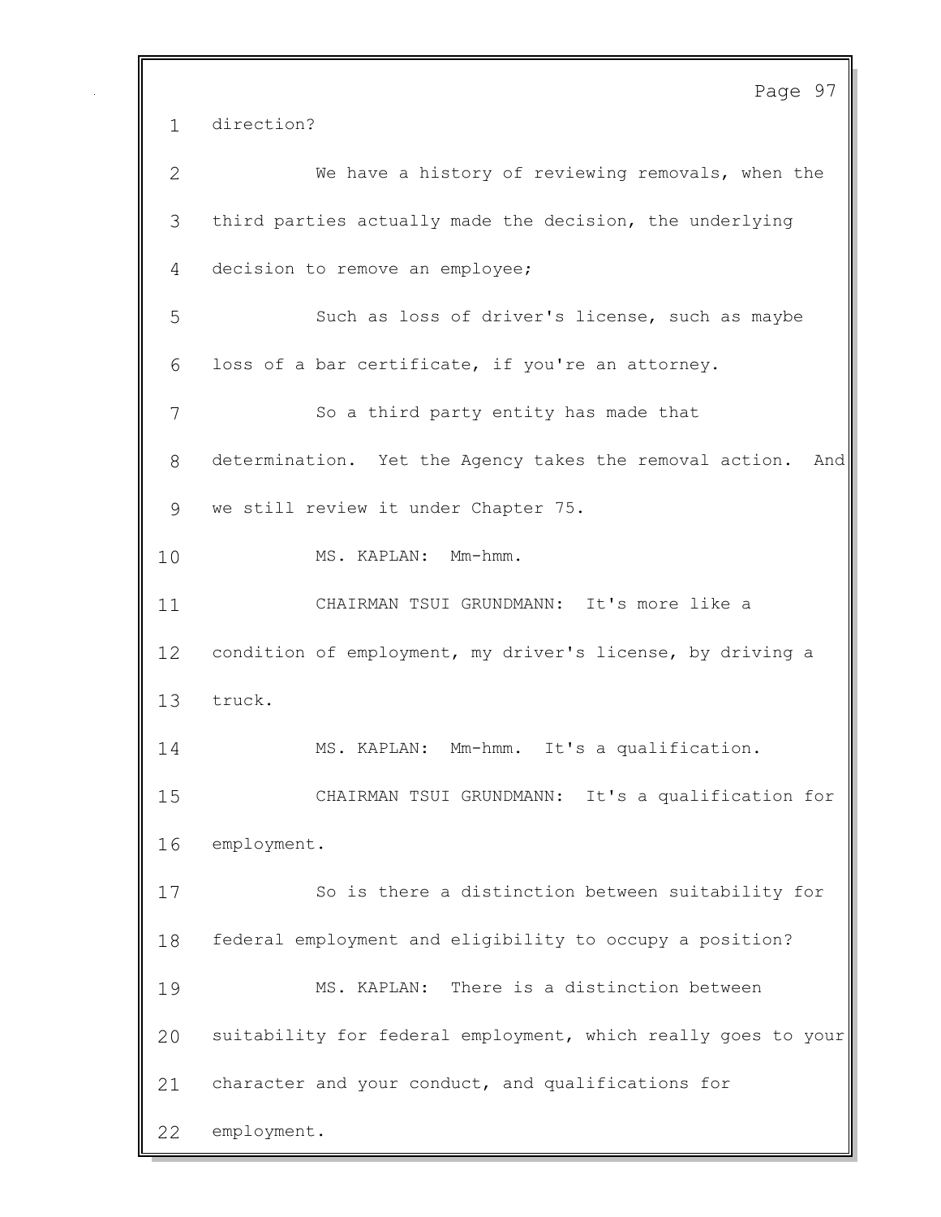direction?

We have a history of reviewing removals, when the third parties actually made the decision, the underlying decision to remove an employee;

Such as loss of driver's license, such as maybe loss of a bar certificate, if you're an attorney.

So a third party entity has made that determination. Yet the Agency takes the removal action. And we still review it under Chapter 75.

MS. KAPLAN: Mm-hmm.

CHAIRMAN TSUI GRUNDMANN: It's more like a condition of employment, my driver's license, by driving a truck.

MS. KAPLAN: Mm-hmm. It's a qualification.

CHAIRMAN TSUI GRUNDMANN: It's a qualification for employment.

So is there a distinction between suitability for federal employment and eligibility to occupy a position?

MS. KAPLAN: There is a distinction between suitability for federal employment, which really goes to your character and your conduct, and qualifications for employment.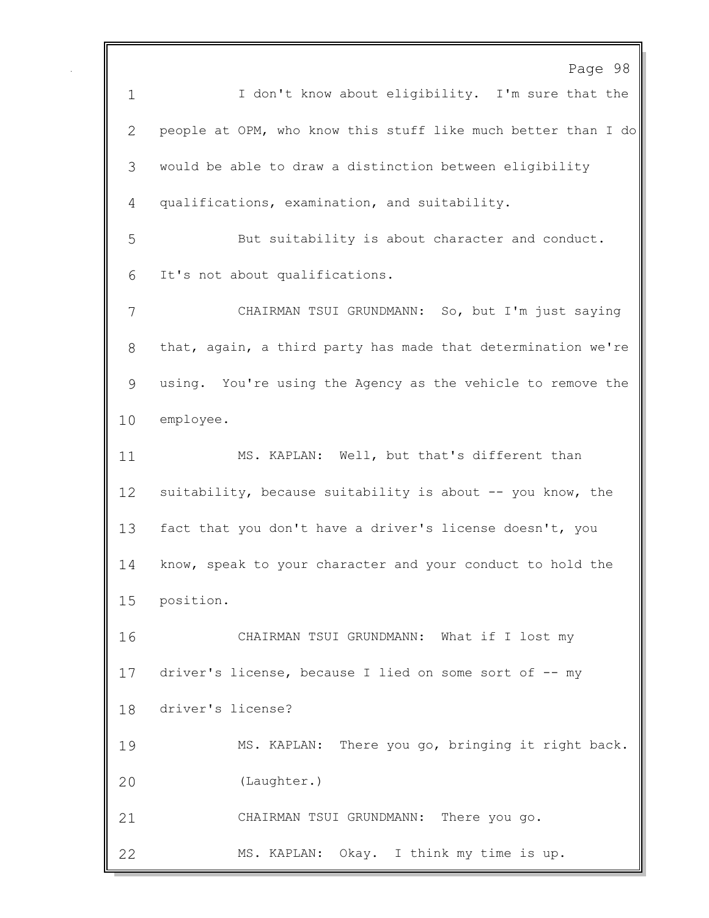I don't know about eligibility. I'm sure that the people at OPM, who know this stuff like much better than I do would be able to draw a distinction between eligibility qualifications, examination, and suitability.

But suitability is about character and conduct. It's not about qualifications.

CHAIRMAN TSUI GRUNDMANN: So, but I'm just saying that, again, a third party has made that determination we're using. You're using the Agency as the vehicle to remove the employee.

MS. KAPLAN: Well, but that's different than suitability, because suitability is about -- you know, the fact that you don't have a driver's license doesn't, you know, speak to your character and your conduct to hold the position.

CHAIRMAN TSUI GRUNDMANN: What if I lost my driver's license, because I lied on some sort of -- my driver's license?

MS. KAPLAN: There you go, bringing it right back.

(Laughter.)

CHAIRMAN TSUI GRUNDMANN: There you go.

MS. KAPLAN: Okay. I think my time is up.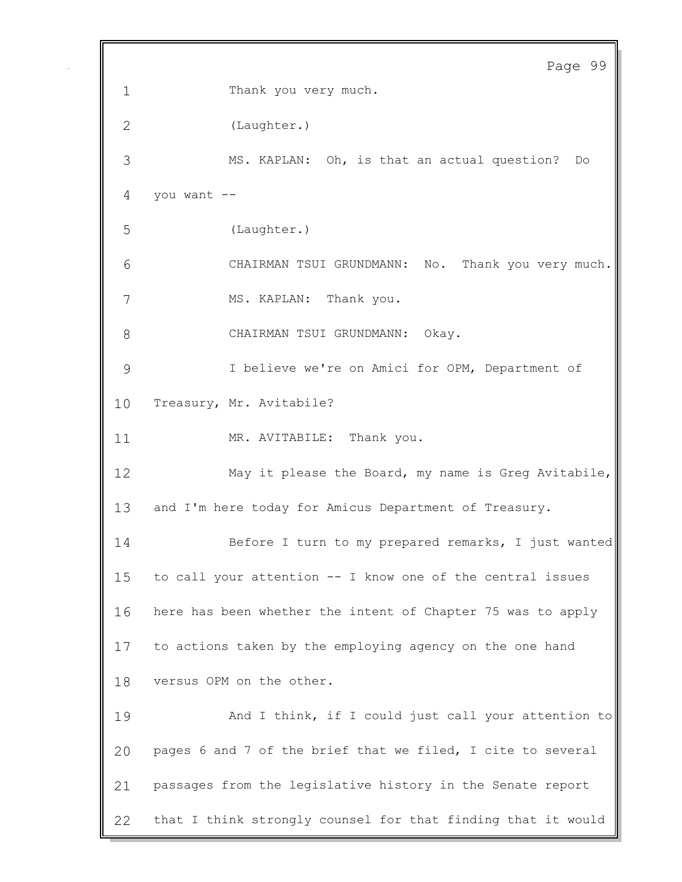1 Thank you very much.

2 (Laughter.)

3 MS. KAPLAN: Oh, is that an actual question? Do

4 you want --

5 (Laughter.)

6 CHAIRMAN TSUI GRUNDMANN: No. Thank you very much.

7 MS. KAPLAN: Thank you.

8 CHAIRMAN TSUI GRUNDMANN: Okay.

9 I believe we're on Amici for OPM, Department of

10 Treasury, Mr. Avitabile?

11 MR. AVITABILE: Thank you.

12 May it please the Board, my name is Greg Avitabile,

13 and I'm here today for Amicus Department of Treasury.

14 Before I turn to my prepared remarks, I just wanted

15 to call your attention -- I know one of the central issues

16 here has been whether the intent of Chapter 75 was to apply

17 to actions taken by the employing agency on the one hand

18 versus OPM on the other.

19 And I think, if I could just call your attention to

20 pages 6 and 7 of the brief that we filed, I cite to several

21 passages from the legislative history in the Senate report

22 that I think strongly counsel for that finding that it would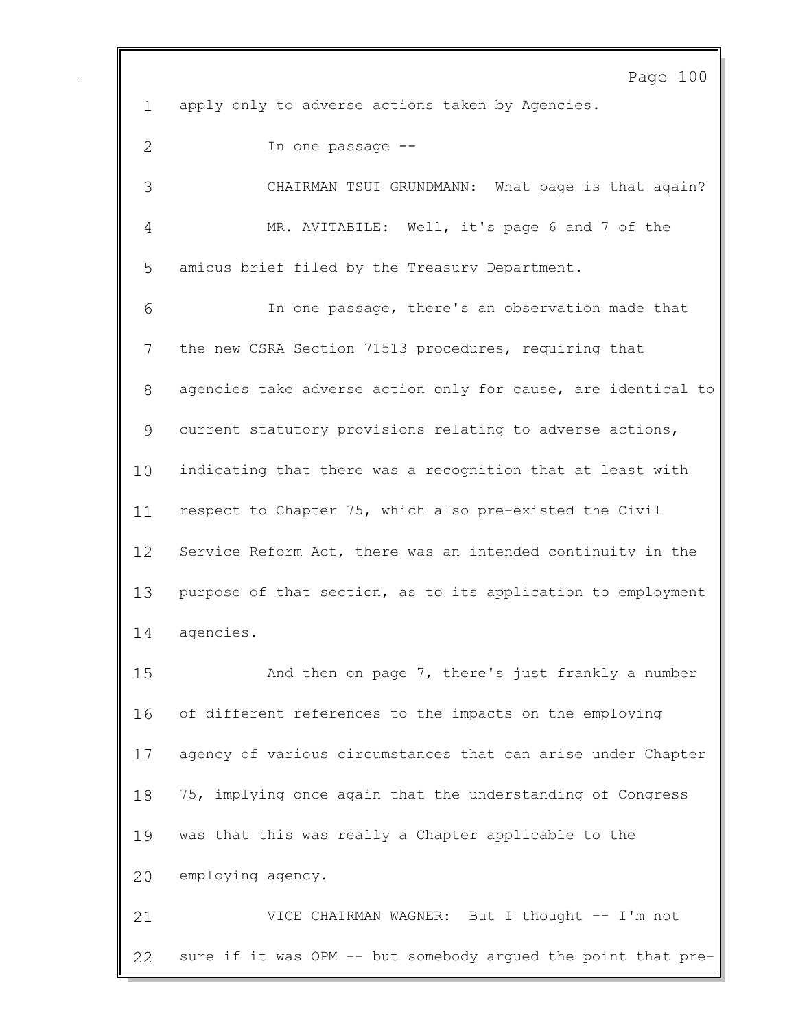apply only to adverse actions taken by Agencies.

In one passage --

CHAIRMAN TSUI GRUNDMANN: What page is that again?

MR. AVITABILE: Well, it's page 6 and 7 of the amicus brief filed by the Treasury Department.

In one passage, there's an observation made that the new CSRA Section 71513 procedures, requiring that agencies take adverse action only for cause, are identical to current statutory provisions relating to adverse actions, indicating that there was a recognition that at least with respect to Chapter 75, which also pre-existed the Civil Service Reform Act, there was an intended continuity in the purpose of that section, as to its application to employment agencies.

And then on page 7, there's just frankly a number of different references to the impacts on the employing agency of various circumstances that can arise under Chapter 75, implying once again that the understanding of Congress was that this was really a Chapter applicable to the employing agency.

VICE CHAIRMAN WAGNER: But I thought -- I'm not sure if it was OPM -- but somebody argued the point that pre-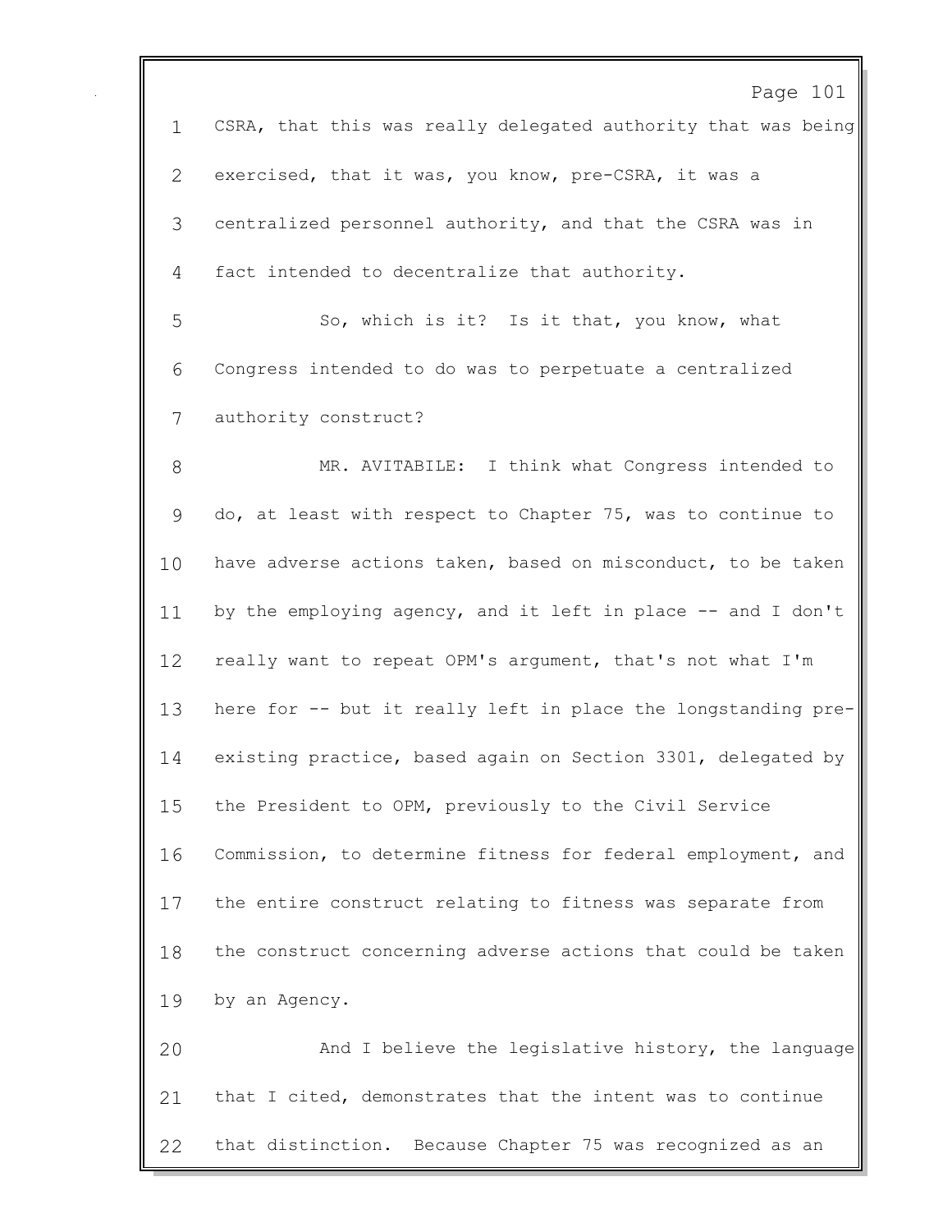1 CSRA, that this was really delegated authority that was being
2 exercised, that it was, you know, pre-CSRA, it was a
3 centralized personnel authority, and that the CSRA was in
4 fact intended to decentralize that authority.

5 So, which is it? Is it that, you know, what
6 Congress intended to do was to perpetuate a centralized
7 authority construct?

8 MR. AVITABILE: I think what Congress intended to
9 do, at least with respect to Chapter 75, was to continue to
10 have adverse actions taken, based on misconduct, to be taken
11 by the employing agency, and it left in place -- and I don't
12 really want to repeat OPM's argument, that's not what I'm
13 here for -- but it really left in place the longstanding pre-
14 existing practice, based again on Section 3301, delegated by
15 the President to OPM, previously to the Civil Service
16 Commission, to determine fitness for federal employment, and
17 the entire construct relating to fitness was separate from
18 the construct concerning adverse actions that could be taken
19 by an Agency.

20 And I believe the legislative history, the language
21 that I cited, demonstrates that the intent was to continue
22 that distinction. Because Chapter 75 was recognized as an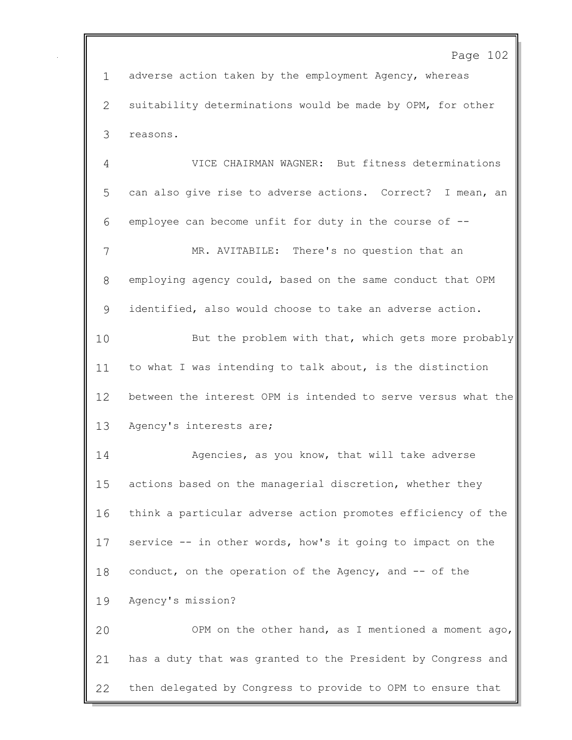adverse action taken by the employment Agency, whereas suitability determinations would be made by OPM, for other reasons.

VICE CHAIRMAN WAGNER: But fitness determinations can also give rise to adverse actions. Correct? I mean, an employee can become unfit for duty in the course of --

MR. AVITABILE: There's no question that an employing agency could, based on the same conduct that OPM identified, also would choose to take an adverse action.

But the problem with that, which gets more probably to what I was intending to talk about, is the distinction between the interest OPM is intended to serve versus what the Agency's interests are;

Agencies, as you know, that will take adverse actions based on the managerial discretion, whether they think a particular adverse action promotes efficiency of the service -- in other words, how's it going to impact on the conduct, on the operation of the Agency, and -- of the Agency's mission?

OPM on the other hand, as I mentioned a moment ago, has a duty that was granted to the President by Congress and then delegated by Congress to provide to OPM to ensure that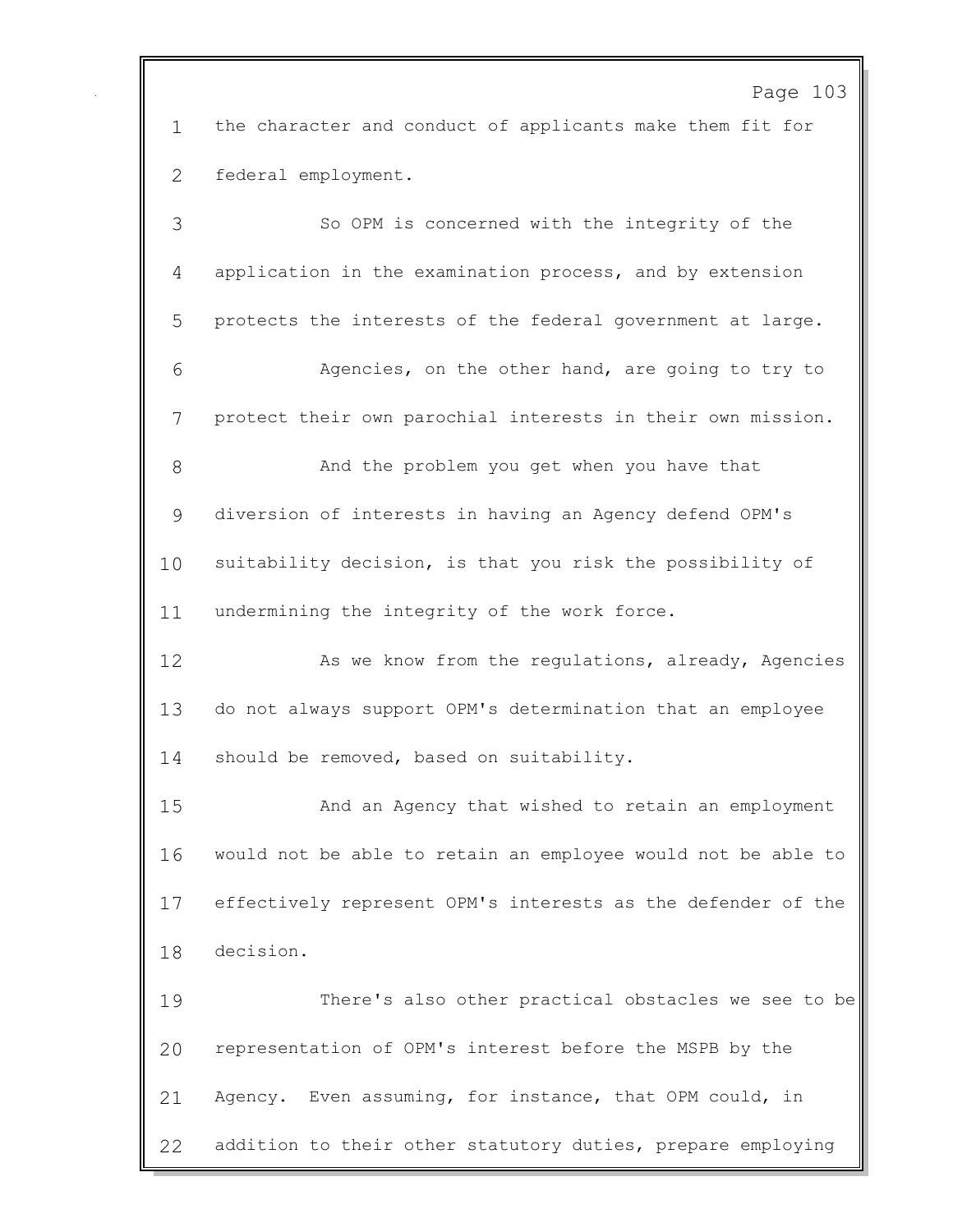the character and conduct of applicants make them fit for federal employment.

So OPM is concerned with the integrity of the application in the examination process, and by extension protects the interests of the federal government at large.

Agencies, on the other hand, are going to try to protect their own parochial interests in their own mission.

And the problem you get when you have that diversion of interests in having an Agency defend OPM's suitability decision, is that you risk the possibility of undermining the integrity of the work force.

As we know from the regulations, already, Agencies do not always support OPM's determination that an employee should be removed, based on suitability.

And an Agency that wished to retain an employment would not be able to retain an employee would not be able to effectively represent OPM's interests as the defender of the decision.

There's also other practical obstacles we see to be representation of OPM's interest before the MSPB by the Agency. Even assuming, for instance, that OPM could, in addition to their other statutory duties, prepare employing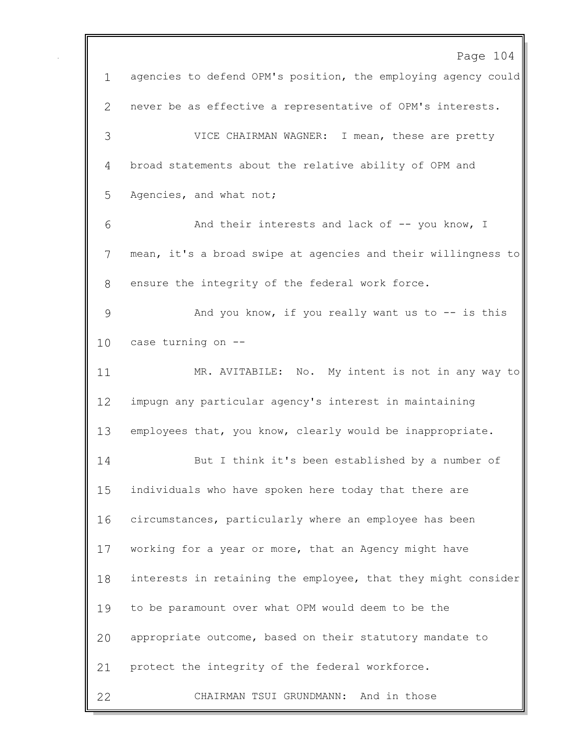agencies to defend OPM's position, the employing agency could never be as effective a representative of OPM's interests.

VICE CHAIRMAN WAGNER: I mean, these are pretty broad statements about the relative ability of OPM and Agencies, and what not;

And their interests and lack of -- you know, I mean, it's a broad swipe at agencies and their willingness to ensure the integrity of the federal work force.

And you know, if you really want us to -- is this case turning on --

MR. AVITABILE: No. My intent is not in any way to impugn any particular agency's interest in maintaining employees that, you know, clearly would be inappropriate.

But I think it's been established by a number of individuals who have spoken here today that there are circumstances, particularly where an employee has been working for a year or more, that an Agency might have interests in retaining the employee, that they might consider to be paramount over what OPM would deem to be the appropriate outcome, based on their statutory mandate to protect the integrity of the federal workforce.

CHAIRMAN TSUI GRUNDMANN: And in those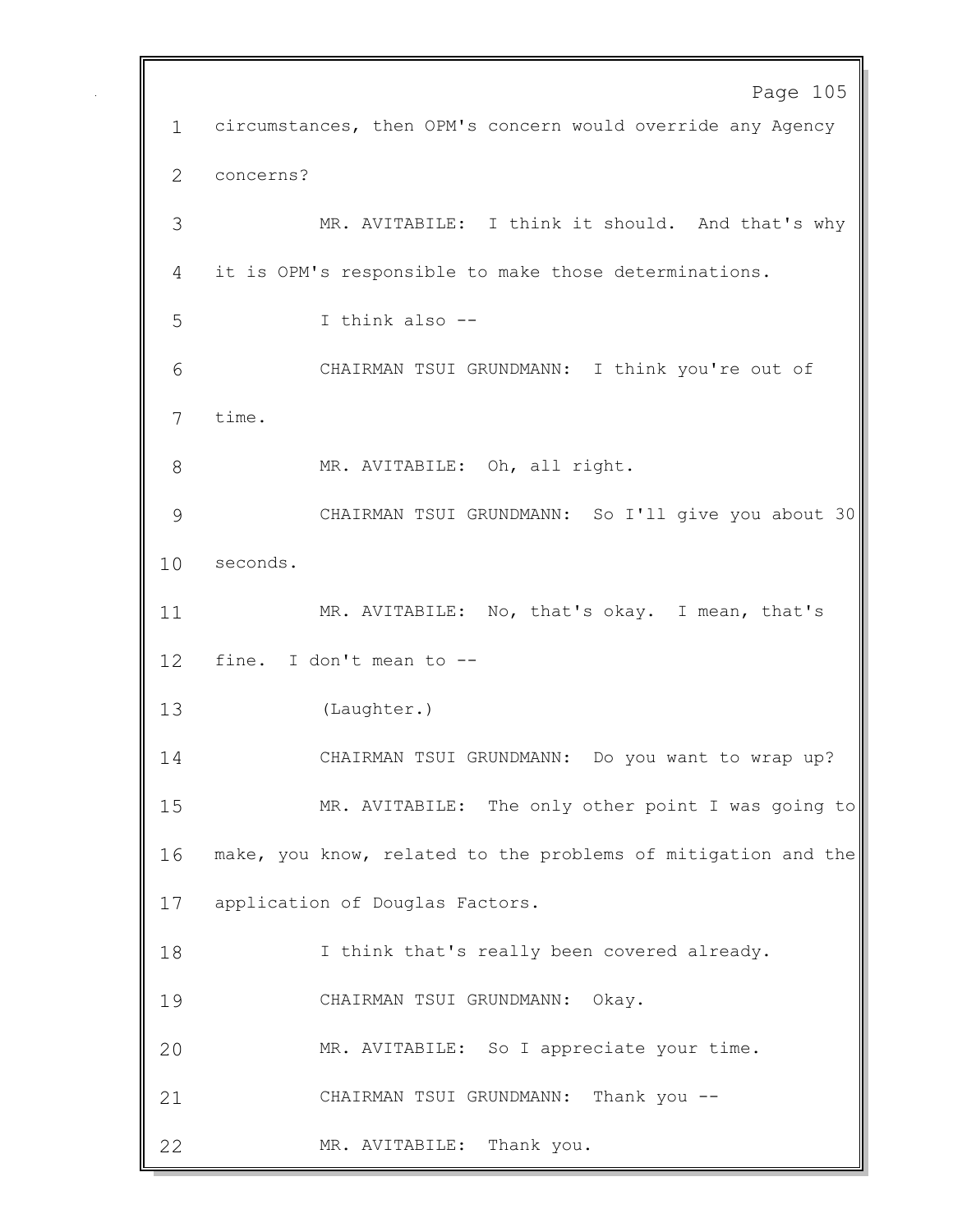circumstances, then OPM's concern would override any Agency concerns?

MR. AVITABILE: I think it should. And that's why it is OPM's responsible to make those determinations.

I think also --

CHAIRMAN TSUI GRUNDMANN: I think you're out of time.

MR. AVITABILE: Oh, all right.

CHAIRMAN TSUI GRUNDMANN: So I'll give you about 30 seconds.

MR. AVITABILE: No, that's okay. I mean, that's fine. I don't mean to --

(Laughter.)

CHAIRMAN TSUI GRUNDMANN: Do you want to wrap up?

MR. AVITABILE: The only other point I was going to make, you know, related to the problems of mitigation and the application of Douglas Factors.

I think that's really been covered already.

CHAIRMAN TSUI GRUNDMANN: Okay.

MR. AVITABILE: So I appreciate your time.

CHAIRMAN TSUI GRUNDMANN: Thank you --

MR. AVITABILE: Thank you.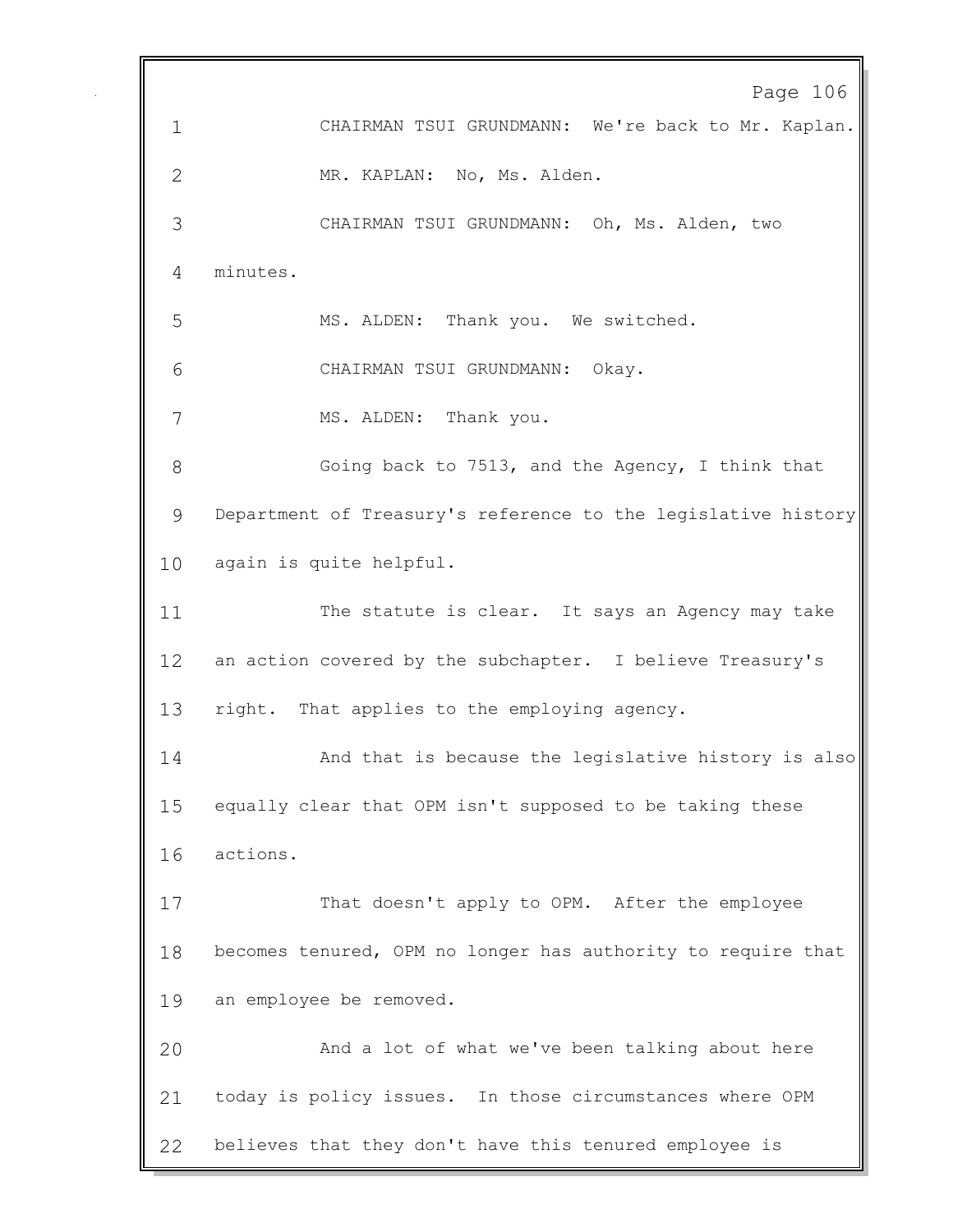CHAIRMAN TSUI GRUNDMANN: We're back to Mr. Kaplan.

MR. KAPLAN: No, Ms. Alden.

CHAIRMAN TSUI GRUNDMANN: Oh, Ms. Alden, two minutes.

MS. ALDEN: Thank you. We switched.

CHAIRMAN TSUI GRUNDMANN: Okay.

MS. ALDEN: Thank you.

Going back to 7513, and the Agency, I think that Department of Treasury's reference to the legislative history again is quite helpful.

The statute is clear. It says an Agency may take an action covered by the subchapter. I believe Treasury's right. That applies to the employing agency.

And that is because the legislative history is also equally clear that OPM isn't supposed to be taking these actions.

That doesn't apply to OPM. After the employee becomes tenured, OPM no longer has authority to require that an employee be removed.

And a lot of what we've been talking about here today is policy issues. In those circumstances where OPM believes that they don't have this tenured employee is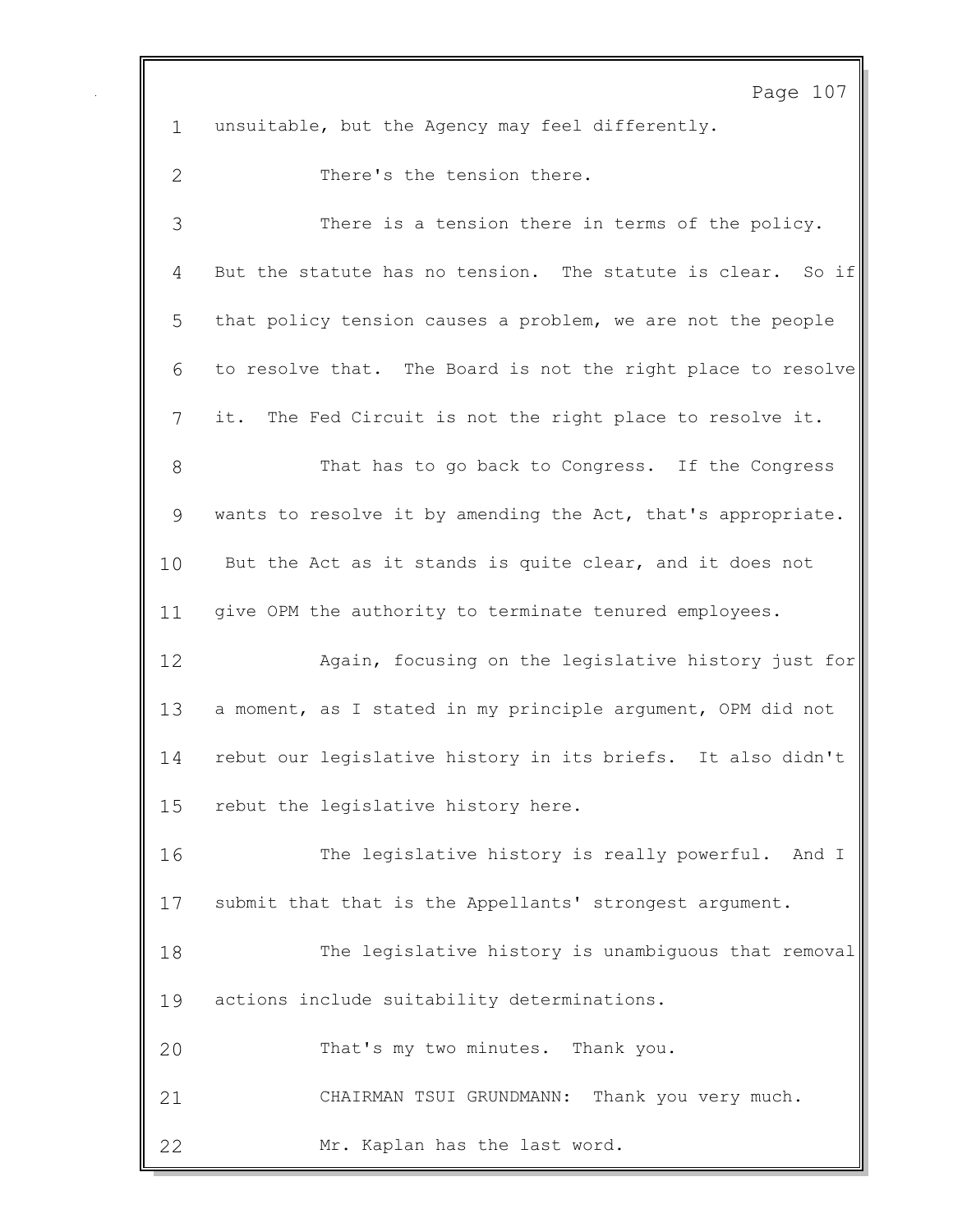unsuitable, but the Agency may feel differently.

There's the tension there.

There is a tension there in terms of the policy. But the statute has no tension. The statute is clear. So if that policy tension causes a problem, we are not the people to resolve that. The Board is not the right place to resolve it. The Fed Circuit is not the right place to resolve it.

That has to go back to Congress. If the Congress wants to resolve it by amending the Act, that's appropriate. But the Act as it stands is quite clear, and it does not give OPM the authority to terminate tenured employees.

Again, focusing on the legislative history just for a moment, as I stated in my principle argument, OPM did not rebut our legislative history in its briefs. It also didn't rebut the legislative history here.

The legislative history is really powerful. And I submit that that is the Appellants' strongest argument.

The legislative history is unambiguous that removal actions include suitability determinations.

That's my two minutes. Thank you.

CHAIRMAN TSUI GRUNDMANN: Thank you very much.

Mr. Kaplan has the last word.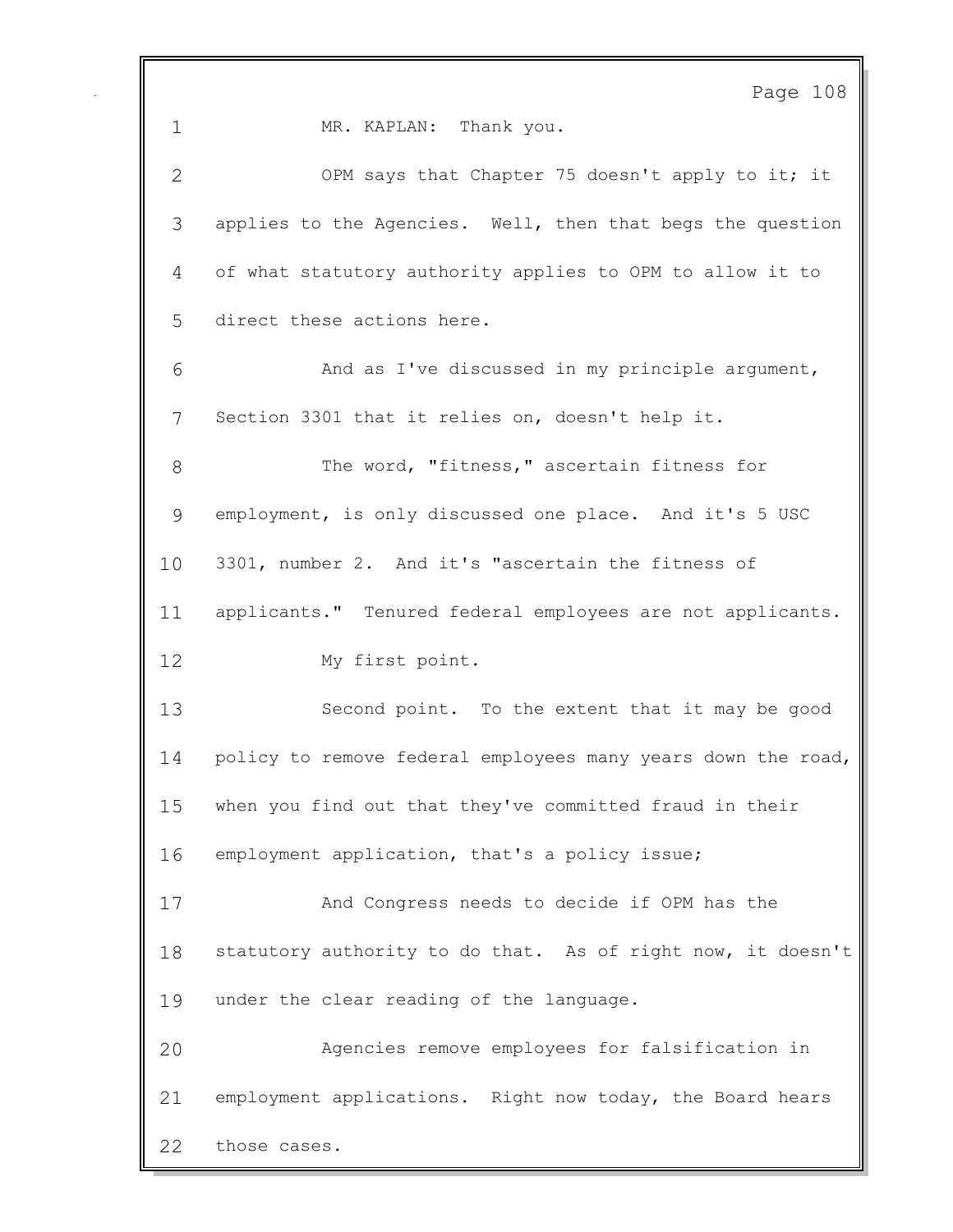MR. KAPLAN: Thank you.

OPM says that Chapter 75 doesn't apply to it; it applies to the Agencies. Well, then that begs the question of what statutory authority applies to OPM to allow it to direct these actions here.

And as I've discussed in my principle argument, Section 3301 that it relies on, doesn't help it.

The word, "fitness," ascertain fitness for employment, is only discussed one place. And it's 5 USC 3301, number 2. And it's "ascertain the fitness of applicants." Tenured federal employees are not applicants.

My first point.

Second point. To the extent that it may be good policy to remove federal employees many years down the road, when you find out that they've committed fraud in their employment application, that's a policy issue;

And Congress needs to decide if OPM has the statutory authority to do that. As of right now, it doesn't under the clear reading of the language.

Agencies remove employees for falsification in employment applications. Right now today, the Board hears those cases.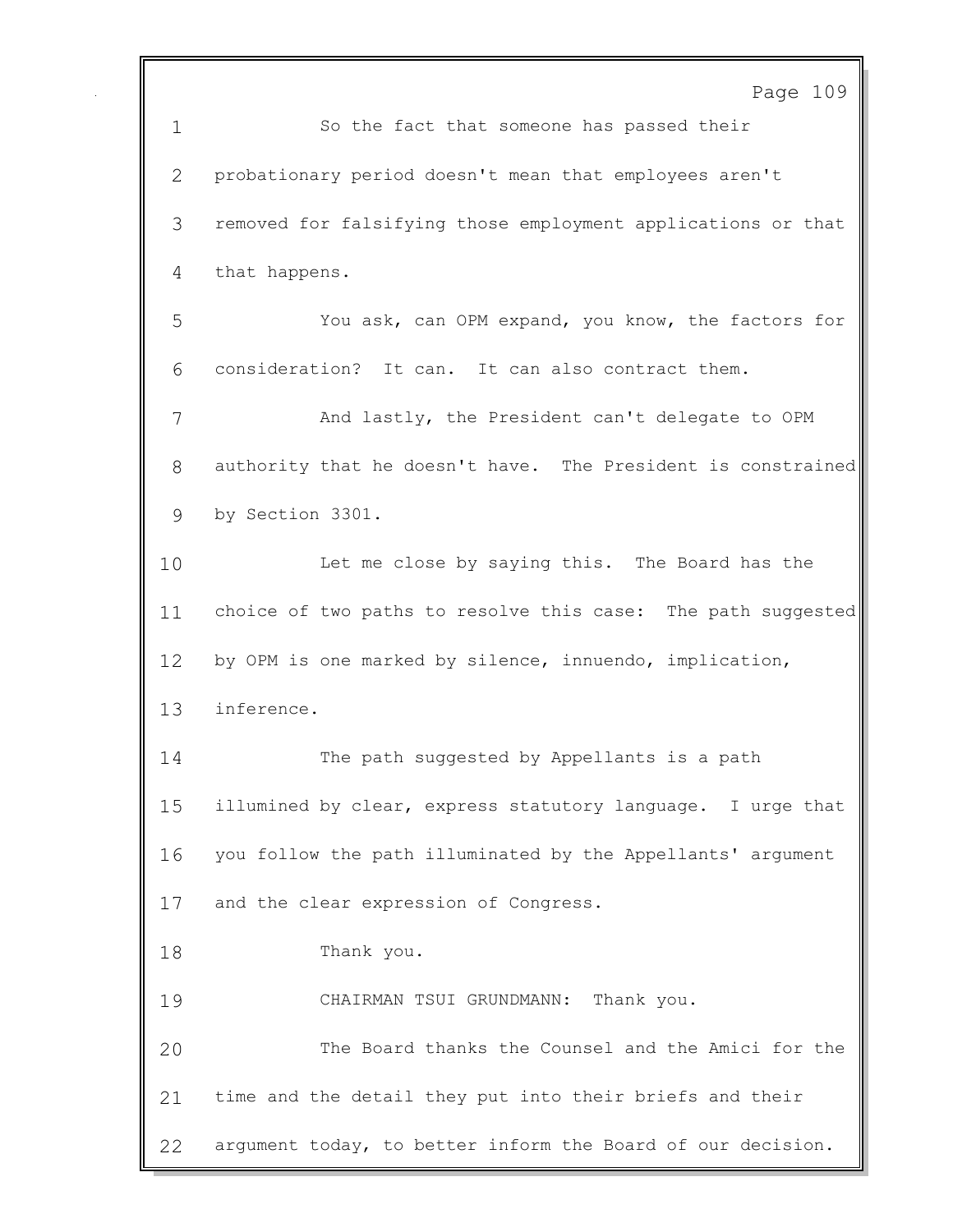So the fact that someone has passed their probationary period doesn't mean that employees aren't removed for falsifying those employment applications or that that happens.

You ask, can OPM expand, you know, the factors for consideration? It can. It can also contract them.

And lastly, the President can't delegate to OPM authority that he doesn't have. The President is constrained by Section 3301.

Let me close by saying this. The Board has the choice of two paths to resolve this case: The path suggested by OPM is one marked by silence, innuendo, implication, inference.

The path suggested by Appellants is a path illumined by clear, express statutory language. I urge that you follow the path illuminated by the Appellants' argument and the clear expression of Congress.

Thank you.

CHAIRMAN TSUI GRUNDMANN: Thank you.

The Board thanks the Counsel and the Amici for the time and the detail they put into their briefs and their argument today, to better inform the Board of our decision.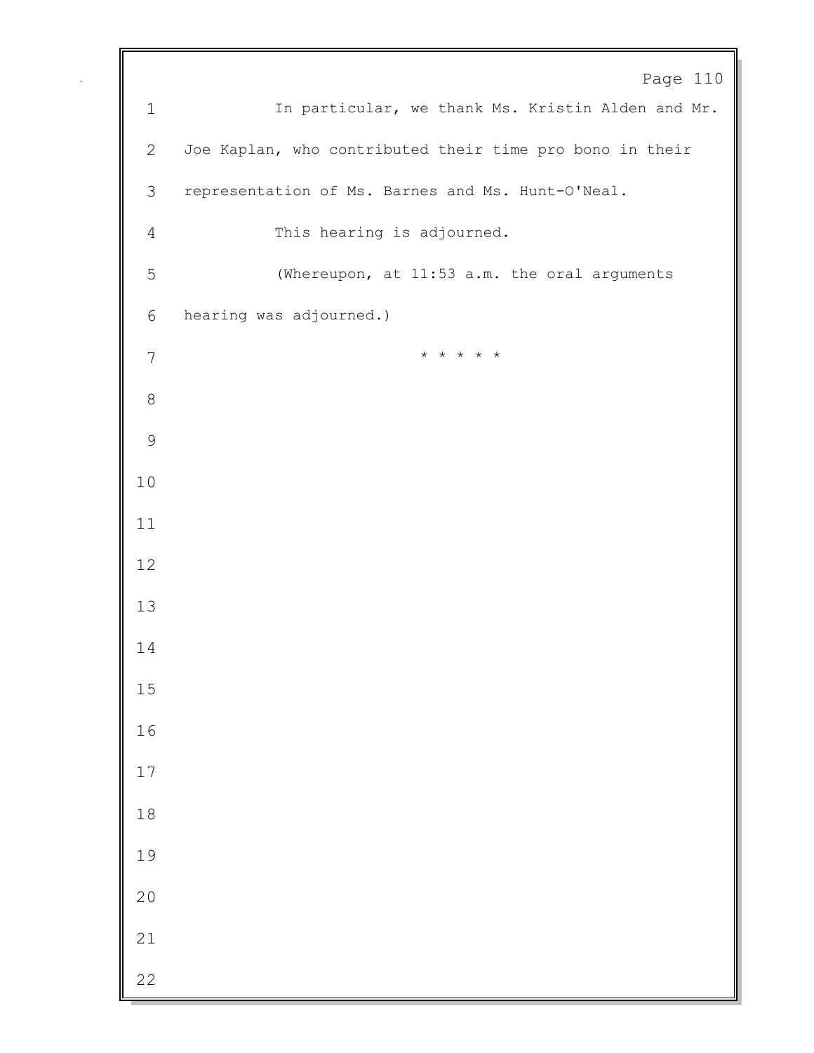In particular, we thank Ms. Kristin Alden and Mr. Joe Kaplan, who contributed their time pro bono in their representation of Ms. Barnes and Ms. Hunt-O'Neal.

This hearing is adjourned.

(Whereupon, at 11:53 a.m. the oral arguments hearing was adjourned.)

* * * * *